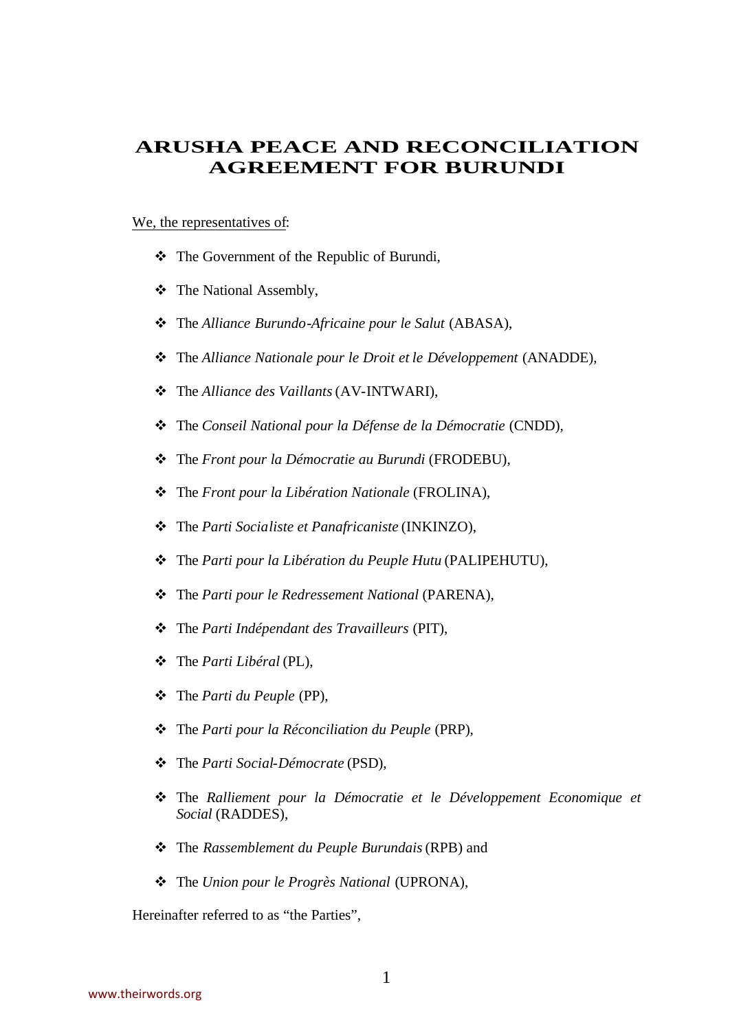# ARUSHA PEACE AND RECONCILIATION AGREEMENT FOR BURUNDI

We, the representatives of:

- The Government of the Republic of Burundi,
- The National Assembly,
- The *Alliance Burundo-Africaine pour le Salut* (ABASA),
- The *Alliance Nationale pour le Droit et le Développement* (ANADDE),
- The *Alliance des Vaillants* (AV-INTWARI),
- The *Conseil National pour la Défense de la Démocratie* (CNDD),
- The *Front pour la Démocratie au Burundi* (FRODEBU),
- The *Front pour la Libération Nationale* (FROLINA),
- The *Parti Socialiste et Panafricaniste* (INKINZO),
- The *Parti pour la Libération du Peuple Hutu* (PALIPEHUTU),
- The *Parti pour le Redressement National* (PARENA),
- The *Parti Indépendant des Travailleurs* (PIT),
- The *Parti Libéral* (PL),
- The *Parti du Peuple* (PP),
- The *Parti pour la Réconciliation du Peuple* (PRP),
- The *Parti Social-Démocrate* (PSD),
- The *Ralliement pour la Démocratie et le Développement Economique et Social* (RADDES),
- The *Rassemblement du Peuple Burundais* (RPB) and
- The *Union pour le Progrès National* (UPRONA),

Hereinafter referred to as "the Parties",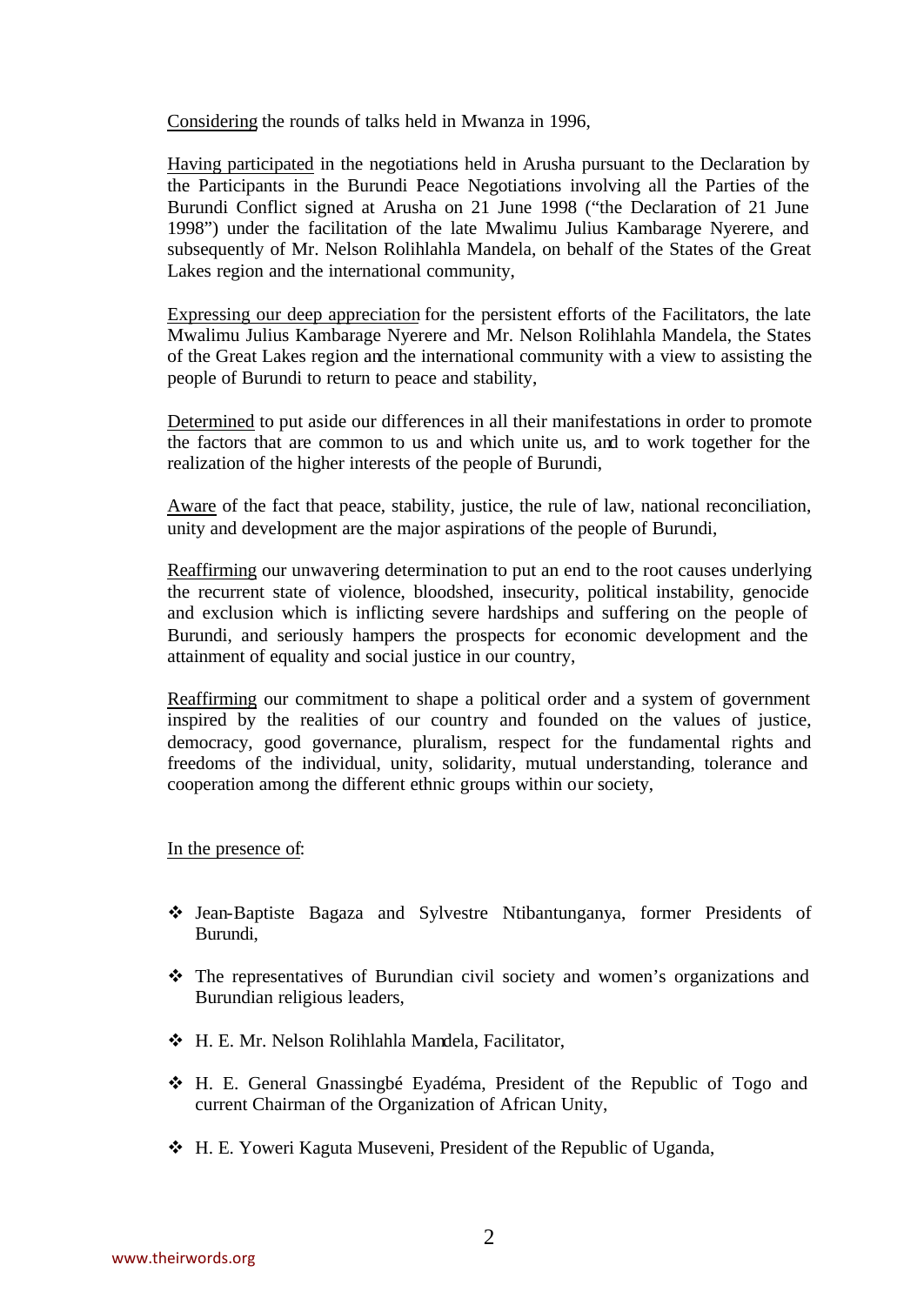Considering the rounds of talks held in Mwanza in 1996,

Having participated in the negotiations held in Arusha pursuant to the Declaration by the Participants in the Burundi Peace Negotiations involving all the Parties of the Burundi Conflict signed at Arusha on 21 June 1998 ("the Declaration of 21 June 1998") under the facilitation of the late Mwalimu Julius Kambarage Nyerere, and subsequently of Mr. Nelson Rolihlahla Mandela, on behalf of the States of the Great Lakes region and the international community,

Expressing our deep appreciation for the persistent efforts of the Facilitators, the late Mwalimu Julius Kambarage Nyerere and Mr. Nelson Rolihlahla Mandela, the States of the Great Lakes region and the international community with a view to assisting the people of Burundi to return to peace and stability,

Determined to put aside our differences in all their manifestations in order to promote the factors that are common to us and which unite us, and to work together for the realization of the higher interests of the people of Burundi,

Aware of the fact that peace, stability, justice, the rule of law, national reconciliation, unity and development are the major aspirations of the people of Burundi,

Reaffirming our unwavering determination to put an end to the root causes underlying the recurrent state of violence, bloodshed, insecurity, political instability, genocide and exclusion which is inflicting severe hardships and suffering on the people of Burundi, and seriously hampers the prospects for economic development and the attainment of equality and social justice in our country,

Reaffirming our commitment to shape a political order and a system of government inspired by the realities of our country and founded on the values of justice, democracy, good governance, pluralism, respect for the fundamental rights and freedoms of the individual, unity, solidarity, mutual understanding, tolerance and cooperation among the different ethnic groups within our society,

In the presence of:

- Jean-Baptiste Bagaza and Sylvestre Ntibantunganya, former Presidents of Burundi,
- The representatives of Burundian civil society and women's organizations and Burundian religious leaders,
- H. E. Mr. Nelson Rolihlahla Mandela, Facilitator,
- H. E. General Gnassingbé Eyadéma, President of the Republic of Togo and current Chairman of the Organization of African Unity,
- H. E. Yoweri Kaguta Museveni, President of the Republic of Uganda,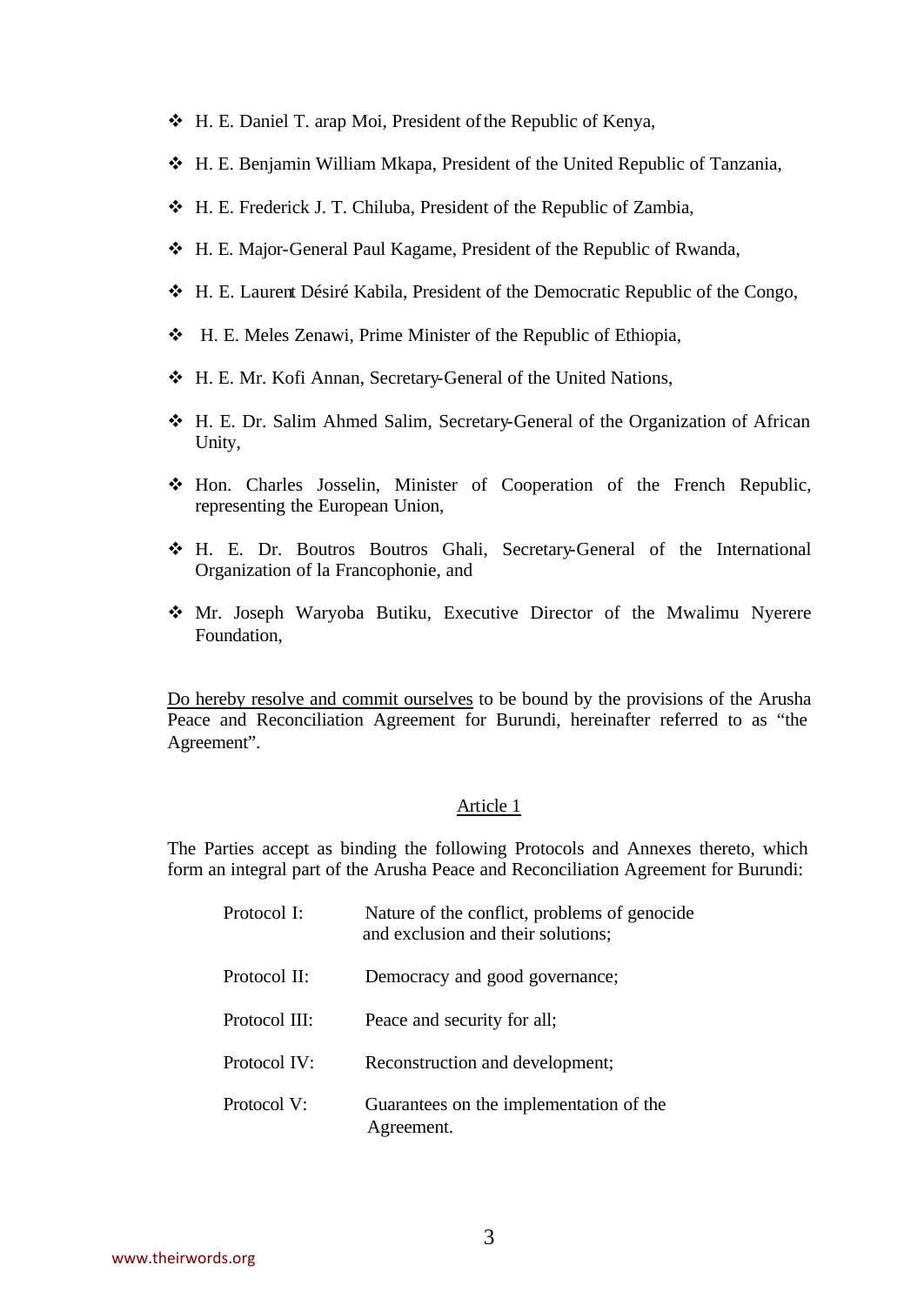- H. E. Daniel T. arap Moi, President of the Republic of Kenya,
- H. E. Benjamin William Mkapa, President of the United Republic of Tanzania,
- H. E. Frederick J. T. Chiluba, President of the Republic of Zambia,
- H. E. Major-General Paul Kagame, President of the Republic of Rwanda,
- H. E. Laurent Désiré Kabila, President of the Democratic Republic of the Congo,
- H. E. Meles Zenawi, Prime Minister of the Republic of Ethiopia,
- H. E. Mr. Kofi Annan, Secretary-General of the United Nations,
- H. E. Dr. Salim Ahmed Salim, Secretary-General of the Organization of African Unity,
- Hon. Charles Josselin, Minister of Cooperation of the French Republic, representing the European Union,
- H. E. Dr. Boutros Boutros Ghali, Secretary-General of the International Organization of la Francophonie, and
- Mr. Joseph Waryoba Butiku, Executive Director of the Mwalimu Nyerere Foundation,

Do hereby resolve and commit ourselves to be bound by the provisions of the Arusha Peace and Reconciliation Agreement for Burundi, hereinafter referred to as "the Agreement".

## Article 1

The Parties accept as binding the following Protocols and Annexes thereto, which form an integral part of the Arusha Peace and Reconciliation Agreement for Burundi:

| | |
|---|---|
| Protocol I: | Nature of the conflict, problems of genocide and exclusion and their solutions; |
| Protocol II: | Democracy and good governance; |
| Protocol III: | Peace and security for all; |
| Protocol IV: | Reconstruction and development; |
| Protocol V: | Guarantees on the implementation of the Agreement. |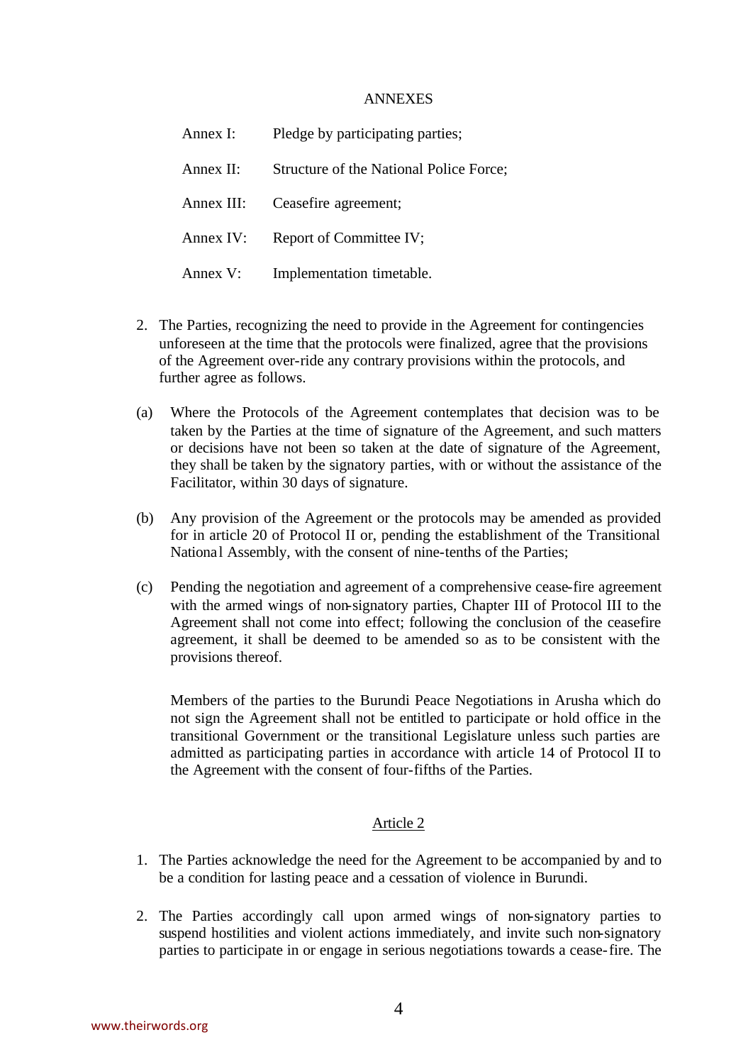ANNEXES

| | |
|---|---|
| Annex I: | Pledge by participating parties; |
| Annex II: | Structure of the National Police Force; |
| Annex III: | Ceasefire agreement; |
| Annex IV: | Report of Committee IV; |
| Annex V: | Implementation timetable. |

2. The Parties, recognizing the need to provide in the Agreement for contingencies unforeseen at the time that the protocols were finalized, agree that the provisions of the Agreement over-ride any contrary provisions within the protocols, and further agree as follows.

(a) Where the Protocols of the Agreement contemplates that decision was to be taken by the Parties at the time of signature of the Agreement, and such matters or decisions have not been so taken at the date of signature of the Agreement, they shall be taken by the signatory parties, with or without the assistance of the Facilitator, within 30 days of signature.

(b) Any provision of the Agreement or the protocols may be amended as provided for in article 20 of Protocol II or, pending the establishment of the Transitional National Assembly, with the consent of nine-tenths of the Parties;

(c) Pending the negotiation and agreement of a comprehensive cease-fire agreement with the armed wings of non-signatory parties, Chapter III of Protocol III to the Agreement shall not come into effect; following the conclusion of the ceasefire agreement, it shall be deemed to be amended so as to be consistent with the provisions thereof.

Members of the parties to the Burundi Peace Negotiations in Arusha which do not sign the Agreement shall not be entitled to participate or hold office in the transitional Government or the transitional Legislature unless such parties are admitted as participating parties in accordance with article 14 of Protocol II to the Agreement with the consent of four-fifths of the Parties.

## Article 2

1. The Parties acknowledge the need for the Agreement to be accompanied by and to be a condition for lasting peace and a cessation of violence in Burundi.

2. The Parties accordingly call upon armed wings of non-signatory parties to suspend hostilities and violent actions immediately, and invite such non-signatory parties to participate in or engage in serious negotiations towards a cease-fire. The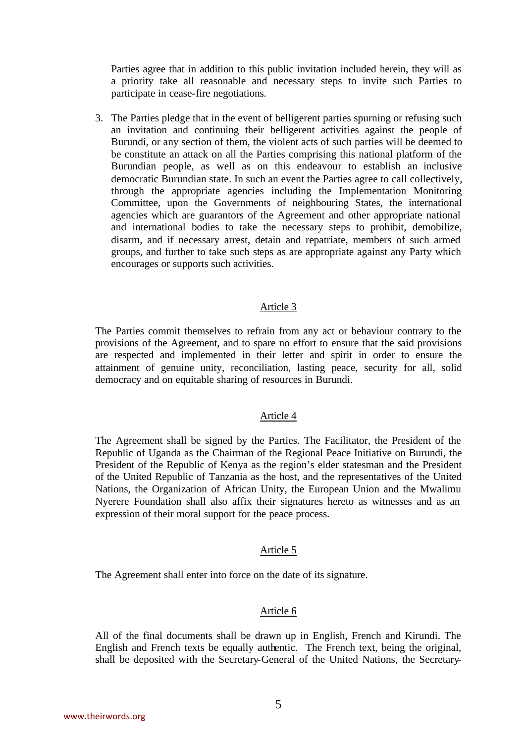Parties agree that in addition to this public invitation included herein, they will as a priority take all reasonable and necessary steps to invite such Parties to participate in cease-fire negotiations.

3. The Parties pledge that in the event of belligerent parties spurning or refusing such an invitation and continuing their belligerent activities against the people of Burundi, or any section of them, the violent acts of such parties will be deemed to be constitute an attack on all the Parties comprising this national platform of the Burundian people, as well as on this endeavour to establish an inclusive democratic Burundian state. In such an event the Parties agree to call collectively, through the appropriate agencies including the Implementation Monitoring Committee, upon the Governments of neighbouring States, the international agencies which are guarantors of the Agreement and other appropriate national and international bodies to take the necessary steps to prohibit, demobilize, disarm, and if necessary arrest, detain and repatriate, members of such armed groups, and further to take such steps as are appropriate against any Party which encourages or supports such activities.

## Article 3

The Parties commit themselves to refrain from any act or behaviour contrary to the provisions of the Agreement, and to spare no effort to ensure that the said provisions are respected and implemented in their letter and spirit in order to ensure the attainment of genuine unity, reconciliation, lasting peace, security for all, solid democracy and on equitable sharing of resources in Burundi.

## Article 4

The Agreement shall be signed by the Parties. The Facilitator, the President of the Republic of Uganda as the Chairman of the Regional Peace Initiative on Burundi, the President of the Republic of Kenya as the region's elder statesman and the President of the United Republic of Tanzania as the host, and the representatives of the United Nations, the Organization of African Unity, the European Union and the Mwalimu Nyerere Foundation shall also affix their signatures hereto as witnesses and as an expression of their moral support for the peace process.

## Article 5

The Agreement shall enter into force on the date of its signature.

## Article 6

All of the final documents shall be drawn up in English, French and Kirundi. The English and French texts be equally authentic. The French text, being the original, shall be deposited with the Secretary-General of the United Nations, the Secretary-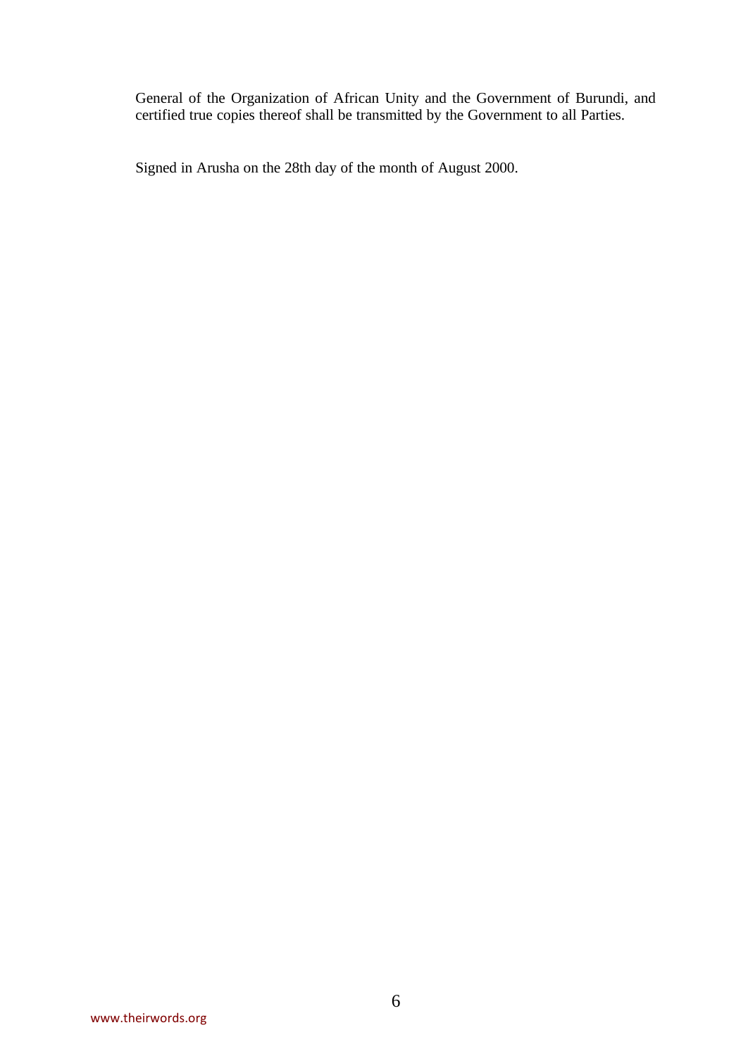General of the Organization of African Unity and the Government of Burundi, and certified true copies thereof shall be transmitted by the Government to all Parties.

Signed in Arusha on the 28th day of the month of August 2000.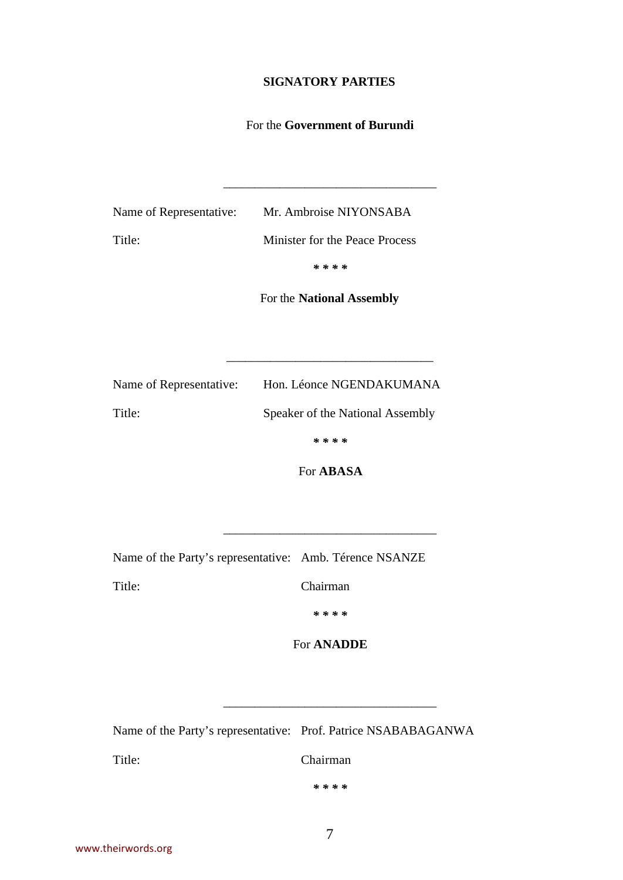**SIGNATORY PARTIES**

For the **Government of Burundi**

\_\_\_\_\_\_\_\_\_\_\_\_\_\_\_\_\_\_\_\_\_\_\_\_\_\_\_\_\_\_\_\_\_\_

Name of Representative: Mr. Ambroise NIYONSABA

Title: Minister for the Peace Process

\* \* \* \*

For the **National Assembly**

\_\_\_\_\_\_\_\_\_\_\_\_\_\_\_\_\_\_\_\_\_\_\_\_\_\_\_\_\_\_\_\_\_\_

Name of Representative: Hon. Léonce NGENDAKUMANA

Title: Speaker of the National Assembly

\* \* \* \*

For **ABASA**

\_\_\_\_\_\_\_\_\_\_\_\_\_\_\_\_\_\_\_\_\_\_\_\_\_\_\_\_\_\_\_\_\_\_

Name of the Party's representative: Amb. Térence NSANZE

Title: Chairman

\* \* \* \*

For **ANADDE**

\_\_\_\_\_\_\_\_\_\_\_\_\_\_\_\_\_\_\_\_\_\_\_\_\_\_\_\_\_\_\_\_\_\_

Name of the Party's representative: Prof. Patrice NSABABAGANWA

Title: Chairman

\* \* \* \*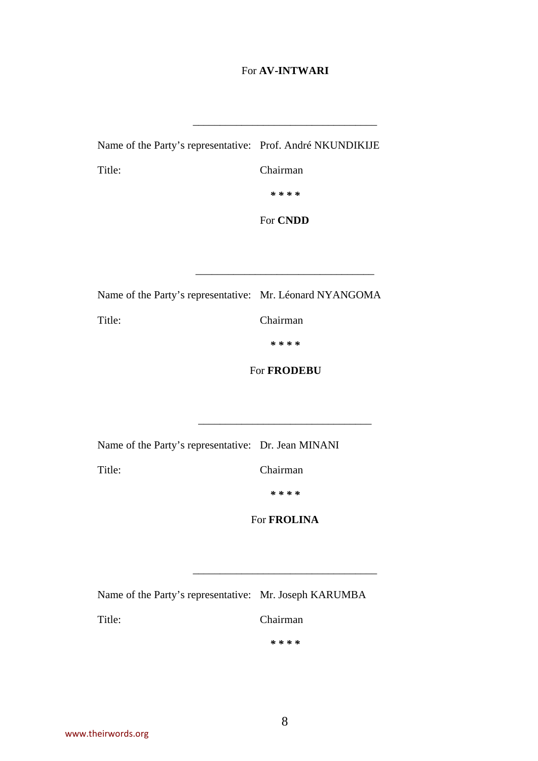For **AV-INTWARI**

\_\_\_\_\_\_\_\_\_\_\_\_\_\_\_\_\_\_\_\_\_\_\_\_\_\_\_\_\_\_\_\_\_\_

Name of the Party's representative: Prof. André NKUNDIKIJE

Title: Chairman

**\* \* \* \***

For **CNDD**

\_\_\_\_\_\_\_\_\_\_\_\_\_\_\_\_\_\_\_\_\_\_\_\_\_\_\_\_\_\_\_\_\_\_

Name of the Party's representative: Mr. Léonard NYANGOMA

Title: Chairman

**\* \* \* \***

For **FRODEBU**

\_\_\_\_\_\_\_\_\_\_\_\_\_\_\_\_\_\_\_\_\_\_\_\_\_\_\_\_\_\_\_\_\_\_

Name of the Party's representative: Dr. Jean MINANI

Title: Chairman

**\* \* \* \***

For **FROLINA**

\_\_\_\_\_\_\_\_\_\_\_\_\_\_\_\_\_\_\_\_\_\_\_\_\_\_\_\_\_\_\_\_\_\_

Name of the Party's representative: Mr. Joseph KARUMBA

Title: Chairman

**\* \* \* \***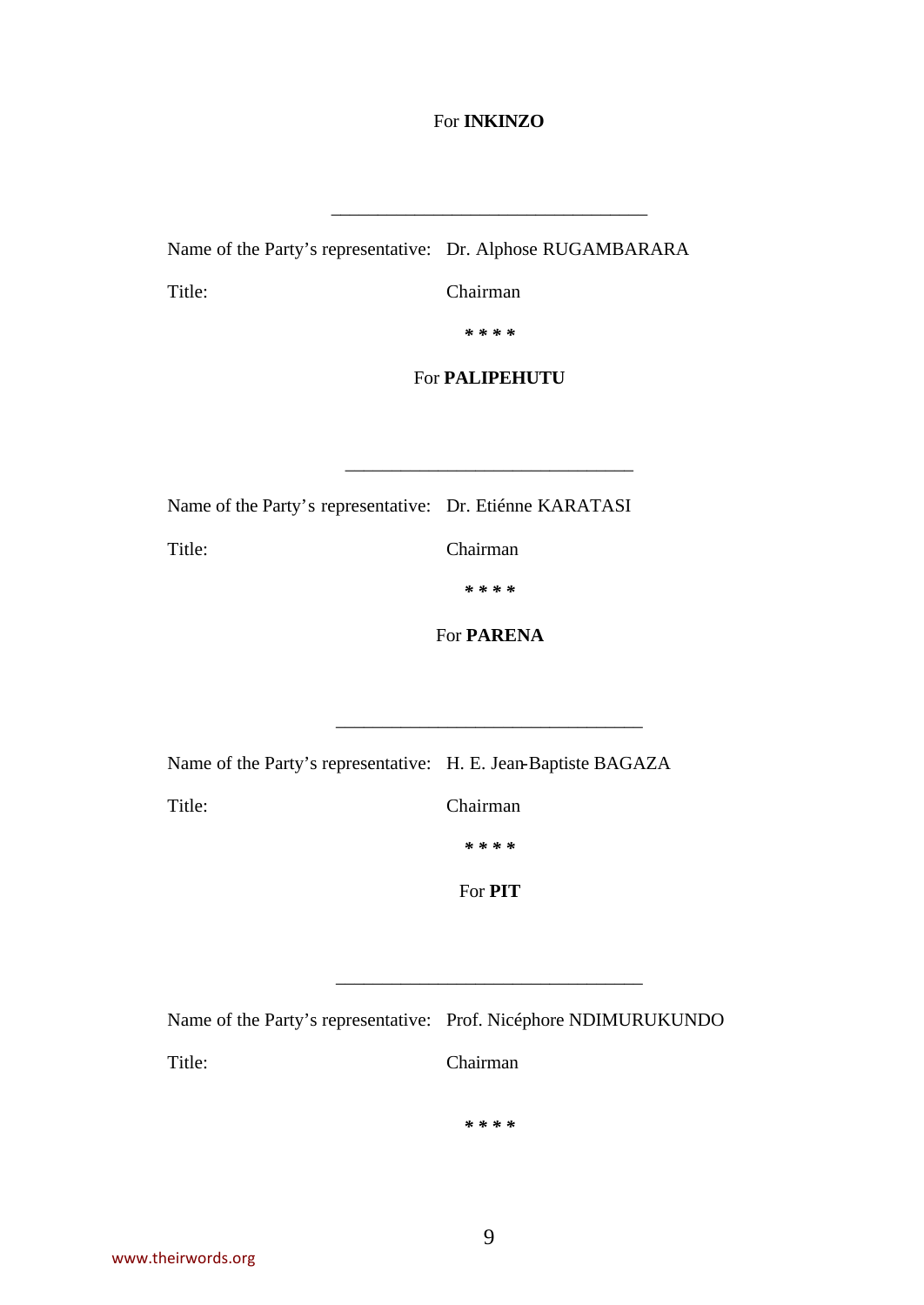For **INKINZO**

\_\_\_\_\_\_\_\_\_\_\_\_\_\_\_\_\_\_\_\_\_\_\_\_\_\_\_\_\_\_\_\_\_\_

Name of the Party's representative: Dr. Alphose RUGAMBARARA

Title: Chairman

**\* \* \* \***

For **PALIPEHUTU**

\_\_\_\_\_\_\_\_\_\_\_\_\_\_\_\_\_\_\_\_\_\_\_\_\_\_\_\_\_\_\_\_\_\_

Name of the Party's representative: Dr. Etiénne KARATASI

Title: Chairman

**\* \* \* \***

For **PARENA**

\_\_\_\_\_\_\_\_\_\_\_\_\_\_\_\_\_\_\_\_\_\_\_\_\_\_\_\_\_\_\_\_\_\_

Name of the Party's representative: H. E. Jean-Baptiste BAGAZA

Title: Chairman

**\* \* \* \***

For **PIT**

\_\_\_\_\_\_\_\_\_\_\_\_\_\_\_\_\_\_\_\_\_\_\_\_\_\_\_\_\_\_\_\_\_\_

Name of the Party's representative: Prof. Nicéphore NDIMURUKUNDO

Title: Chairman

**\* \* \* \***

www.theirwords.org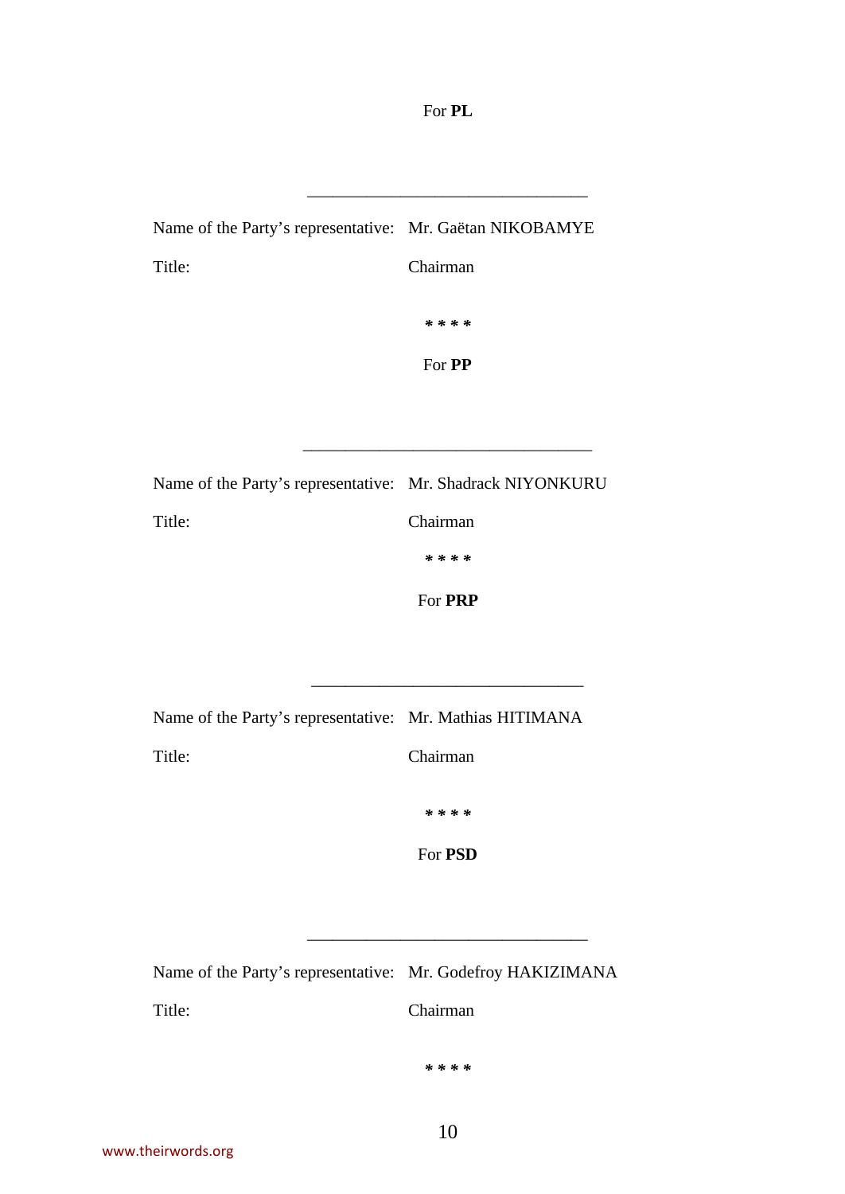For **PL**

\_\_\_\_\_\_\_\_\_\_\_\_\_\_\_\_\_\_\_\_\_\_\_\_\_\_\_\_\_\_\_\_

Name of the Party's representative: Mr. Gaëtan NIKOBAMYE

Title: Chairman

* * * *

For **PP**

\_\_\_\_\_\_\_\_\_\_\_\_\_\_\_\_\_\_\_\_\_\_\_\_\_\_\_\_\_\_\_\_

Name of the Party's representative: Mr. Shadrack NIYONKURU

Title: Chairman

* * * *

For **PRP**

\_\_\_\_\_\_\_\_\_\_\_\_\_\_\_\_\_\_\_\_\_\_\_\_\_\_\_\_\_\_\_\_

Name of the Party's representative: Mr. Mathias HITIMANA

Title: Chairman

* * * *

For **PSD**

\_\_\_\_\_\_\_\_\_\_\_\_\_\_\_\_\_\_\_\_\_\_\_\_\_\_\_\_\_\_\_\_

Name of the Party's representative: Mr. Godefroy HAKIZIMANA

Title: Chairman

* * * *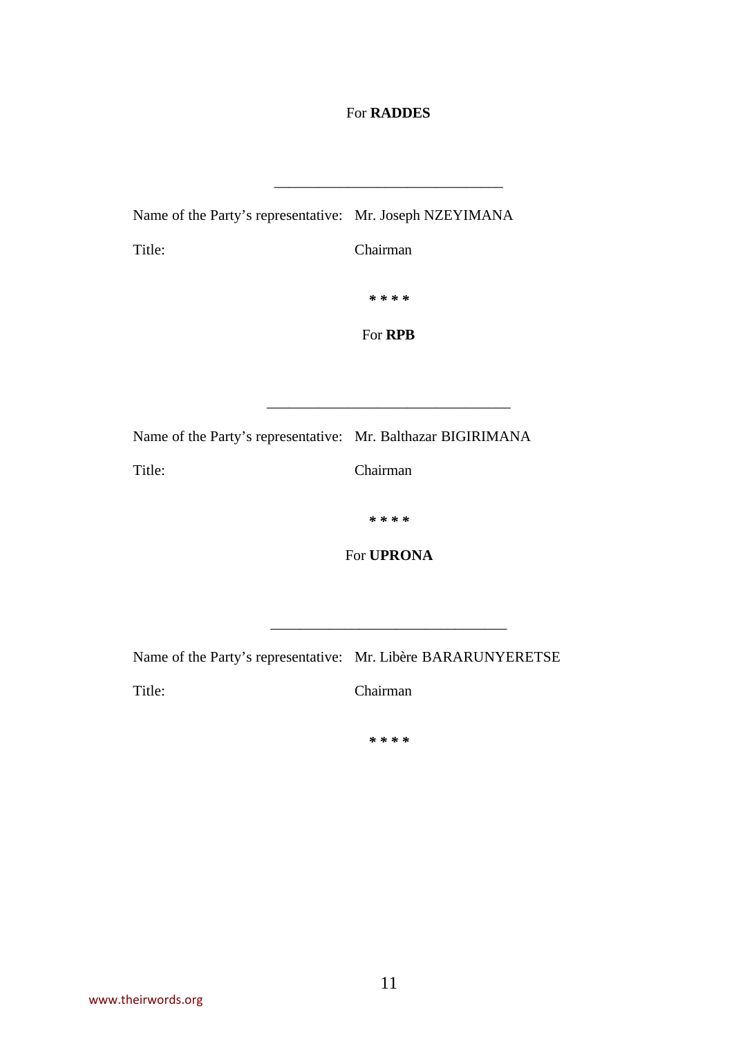For **RADDES**

\_\_\_\_\_\_\_\_\_\_\_\_\_\_\_\_\_\_\_\_\_\_\_\_\_\_\_\_\_\_\_

Name of the Party's representative: Mr. Joseph NZEYIMANA

Title: Chairman

* * * *

For **RPB**

\_\_\_\_\_\_\_\_\_\_\_\_\_\_\_\_\_\_\_\_\_\_\_\_\_\_\_\_\_\_\_

Name of the Party's representative: Mr. Balthazar BIGIRIMANA

Title: Chairman

* * * *

For **UPRONA**

\_\_\_\_\_\_\_\_\_\_\_\_\_\_\_\_\_\_\_\_\_\_\_\_\_\_\_\_\_\_\_

Name of the Party's representative: Mr. Libère BARARUNYERETSE

Title: Chairman

* * * *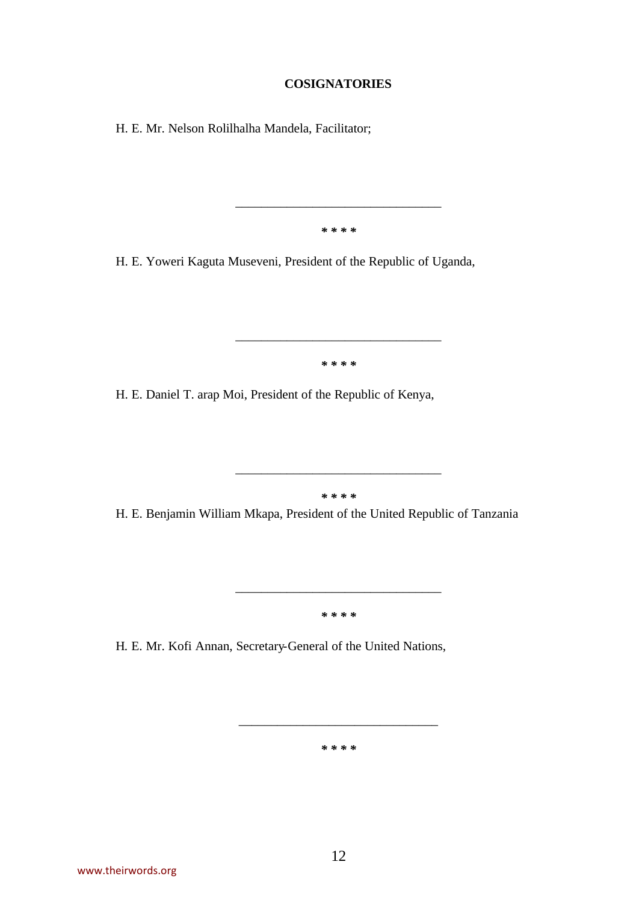**COSIGNATORIES**

H. E. Mr. Nelson Rolilhalha Mandela, Facilitator;

\_\_\_\_\_\_\_\_\_\_\_\_\_\_\_\_\_\_\_\_\_\_\_\_\_\_\_\_\_\_\_\_

* * * *

H. E. Yoweri Kaguta Museveni, President of the Republic of Uganda,

\_\_\_\_\_\_\_\_\_\_\_\_\_\_\_\_\_\_\_\_\_\_\_\_\_\_\_\_\_\_\_\_

* * * *

H. E. Daniel T. arap Moi, President of the Republic of Kenya,

\_\_\_\_\_\_\_\_\_\_\_\_\_\_\_\_\_\_\_\_\_\_\_\_\_\_\_\_\_\_\_\_

* * * *

H. E. Benjamin William Mkapa, President of the United Republic of Tanzania

\_\_\_\_\_\_\_\_\_\_\_\_\_\_\_\_\_\_\_\_\_\_\_\_\_\_\_\_\_\_\_\_

* * * *

H. E. Mr. Kofi Annan, Secretary-General of the United Nations,

\_\_\_\_\_\_\_\_\_\_\_\_\_\_\_\_\_\_\_\_\_\_\_\_\_\_\_\_\_\_\_\_

* * * *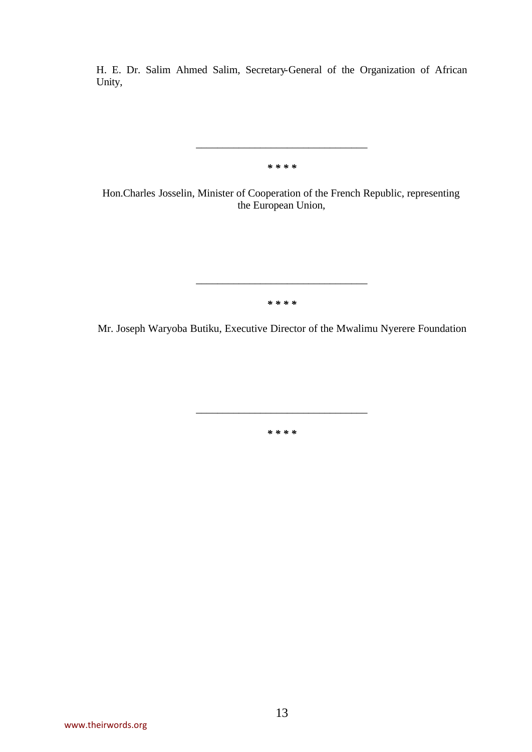H. E. Dr. Salim Ahmed Salim, Secretary-General of the Organization of African Unity,

---

**\* \* \* \***

Hon.Charles Josselin, Minister of Cooperation of the French Republic, representing the European Union,

---

**\* \* \* \***

Mr. Joseph Waryoba Butiku, Executive Director of the Mwalimu Nyerere Foundation

---

**\* \* \* \***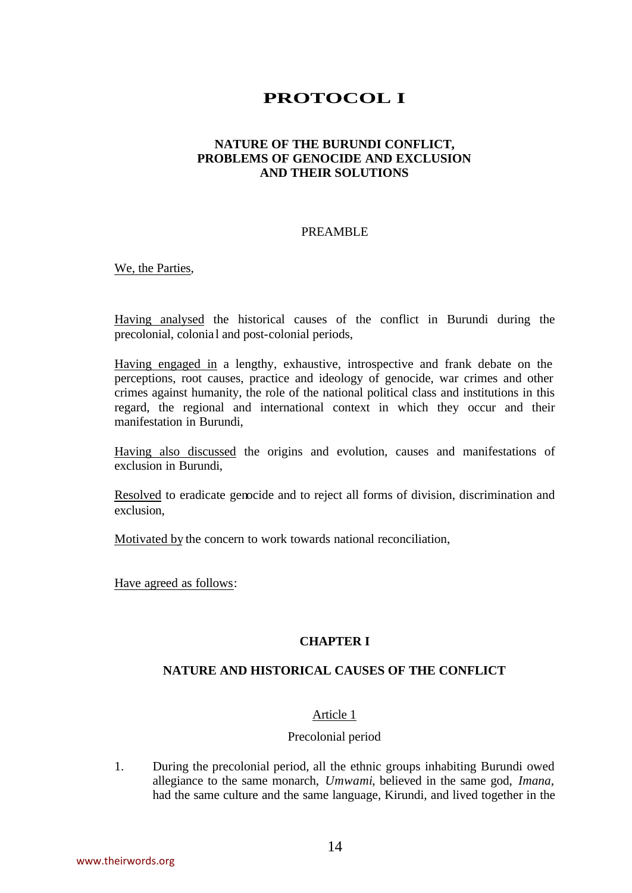# PROTOCOL I

## NATURE OF THE BURUNDI CONFLICT, PROBLEMS OF GENOCIDE AND EXCLUSION AND THEIR SOLUTIONS

PREAMBLE

We, the Parties,

Having analysed the historical causes of the conflict in Burundi during the precolonial, colonial and post-colonial periods,

Having engaged in a lengthy, exhaustive, introspective and frank debate on the perceptions, root causes, practice and ideology of genocide, war crimes and other crimes against humanity, the role of the national political class and institutions in this regard, the regional and international context in which they occur and their manifestation in Burundi,

Having also discussed the origins and evolution, causes and manifestations of exclusion in Burundi,

Resolved to eradicate genocide and to reject all forms of division, discrimination and exclusion,

Motivated by the concern to work towards national reconciliation,

Have agreed as follows:

### CHAPTER I

### NATURE AND HISTORICAL CAUSES OF THE CONFLICT

#### Article 1

Precolonial period

1. During the precolonial period, all the ethnic groups inhabiting Burundi owed allegiance to the same monarch, *Umwami*, believed in the same god, *Imana*, had the same culture and the same language, Kirundi, and lived together in the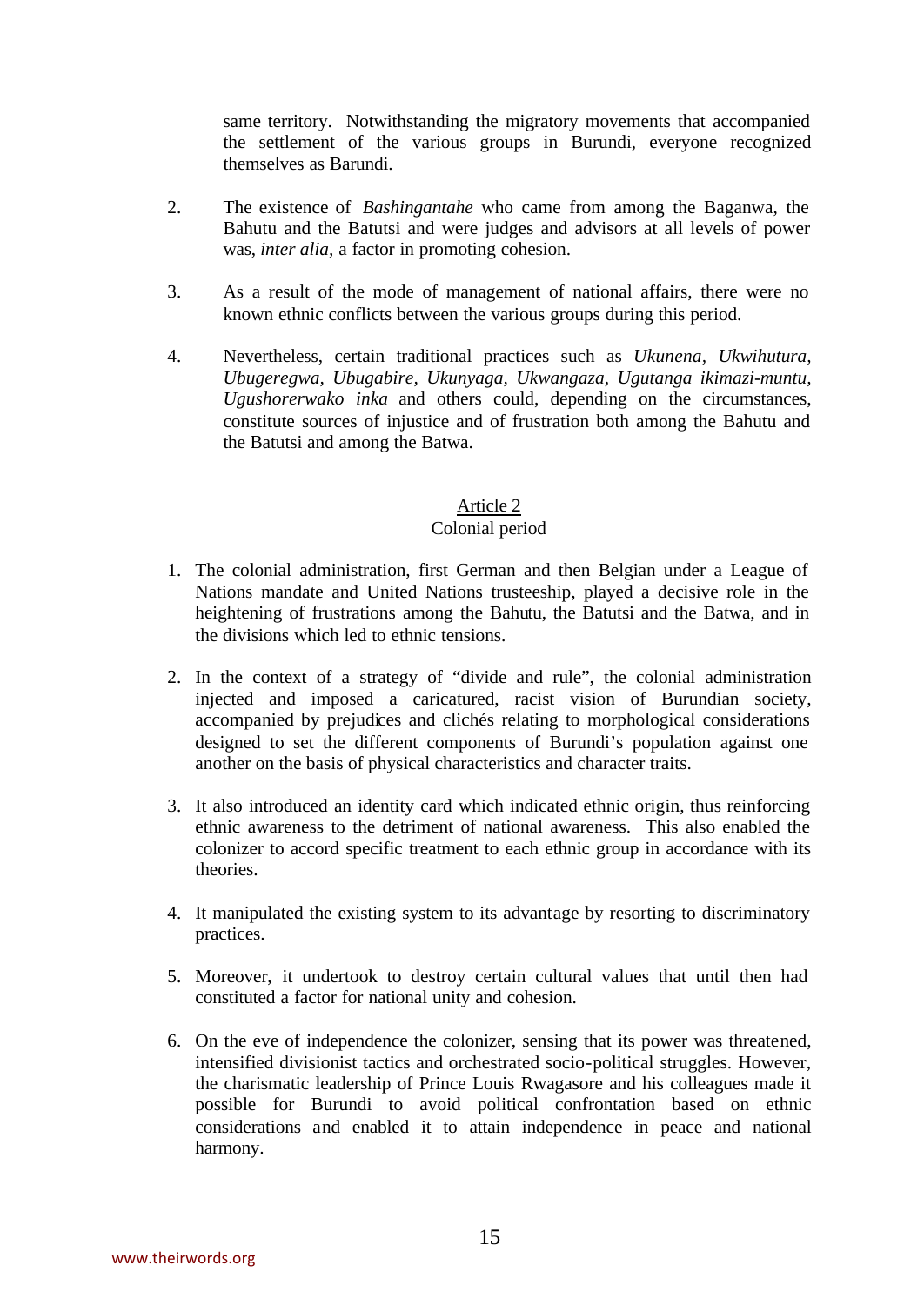same territory. Notwithstanding the migratory movements that accompanied the settlement of the various groups in Burundi, everyone recognized themselves as Barundi.

2. The existence of *Bashingantahe* who came from among the Baganwa, the Bahutu and the Batutsi and were judges and advisors at all levels of power was, *inter alia*, a factor in promoting cohesion.

3. As a result of the mode of management of national affairs, there were no known ethnic conflicts between the various groups during this period.

4. Nevertheless, certain traditional practices such as *Ukunena*, *Ukwihutura*, *Ubugeregwa*, *Ubugabire*, *Ukunyaga*, *Ukwangaza*, *Ugutanga ikimazi-muntu*, *Ugushorerwako inka* and others could, depending on the circumstances, constitute sources of injustice and of frustration both among the Bahutu and the Batutsi and among the Batwa.

### Article 2
### Colonial period

1. The colonial administration, first German and then Belgian under a League of Nations mandate and United Nations trusteeship, played a decisive role in the heightening of frustrations among the Bahutu, the Batutsi and the Batwa, and in the divisions which led to ethnic tensions.

2. In the context of a strategy of "divide and rule", the colonial administration injected and imposed a caricatured, racist vision of Burundian society, accompanied by prejudices and clichés relating to morphological considerations designed to set the different components of Burundi's population against one another on the basis of physical characteristics and character traits.

3. It also introduced an identity card which indicated ethnic origin, thus reinforcing ethnic awareness to the detriment of national awareness. This also enabled the colonizer to accord specific treatment to each ethnic group in accordance with its theories.

4. It manipulated the existing system to its advantage by resorting to discriminatory practices.

5. Moreover, it undertook to destroy certain cultural values that until then had constituted a factor for national unity and cohesion.

6. On the eve of independence the colonizer, sensing that its power was threatened, intensified divisionist tactics and orchestrated socio-political struggles. However, the charismatic leadership of Prince Louis Rwagasore and his colleagues made it possible for Burundi to avoid political confrontation based on ethnic considerations and enabled it to attain independence in peace and national harmony.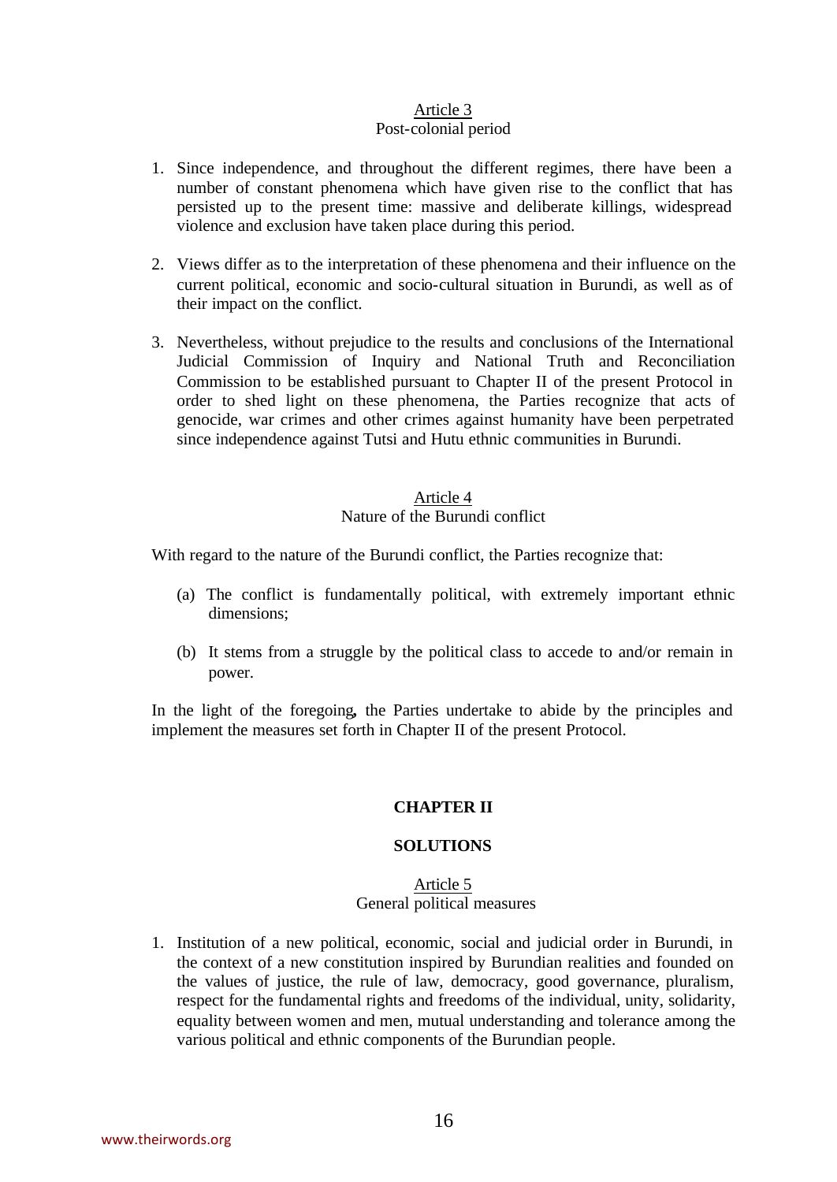Article 3

Post-colonial period

1. Since independence, and throughout the different regimes, there have been a number of constant phenomena which have given rise to the conflict that has persisted up to the present time: massive and deliberate killings, widespread violence and exclusion have taken place during this period.

2. Views differ as to the interpretation of these phenomena and their influence on the current political, economic and socio-cultural situation in Burundi, as well as of their impact on the conflict.

3. Nevertheless, without prejudice to the results and conclusions of the International Judicial Commission of Inquiry and National Truth and Reconciliation Commission to be established pursuant to Chapter II of the present Protocol in order to shed light on these phenomena, the Parties recognize that acts of genocide, war crimes and other crimes against humanity have been perpetrated since independence against Tutsi and Hutu ethnic communities in Burundi.

Article 4

Nature of the Burundi conflict

With regard to the nature of the Burundi conflict, the Parties recognize that:

(a) The conflict is fundamentally political, with extremely important ethnic dimensions;

(b) It stems from a struggle by the political class to accede to and/or remain in power.

In the light of the foregoing**,** the Parties undertake to abide by the principles and implement the measures set forth in Chapter II of the present Protocol.

## CHAPTER II

## SOLUTIONS

Article 5

General political measures

1. Institution of a new political, economic, social and judicial order in Burundi, in the context of a new constitution inspired by Burundian realities and founded on the values of justice, the rule of law, democracy, good governance, pluralism, respect for the fundamental rights and freedoms of the individual, unity, solidarity, equality between women and men, mutual understanding and tolerance among the various political and ethnic components of the Burundian people.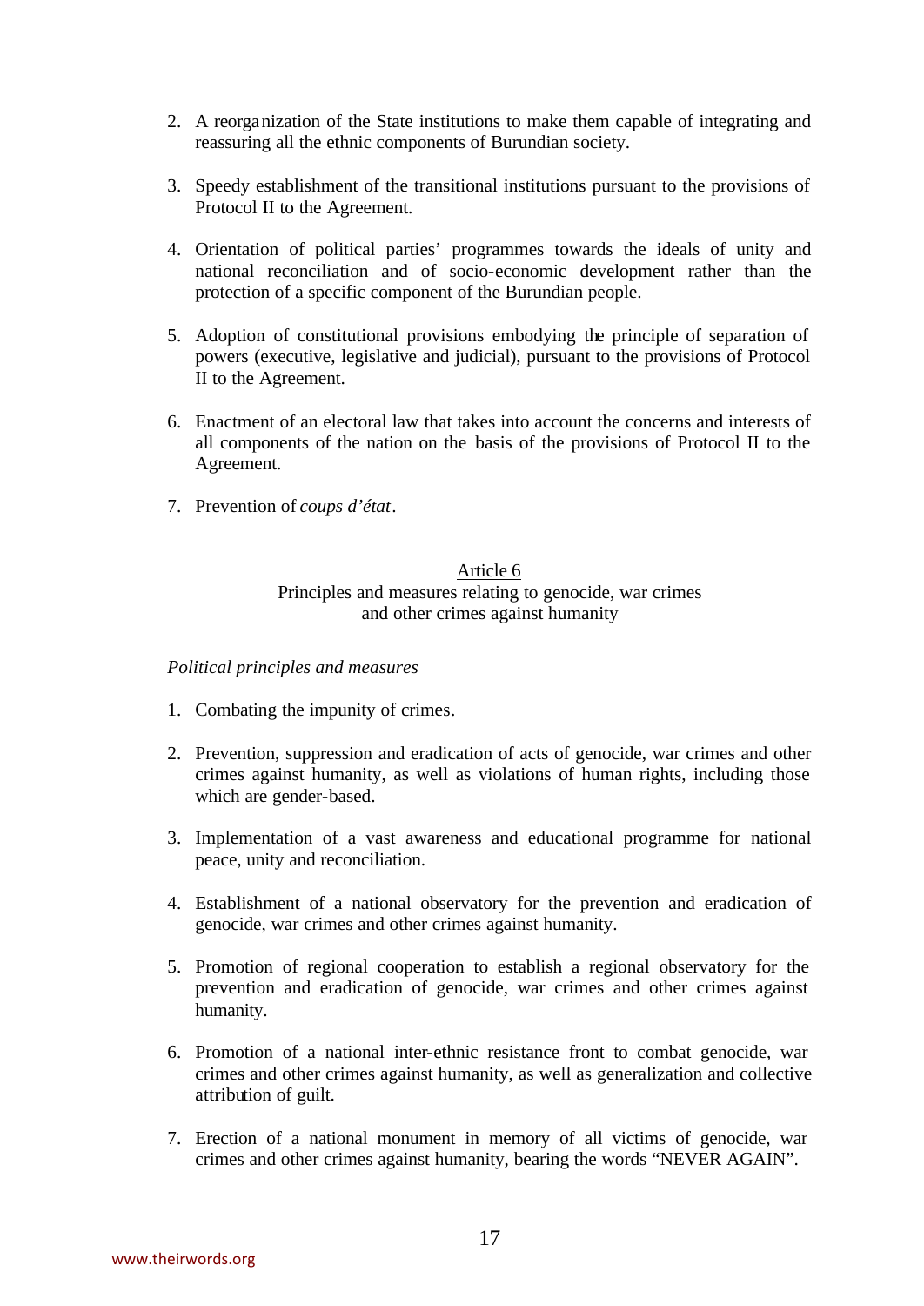2. A reorganization of the State institutions to make them capable of integrating and reassuring all the ethnic components of Burundian society.

3. Speedy establishment of the transitional institutions pursuant to the provisions of Protocol II to the Agreement.

4. Orientation of political parties' programmes towards the ideals of unity and national reconciliation and of socio-economic development rather than the protection of a specific component of the Burundian people.

5. Adoption of constitutional provisions embodying the principle of separation of powers (executive, legislative and judicial), pursuant to the provisions of Protocol II to the Agreement.

6. Enactment of an electoral law that takes into account the concerns and interests of all components of the nation on the basis of the provisions of Protocol II to the Agreement.

7. Prevention of *coups d'état*.

## Article 6
### Principles and measures relating to genocide, war crimes and other crimes against humanity

*Political principles and measures*

1. Combating the impunity of crimes.

2. Prevention, suppression and eradication of acts of genocide, war crimes and other crimes against humanity, as well as violations of human rights, including those which are gender-based.

3. Implementation of a vast awareness and educational programme for national peace, unity and reconciliation.

4. Establishment of a national observatory for the prevention and eradication of genocide, war crimes and other crimes against humanity.

5. Promotion of regional cooperation to establish a regional observatory for the prevention and eradication of genocide, war crimes and other crimes against humanity.

6. Promotion of a national inter-ethnic resistance front to combat genocide, war crimes and other crimes against humanity, as well as generalization and collective attribution of guilt.

7. Erection of a national monument in memory of all victims of genocide, war crimes and other crimes against humanity, bearing the words "NEVER AGAIN".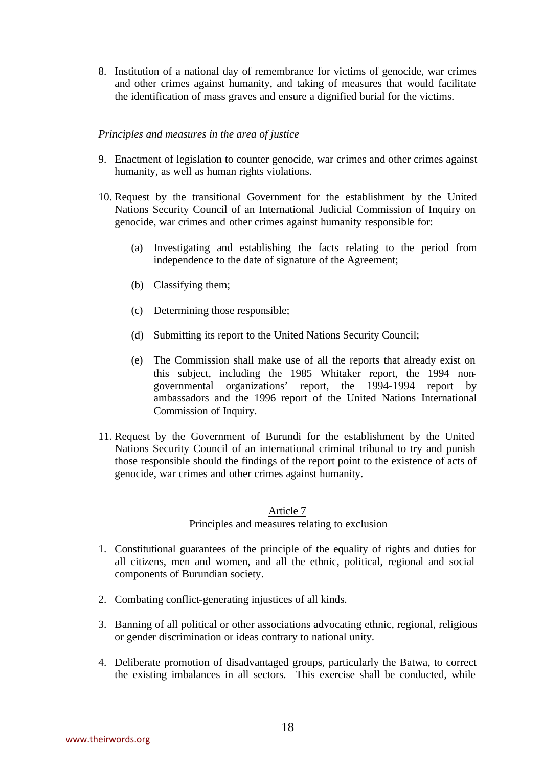8. Institution of a national day of remembrance for victims of genocide, war crimes and other crimes against humanity, and taking of measures that would facilitate the identification of mass graves and ensure a dignified burial for the victims.

*Principles and measures in the area of justice*

9. Enactment of legislation to counter genocide, war crimes and other crimes against humanity, as well as human rights violations.

10. Request by the transitional Government for the establishment by the United Nations Security Council of an International Judicial Commission of Inquiry on genocide, war crimes and other crimes against humanity responsible for:

    (a) Investigating and establishing the facts relating to the period from independence to the date of signature of the Agreement;

    (b) Classifying them;

    (c) Determining those responsible;

    (d) Submitting its report to the United Nations Security Council;

    (e) The Commission shall make use of all the reports that already exist on this subject, including the 1985 Whitaker report, the 1994 non-governmental organizations' report, the 1994-1994 report by ambassadors and the 1996 report of the United Nations International Commission of Inquiry.

11. Request by the Government of Burundi for the establishment by the United Nations Security Council of an international criminal tribunal to try and punish those responsible should the findings of the report point to the existence of acts of genocide, war crimes and other crimes against humanity.

<u>Article 7</u>

Principles and measures relating to exclusion

1. Constitutional guarantees of the principle of the equality of rights and duties for all citizens, men and women, and all the ethnic, political, regional and social components of Burundian society.

2. Combating conflict-generating injustices of all kinds.

3. Banning of all political or other associations advocating ethnic, regional, religious or gender discrimination or ideas contrary to national unity.

4. Deliberate promotion of disadvantaged groups, particularly the Batwa, to correct the existing imbalances in all sectors. This exercise shall be conducted, while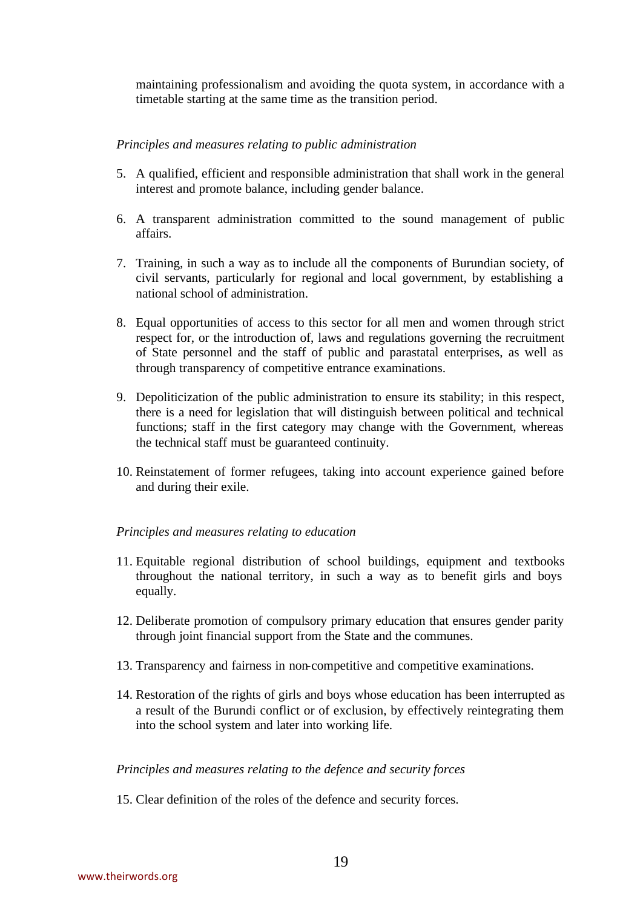maintaining professionalism and avoiding the quota system, in accordance with a timetable starting at the same time as the transition period.

*Principles and measures relating to public administration*

5. A qualified, efficient and responsible administration that shall work in the general interest and promote balance, including gender balance.

6. A transparent administration committed to the sound management of public affairs.

7. Training, in such a way as to include all the components of Burundian society, of civil servants, particularly for regional and local government, by establishing a national school of administration.

8. Equal opportunities of access to this sector for all men and women through strict respect for, or the introduction of, laws and regulations governing the recruitment of State personnel and the staff of public and parastatal enterprises, as well as through transparency of competitive entrance examinations.

9. Depoliticization of the public administration to ensure its stability; in this respect, there is a need for legislation that will distinguish between political and technical functions; staff in the first category may change with the Government, whereas the technical staff must be guaranteed continuity.

10. Reinstatement of former refugees, taking into account experience gained before and during their exile.

*Principles and measures relating to education*

11. Equitable regional distribution of school buildings, equipment and textbooks throughout the national territory, in such a way as to benefit girls and boys equally.

12. Deliberate promotion of compulsory primary education that ensures gender parity through joint financial support from the State and the communes.

13. Transparency and fairness in non-competitive and competitive examinations.

14. Restoration of the rights of girls and boys whose education has been interrupted as a result of the Burundi conflict or of exclusion, by effectively reintegrating them into the school system and later into working life.

*Principles and measures relating to the defence and security forces*

15. Clear definition of the roles of the defence and security forces.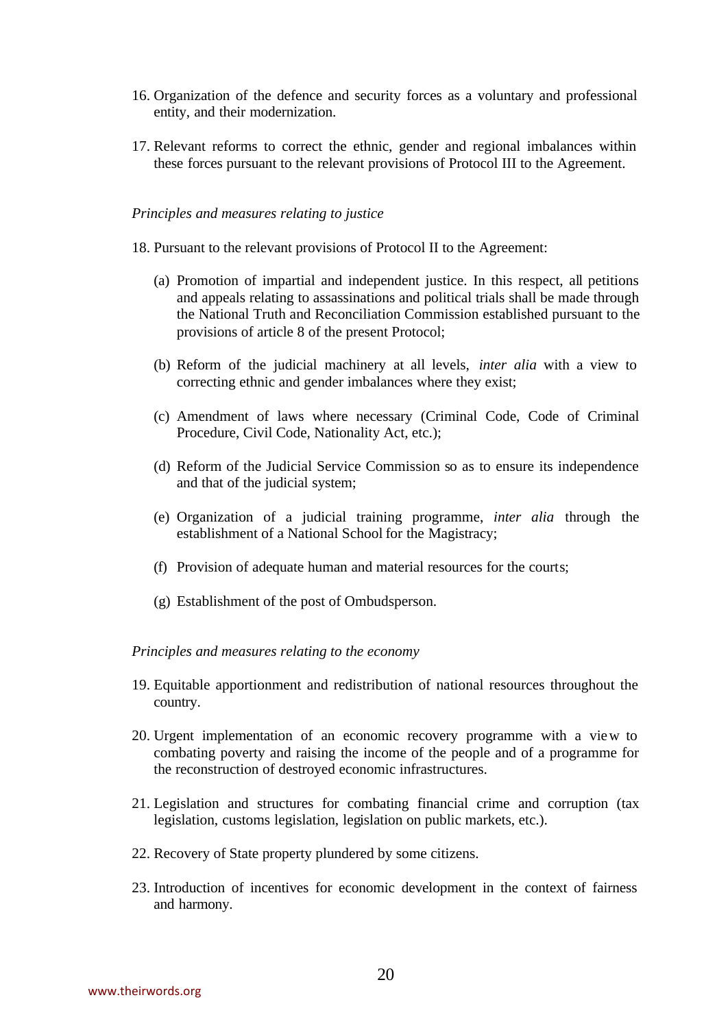16. Organization of the defence and security forces as a voluntary and professional entity, and their modernization.

17. Relevant reforms to correct the ethnic, gender and regional imbalances within these forces pursuant to the relevant provisions of Protocol III to the Agreement.

*Principles and measures relating to justice*

18. Pursuant to the relevant provisions of Protocol II to the Agreement:

    (a) Promotion of impartial and independent justice. In this respect, all petitions and appeals relating to assassinations and political trials shall be made through the National Truth and Reconciliation Commission established pursuant to the provisions of article 8 of the present Protocol;

    (b) Reform of the judicial machinery at all levels, *inter alia* with a view to correcting ethnic and gender imbalances where they exist;

    (c) Amendment of laws where necessary (Criminal Code, Code of Criminal Procedure, Civil Code, Nationality Act, etc.);

    (d) Reform of the Judicial Service Commission so as to ensure its independence and that of the judicial system;

    (e) Organization of a judicial training programme, *inter alia* through the establishment of a National School for the Magistracy;

    (f) Provision of adequate human and material resources for the courts;

    (g) Establishment of the post of Ombudsperson.

*Principles and measures relating to the economy*

19. Equitable apportionment and redistribution of national resources throughout the country.

20. Urgent implementation of an economic recovery programme with a view to combating poverty and raising the income of the people and of a programme for the reconstruction of destroyed economic infrastructures.

21. Legislation and structures for combating financial crime and corruption (tax legislation, customs legislation, legislation on public markets, etc.).

22. Recovery of State property plundered by some citizens.

23. Introduction of incentives for economic development in the context of fairness and harmony.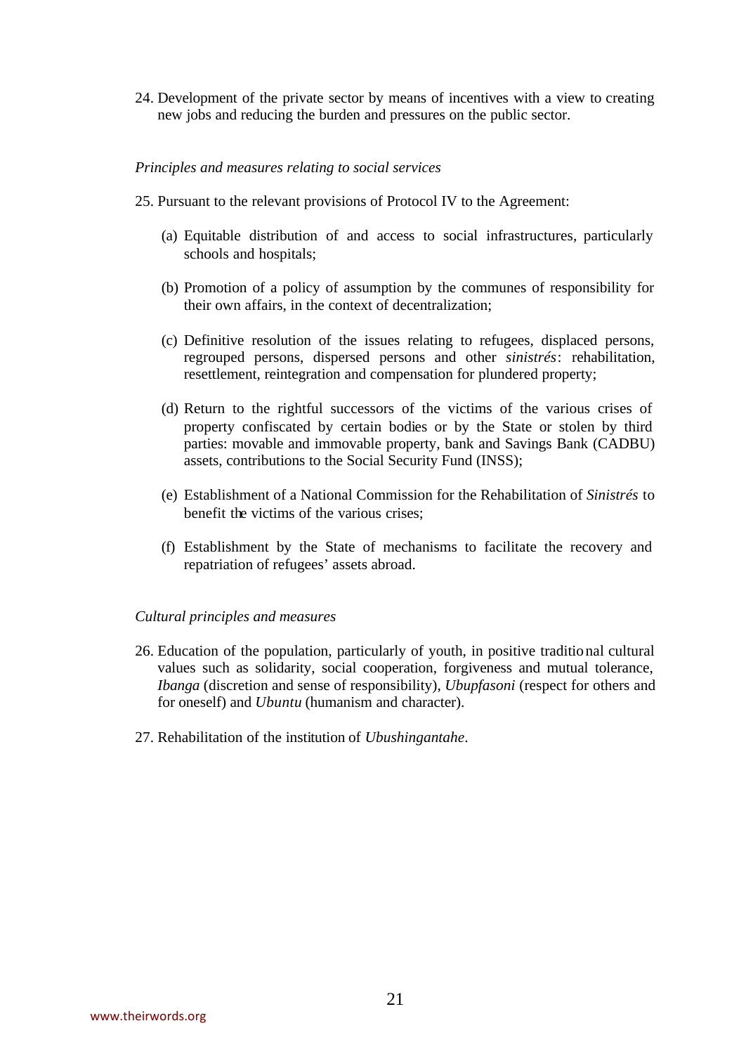24. Development of the private sector by means of incentives with a view to creating new jobs and reducing the burden and pressures on the public sector.

*Principles and measures relating to social services*

25. Pursuant to the relevant provisions of Protocol IV to the Agreement:

    (a) Equitable distribution of and access to social infrastructures, particularly schools and hospitals;

    (b) Promotion of a policy of assumption by the communes of responsibility for their own affairs, in the context of decentralization;

    (c) Definitive resolution of the issues relating to refugees, displaced persons, regrouped persons, dispersed persons and other *sinistrés*: rehabilitation, resettlement, reintegration and compensation for plundered property;

    (d) Return to the rightful successors of the victims of the various crises of property confiscated by certain bodies or by the State or stolen by third parties: movable and immovable property, bank and Savings Bank (CADBU) assets, contributions to the Social Security Fund (INSS);

    (e) Establishment of a National Commission for the Rehabilitation of *Sinistrés* to benefit the victims of the various crises;

    (f) Establishment by the State of mechanisms to facilitate the recovery and repatriation of refugees' assets abroad.

*Cultural principles and measures*

26. Education of the population, particularly of youth, in positive traditional cultural values such as solidarity, social cooperation, forgiveness and mutual tolerance, *Ibanga* (discretion and sense of responsibility), *Ubupfasoni* (respect for others and for oneself) and *Ubuntu* (humanism and character).

27. Rehabilitation of the institution of *Ubushingantahe*.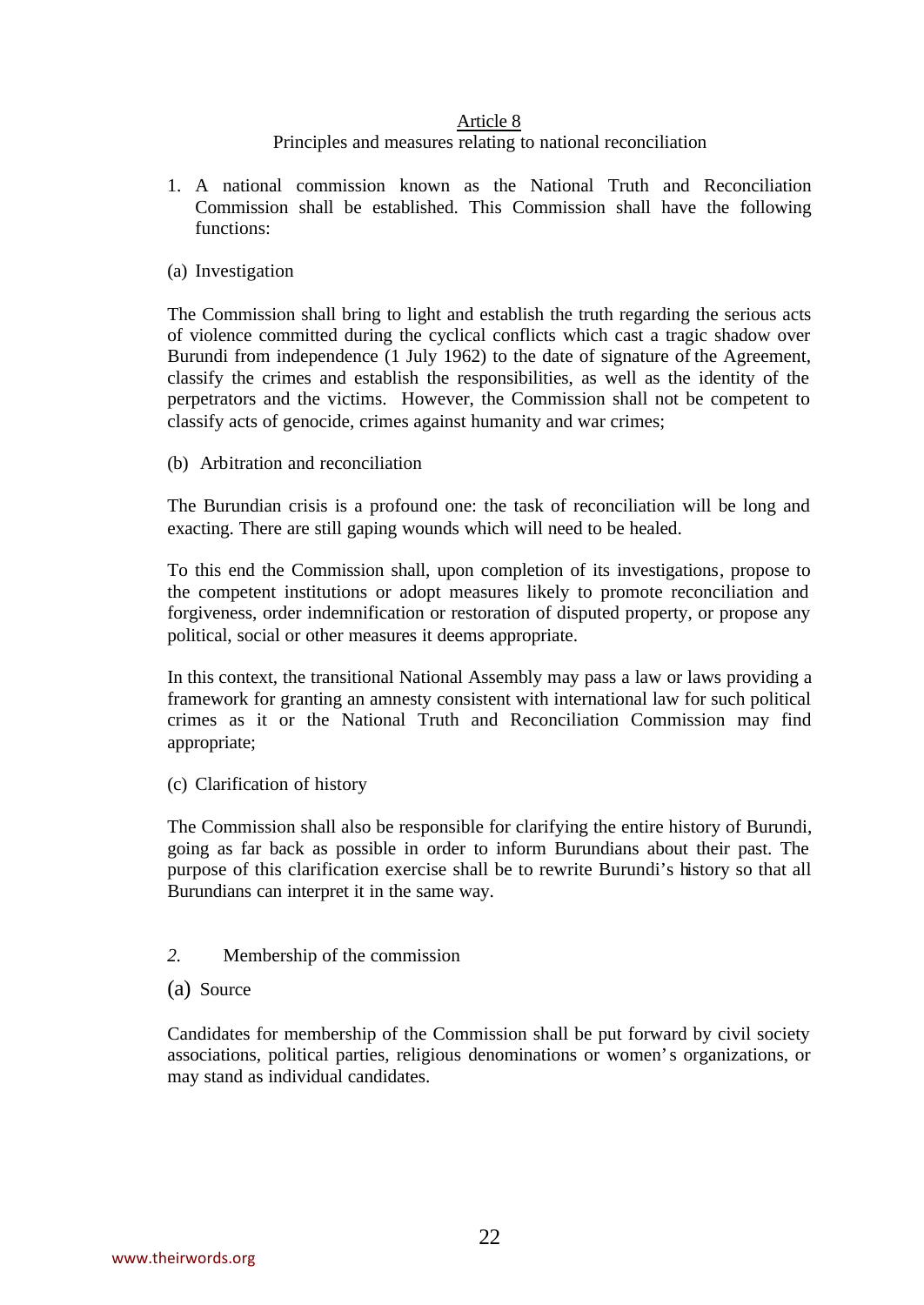## Article 8

### Principles and measures relating to national reconciliation

1. A national commission known as the National Truth and Reconciliation Commission shall be established. This Commission shall have the following functions:

(a) Investigation

The Commission shall bring to light and establish the truth regarding the serious acts of violence committed during the cyclical conflicts which cast a tragic shadow over Burundi from independence (1 July 1962) to the date of signature of the Agreement, classify the crimes and establish the responsibilities, as well as the identity of the perpetrators and the victims. However, the Commission shall not be competent to classify acts of genocide, crimes against humanity and war crimes;

(b) Arbitration and reconciliation

The Burundian crisis is a profound one: the task of reconciliation will be long and exacting. There are still gaping wounds which will need to be healed.

To this end the Commission shall, upon completion of its investigations, propose to the competent institutions or adopt measures likely to promote reconciliation and forgiveness, order indemnification or restoration of disputed property, or propose any political, social or other measures it deems appropriate.

In this context, the transitional National Assembly may pass a law or laws providing a framework for granting an amnesty consistent with international law for such political crimes as it or the National Truth and Reconciliation Commission may find appropriate;

(c) Clarification of history

The Commission shall also be responsible for clarifying the entire history of Burundi, going as far back as possible in order to inform Burundians about their past. The purpose of this clarification exercise shall be to rewrite Burundi's history so that all Burundians can interpret it in the same way.

*2.* Membership of the commission

(a) Source

Candidates for membership of the Commission shall be put forward by civil society associations, political parties, religious denominations or women's organizations, or may stand as individual candidates.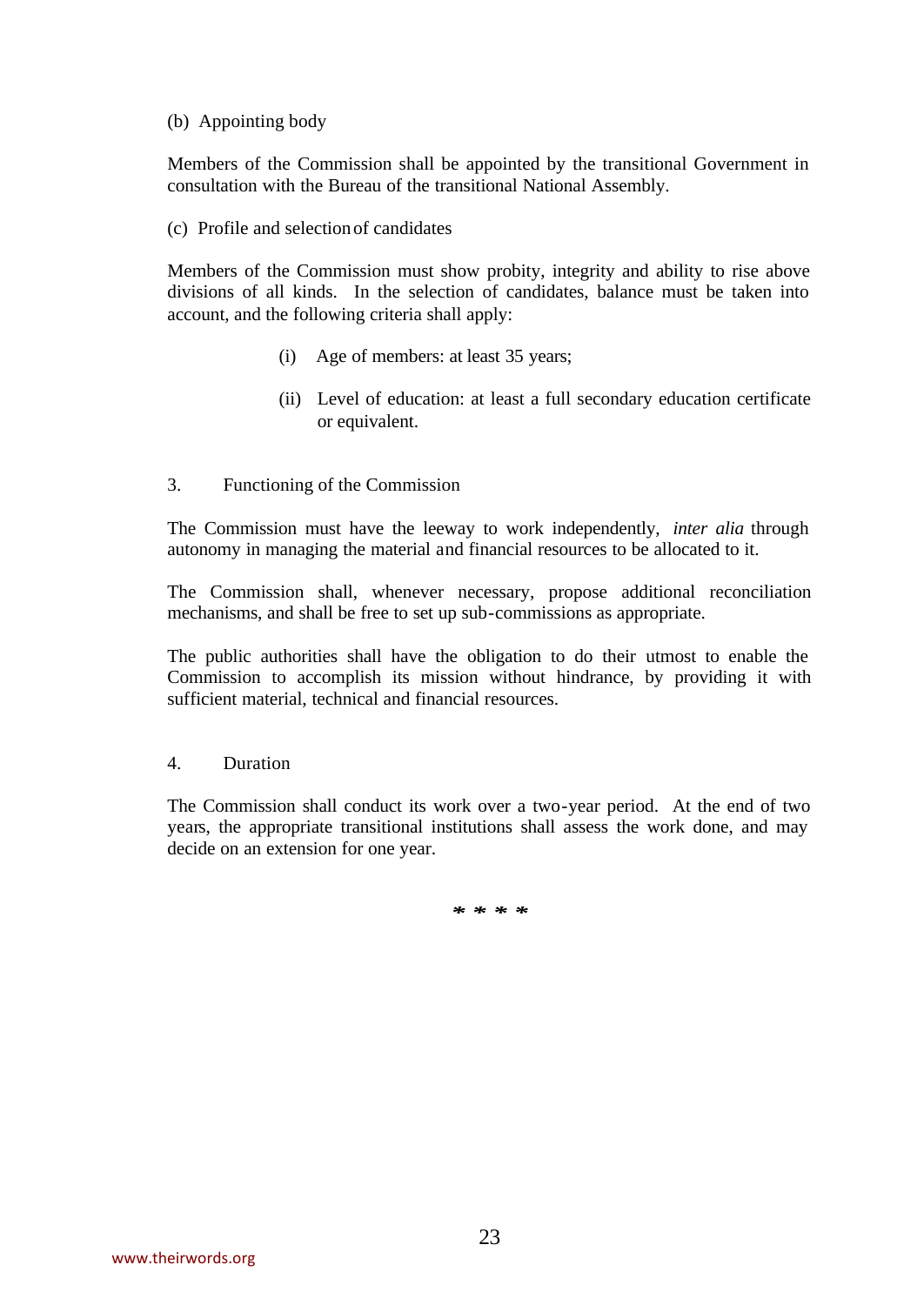(b) Appointing body

Members of the Commission shall be appointed by the transitional Government in consultation with the Bureau of the transitional National Assembly.

(c) Profile and selection of candidates

Members of the Commission must show probity, integrity and ability to rise above divisions of all kinds. In the selection of candidates, balance must be taken into account, and the following criteria shall apply:

(i) Age of members: at least 35 years;

(ii) Level of education: at least a full secondary education certificate or equivalent.

3. Functioning of the Commission

The Commission must have the leeway to work independently, *inter alia* through autonomy in managing the material and financial resources to be allocated to it.

The Commission shall, whenever necessary, propose additional reconciliation mechanisms, and shall be free to set up sub-commissions as appropriate.

The public authorities shall have the obligation to do their utmost to enable the Commission to accomplish its mission without hindrance, by providing it with sufficient material, technical and financial resources.

4. Duration

The Commission shall conduct its work over a two-year period. At the end of two years, the appropriate transitional institutions shall assess the work done, and may decide on an extension for one year.

* * * *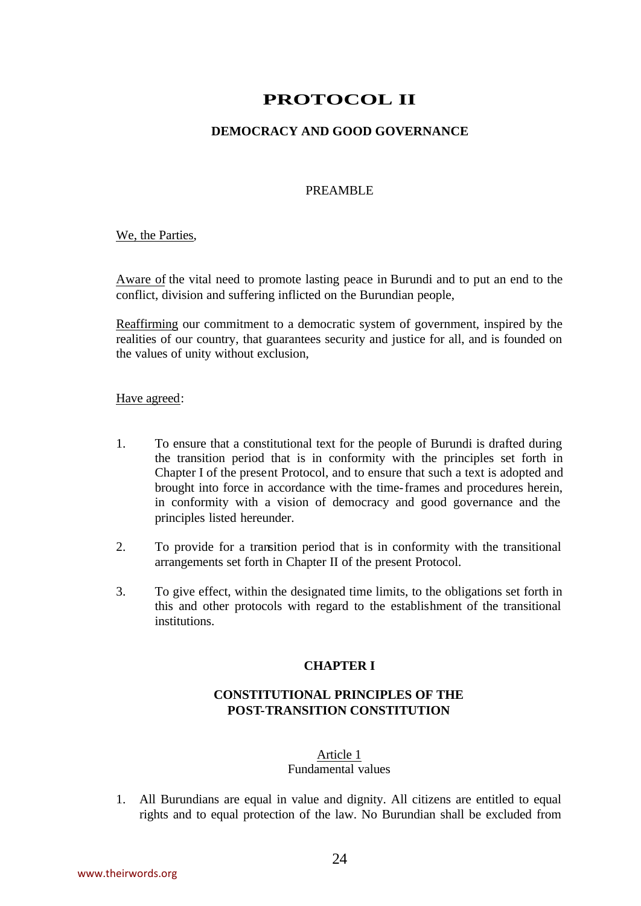# PROTOCOL II

## DEMOCRACY AND GOOD GOVERNANCE

PREAMBLE

We, the Parties,

Aware of the vital need to promote lasting peace in Burundi and to put an end to the conflict, division and suffering inflicted on the Burundian people,

Reaffirming our commitment to a democratic system of government, inspired by the realities of our country, that guarantees security and justice for all, and is founded on the values of unity without exclusion,

Have agreed:

1. To ensure that a constitutional text for the people of Burundi is drafted during the transition period that is in conformity with the principles set forth in Chapter I of the present Protocol, and to ensure that such a text is adopted and brought into force in accordance with the time-frames and procedures herein, in conformity with a vision of democracy and good governance and the principles listed hereunder.

2. To provide for a transition period that is in conformity with the transitional arrangements set forth in Chapter II of the present Protocol.

3. To give effect, within the designated time limits, to the obligations set forth in this and other protocols with regard to the establishment of the transitional institutions.

## CHAPTER I

## CONSTITUTIONAL PRINCIPLES OF THE POST-TRANSITION CONSTITUTION

### Article 1
Fundamental values

1. All Burundians are equal in value and dignity. All citizens are entitled to equal rights and to equal protection of the law. No Burundian shall be excluded from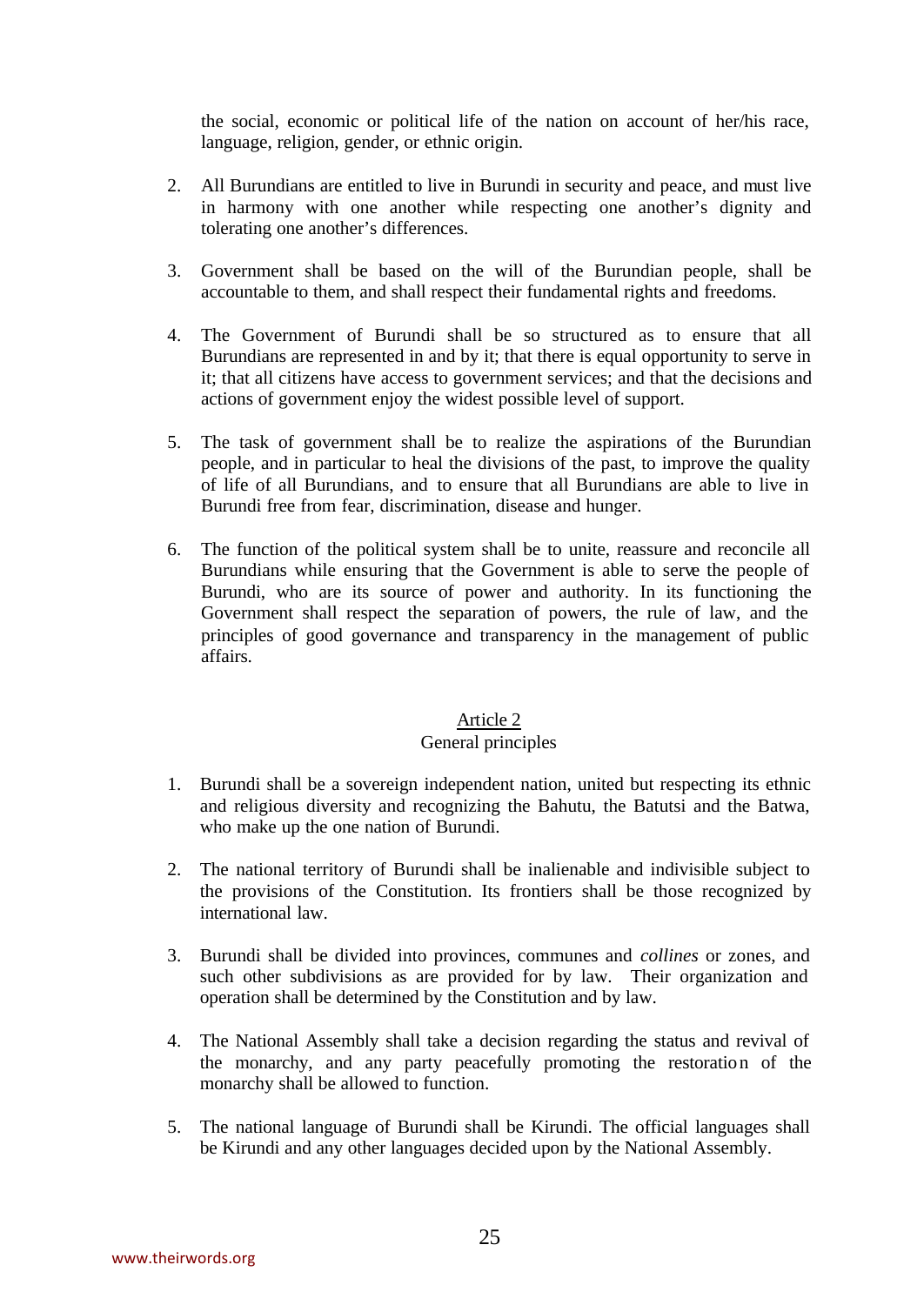the social, economic or political life of the nation on account of her/his race, language, religion, gender, or ethnic origin.

2. All Burundians are entitled to live in Burundi in security and peace, and must live in harmony with one another while respecting one another's dignity and tolerating one another's differences.

3. Government shall be based on the will of the Burundian people, shall be accountable to them, and shall respect their fundamental rights and freedoms.

4. The Government of Burundi shall be so structured as to ensure that all Burundians are represented in and by it; that there is equal opportunity to serve in it; that all citizens have access to government services; and that the decisions and actions of government enjoy the widest possible level of support.

5. The task of government shall be to realize the aspirations of the Burundian people, and in particular to heal the divisions of the past, to improve the quality of life of all Burundians, and to ensure that all Burundians are able to live in Burundi free from fear, discrimination, disease and hunger.

6. The function of the political system shall be to unite, reassure and reconcile all Burundians while ensuring that the Government is able to serve the people of Burundi, who are its source of power and authority. In its functioning the Government shall respect the separation of powers, the rule of law, and the principles of good governance and transparency in the management of public affairs.

### Article 2
General principles

1. Burundi shall be a sovereign independent nation, united but respecting its ethnic and religious diversity and recognizing the Bahutu, the Batutsi and the Batwa, who make up the one nation of Burundi.

2. The national territory of Burundi shall be inalienable and indivisible subject to the provisions of the Constitution. Its frontiers shall be those recognized by international law.

3. Burundi shall be divided into provinces, communes and *collines* or zones, and such other subdivisions as are provided for by law. Their organization and operation shall be determined by the Constitution and by law.

4. The National Assembly shall take a decision regarding the status and revival of the monarchy, and any party peacefully promoting the restoration of the monarchy shall be allowed to function.

5. The national language of Burundi shall be Kirundi. The official languages shall be Kirundi and any other languages decided upon by the National Assembly.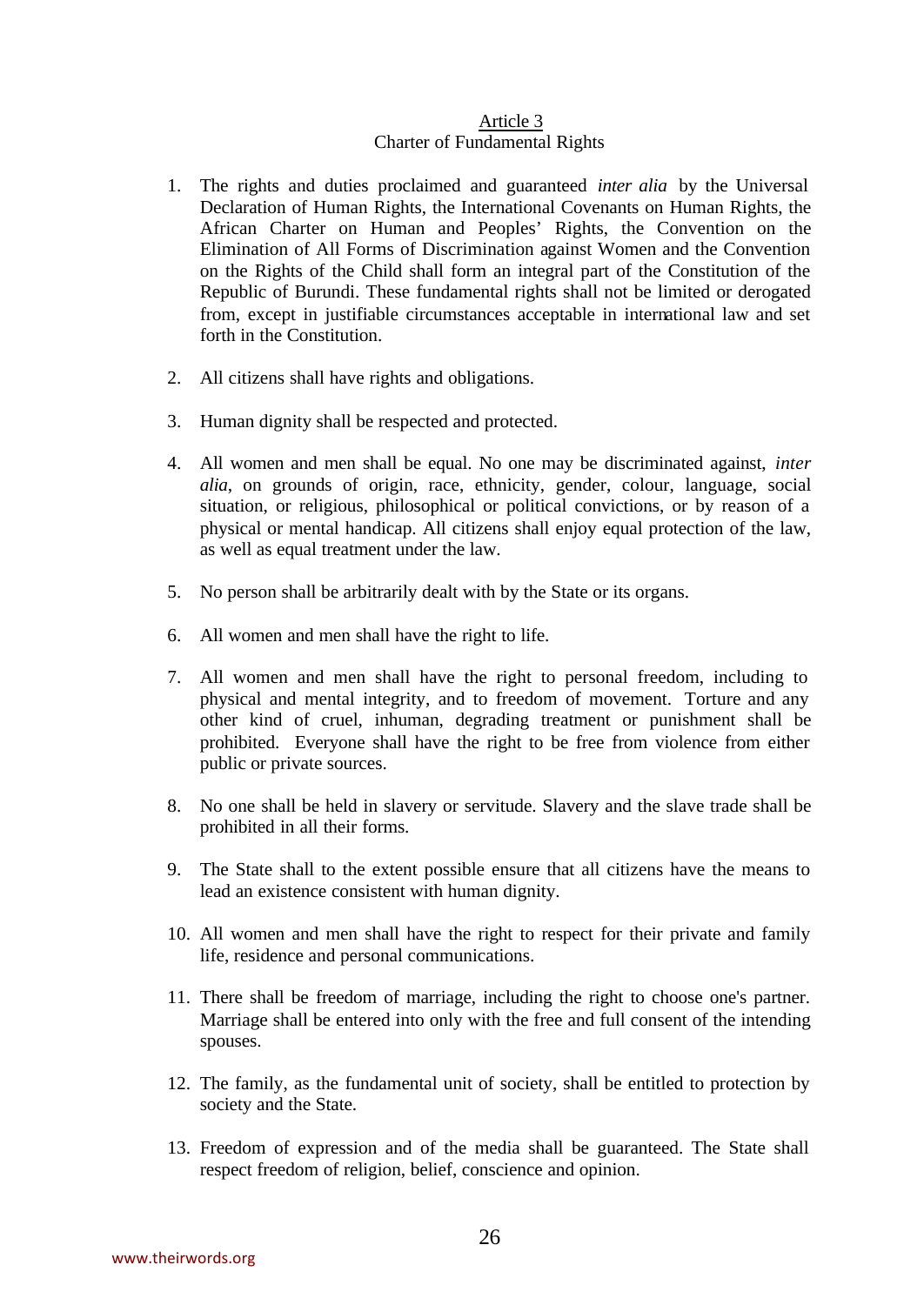Article 3

Charter of Fundamental Rights

1. The rights and duties proclaimed and guaranteed *inter alia* by the Universal Declaration of Human Rights, the International Covenants on Human Rights, the African Charter on Human and Peoples' Rights, the Convention on the Elimination of All Forms of Discrimination against Women and the Convention on the Rights of the Child shall form an integral part of the Constitution of the Republic of Burundi. These fundamental rights shall not be limited or derogated from, except in justifiable circumstances acceptable in international law and set forth in the Constitution.

2. All citizens shall have rights and obligations.

3. Human dignity shall be respected and protected.

4. All women and men shall be equal. No one may be discriminated against, *inter alia*, on grounds of origin, race, ethnicity, gender, colour, language, social situation, or religious, philosophical or political convictions, or by reason of a physical or mental handicap. All citizens shall enjoy equal protection of the law, as well as equal treatment under the law.

5. No person shall be arbitrarily dealt with by the State or its organs.

6. All women and men shall have the right to life.

7. All women and men shall have the right to personal freedom, including to physical and mental integrity, and to freedom of movement. Torture and any other kind of cruel, inhuman, degrading treatment or punishment shall be prohibited. Everyone shall have the right to be free from violence from either public or private sources.

8. No one shall be held in slavery or servitude. Slavery and the slave trade shall be prohibited in all their forms.

9. The State shall to the extent possible ensure that all citizens have the means to lead an existence consistent with human dignity.

10. All women and men shall have the right to respect for their private and family life, residence and personal communications.

11. There shall be freedom of marriage, including the right to choose one's partner. Marriage shall be entered into only with the free and full consent of the intending spouses.

12. The family, as the fundamental unit of society, shall be entitled to protection by society and the State.

13. Freedom of expression and of the media shall be guaranteed. The State shall respect freedom of religion, belief, conscience and opinion.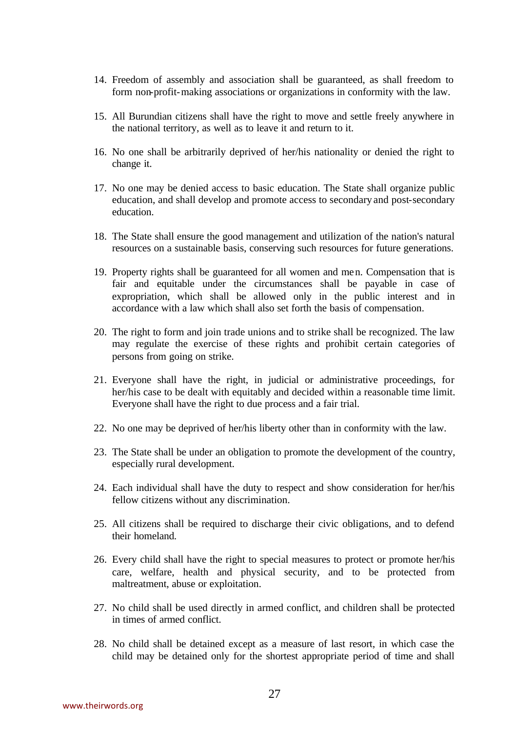14. Freedom of assembly and association shall be guaranteed, as shall freedom to form non-profit-making associations or organizations in conformity with the law.

15. All Burundian citizens shall have the right to move and settle freely anywhere in the national territory, as well as to leave it and return to it.

16. No one shall be arbitrarily deprived of her/his nationality or denied the right to change it.

17. No one may be denied access to basic education. The State shall organize public education, and shall develop and promote access to secondary and post-secondary education.

18. The State shall ensure the good management and utilization of the nation's natural resources on a sustainable basis, conserving such resources for future generations.

19. Property rights shall be guaranteed for all women and men. Compensation that is fair and equitable under the circumstances shall be payable in case of expropriation, which shall be allowed only in the public interest and in accordance with a law which shall also set forth the basis of compensation.

20. The right to form and join trade unions and to strike shall be recognized. The law may regulate the exercise of these rights and prohibit certain categories of persons from going on strike.

21. Everyone shall have the right, in judicial or administrative proceedings, for her/his case to be dealt with equitably and decided within a reasonable time limit. Everyone shall have the right to due process and a fair trial.

22. No one may be deprived of her/his liberty other than in conformity with the law.

23. The State shall be under an obligation to promote the development of the country, especially rural development.

24. Each individual shall have the duty to respect and show consideration for her/his fellow citizens without any discrimination.

25. All citizens shall be required to discharge their civic obligations, and to defend their homeland.

26. Every child shall have the right to special measures to protect or promote her/his care, welfare, health and physical security, and to be protected from maltreatment, abuse or exploitation.

27. No child shall be used directly in armed conflict, and children shall be protected in times of armed conflict.

28. No child shall be detained except as a measure of last resort, in which case the child may be detained only for the shortest appropriate period of time and shall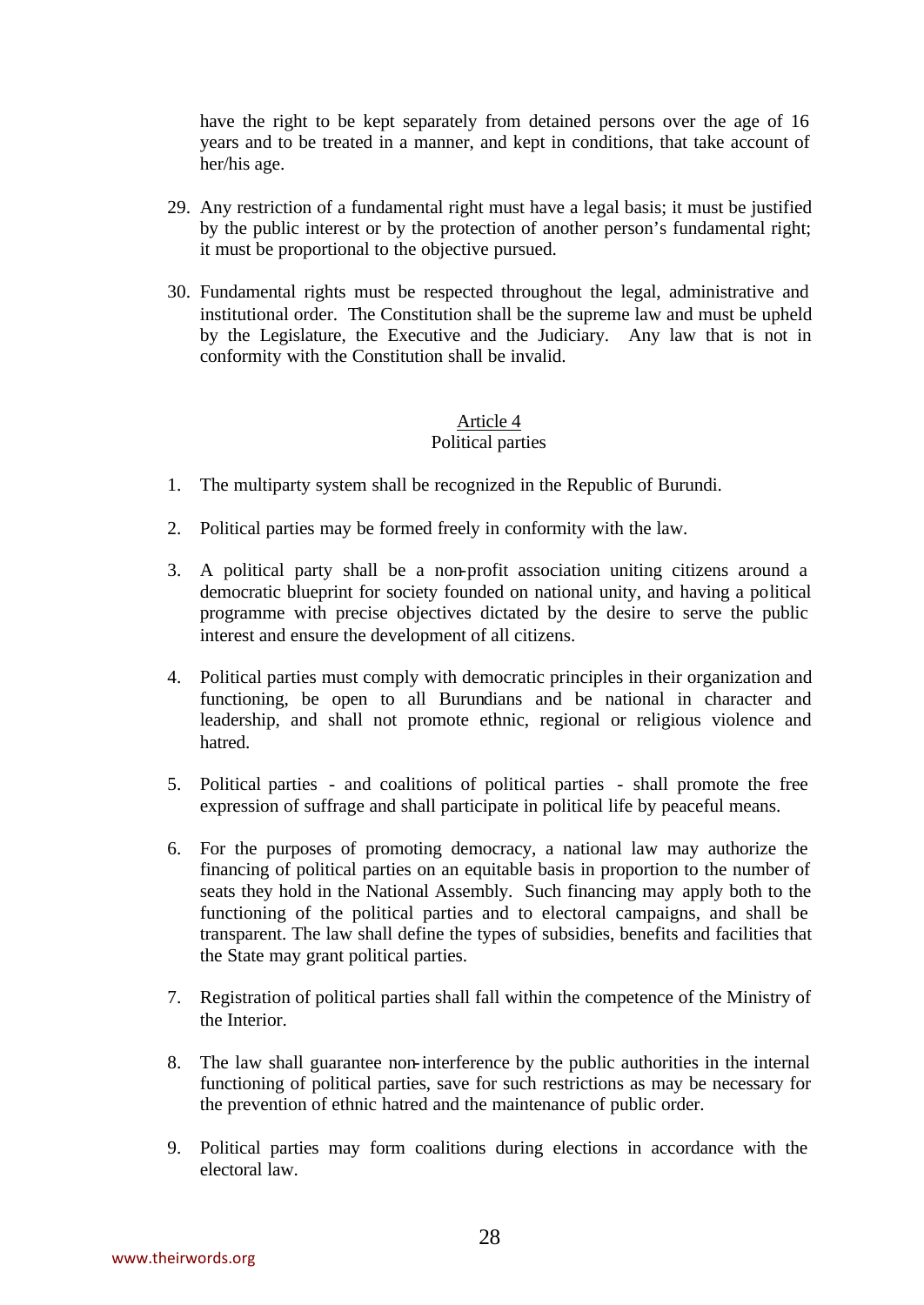have the right to be kept separately from detained persons over the age of 16 years and to be treated in a manner, and kept in conditions, that take account of her/his age.

29. Any restriction of a fundamental right must have a legal basis; it must be justified by the public interest or by the protection of another person's fundamental right; it must be proportional to the objective pursued.

30. Fundamental rights must be respected throughout the legal, administrative and institutional order. The Constitution shall be the supreme law and must be upheld by the Legislature, the Executive and the Judiciary. Any law that is not in conformity with the Constitution shall be invalid.

### Article 4
### Political parties

1. The multiparty system shall be recognized in the Republic of Burundi.

2. Political parties may be formed freely in conformity with the law.

3. A political party shall be a non-profit association uniting citizens around a democratic blueprint for society founded on national unity, and having a political programme with precise objectives dictated by the desire to serve the public interest and ensure the development of all citizens.

4. Political parties must comply with democratic principles in their organization and functioning, be open to all Burundians and be national in character and leadership, and shall not promote ethnic, regional or religious violence and hatred.

5. Political parties - and coalitions of political parties - shall promote the free expression of suffrage and shall participate in political life by peaceful means.

6. For the purposes of promoting democracy, a national law may authorize the financing of political parties on an equitable basis in proportion to the number of seats they hold in the National Assembly. Such financing may apply both to the functioning of the political parties and to electoral campaigns, and shall be transparent. The law shall define the types of subsidies, benefits and facilities that the State may grant political parties.

7. Registration of political parties shall fall within the competence of the Ministry of the Interior.

8. The law shall guarantee non-interference by the public authorities in the internal functioning of political parties, save for such restrictions as may be necessary for the prevention of ethnic hatred and the maintenance of public order.

9. Political parties may form coalitions during elections in accordance with the electoral law.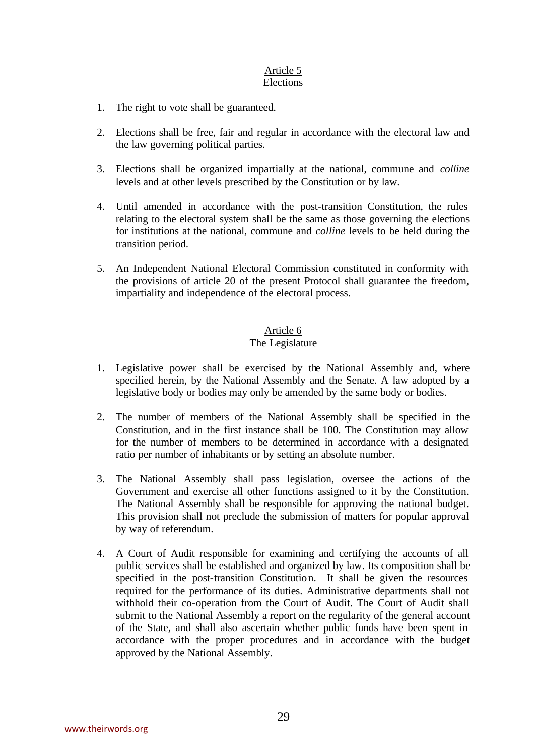## Article 5
Elections

1. The right to vote shall be guaranteed.

2. Elections shall be free, fair and regular in accordance with the electoral law and the law governing political parties.

3. Elections shall be organized impartially at the national, commune and *colline* levels and at other levels prescribed by the Constitution or by law.

4. Until amended in accordance with the post-transition Constitution, the rules relating to the electoral system shall be the same as those governing the elections for institutions at the national, commune and *colline* levels to be held during the transition period.

5. An Independent National Electoral Commission constituted in conformity with the provisions of article 20 of the present Protocol shall guarantee the freedom, impartiality and independence of the electoral process.

## Article 6
The Legislature

1. Legislative power shall be exercised by the National Assembly and, where specified herein, by the National Assembly and the Senate. A law adopted by a legislative body or bodies may only be amended by the same body or bodies.

2. The number of members of the National Assembly shall be specified in the Constitution, and in the first instance shall be 100. The Constitution may allow for the number of members to be determined in accordance with a designated ratio per number of inhabitants or by setting an absolute number.

3. The National Assembly shall pass legislation, oversee the actions of the Government and exercise all other functions assigned to it by the Constitution. The National Assembly shall be responsible for approving the national budget. This provision shall not preclude the submission of matters for popular approval by way of referendum.

4. A Court of Audit responsible for examining and certifying the accounts of all public services shall be established and organized by law. Its composition shall be specified in the post-transition Constitution. It shall be given the resources required for the performance of its duties. Administrative departments shall not withhold their co-operation from the Court of Audit. The Court of Audit shall submit to the National Assembly a report on the regularity of the general account of the State, and shall also ascertain whether public funds have been spent in accordance with the proper procedures and in accordance with the budget approved by the National Assembly.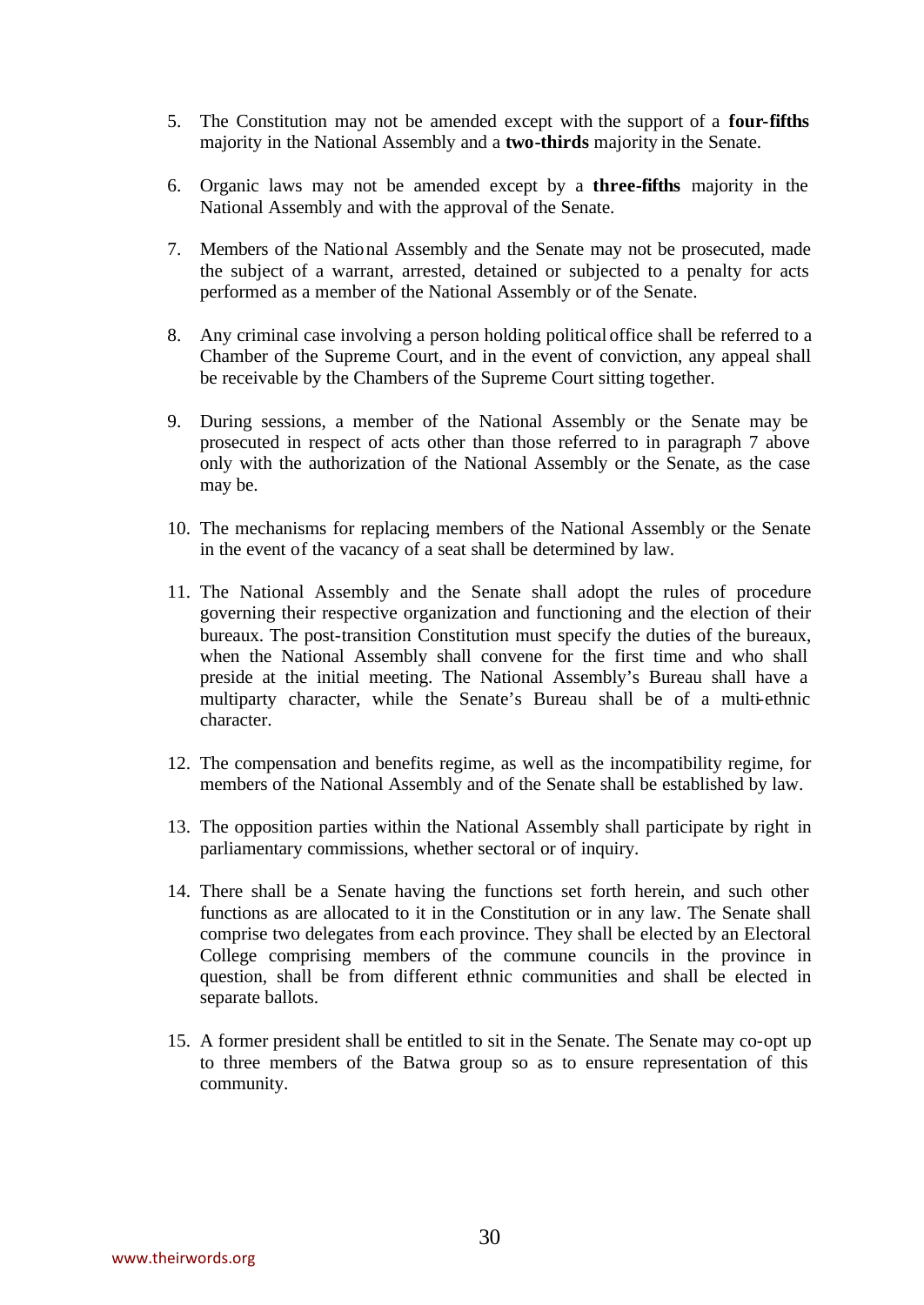5. The Constitution may not be amended except with the support of a **four-fifths** majority in the National Assembly and a **two-thirds** majority in the Senate.

6. Organic laws may not be amended except by a **three-fifths** majority in the National Assembly and with the approval of the Senate.

7. Members of the National Assembly and the Senate may not be prosecuted, made the subject of a warrant, arrested, detained or subjected to a penalty for acts performed as a member of the National Assembly or of the Senate.

8. Any criminal case involving a person holding political office shall be referred to a Chamber of the Supreme Court, and in the event of conviction, any appeal shall be receivable by the Chambers of the Supreme Court sitting together.

9. During sessions, a member of the National Assembly or the Senate may be prosecuted in respect of acts other than those referred to in paragraph 7 above only with the authorization of the National Assembly or the Senate, as the case may be.

10. The mechanisms for replacing members of the National Assembly or the Senate in the event of the vacancy of a seat shall be determined by law.

11. The National Assembly and the Senate shall adopt the rules of procedure governing their respective organization and functioning and the election of their bureaux. The post-transition Constitution must specify the duties of the bureaux, when the National Assembly shall convene for the first time and who shall preside at the initial meeting. The National Assembly's Bureau shall have a multiparty character, while the Senate's Bureau shall be of a multi-ethnic character.

12. The compensation and benefits regime, as well as the incompatibility regime, for members of the National Assembly and of the Senate shall be established by law.

13. The opposition parties within the National Assembly shall participate by right in parliamentary commissions, whether sectoral or of inquiry.

14. There shall be a Senate having the functions set forth herein, and such other functions as are allocated to it in the Constitution or in any law. The Senate shall comprise two delegates from each province. They shall be elected by an Electoral College comprising members of the commune councils in the province in question, shall be from different ethnic communities and shall be elected in separate ballots.

15. A former president shall be entitled to sit in the Senate. The Senate may co-opt up to three members of the Batwa group so as to ensure representation of this community.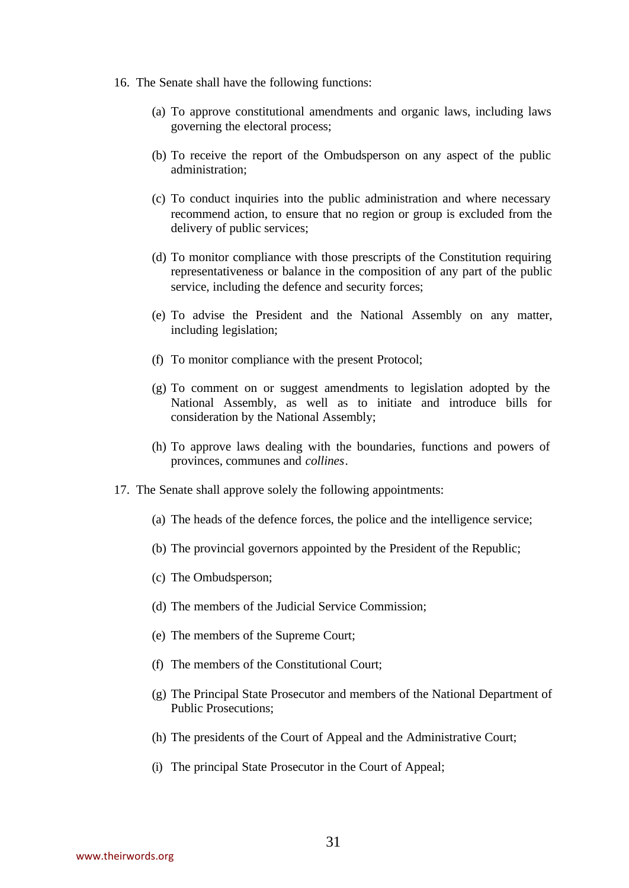16. The Senate shall have the following functions:

    (a) To approve constitutional amendments and organic laws, including laws governing the electoral process;

    (b) To receive the report of the Ombudsperson on any aspect of the public administration;

    (c) To conduct inquiries into the public administration and where necessary recommend action, to ensure that no region or group is excluded from the delivery of public services;

    (d) To monitor compliance with those prescripts of the Constitution requiring representativeness or balance in the composition of any part of the public service, including the defence and security forces;

    (e) To advise the President and the National Assembly on any matter, including legislation;

    (f) To monitor compliance with the present Protocol;

    (g) To comment on or suggest amendments to legislation adopted by the National Assembly, as well as to initiate and introduce bills for consideration by the National Assembly;

    (h) To approve laws dealing with the boundaries, functions and powers of provinces, communes and *collines*.

17. The Senate shall approve solely the following appointments:

    (a) The heads of the defence forces, the police and the intelligence service;

    (b) The provincial governors appointed by the President of the Republic;

    (c) The Ombudsperson;

    (d) The members of the Judicial Service Commission;

    (e) The members of the Supreme Court;

    (f) The members of the Constitutional Court;

    (g) The Principal State Prosecutor and members of the National Department of Public Prosecutions;

    (h) The presidents of the Court of Appeal and the Administrative Court;

    (i) The principal State Prosecutor in the Court of Appeal;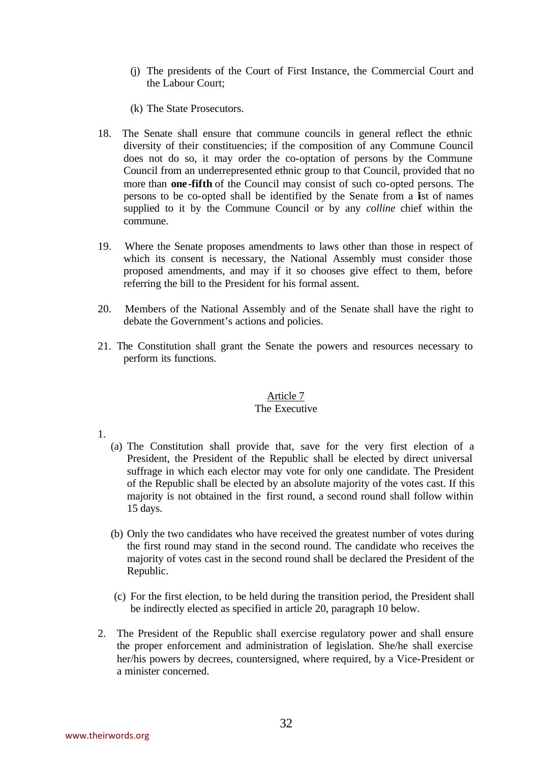(j) The presidents of the Court of First Instance, the Commercial Court and the Labour Court;

(k) The State Prosecutors.

18. The Senate shall ensure that commune councils in general reflect the ethnic diversity of their constituencies; if the composition of any Commune Council does not do so, it may order the co-optation of persons by the Commune Council from an underrepresented ethnic group to that Council, provided that no more than **one-fifth** of the Council may consist of such co-opted persons. The persons to be co-opted shall be identified by the Senate from a list of names supplied to it by the Commune Council or by any *colline* chief within the commune.

19. Where the Senate proposes amendments to laws other than those in respect of which its consent is necessary, the National Assembly must consider those proposed amendments, and may if it so chooses give effect to them, before referring the bill to the President for his formal assent.

20. Members of the National Assembly and of the Senate shall have the right to debate the Government's actions and policies.

21. The Constitution shall grant the Senate the powers and resources necessary to perform its functions.

## Article 7
## The Executive

1.
   (a) The Constitution shall provide that, save for the very first election of a President, the President of the Republic shall be elected by direct universal suffrage in which each elector may vote for only one candidate. The President of the Republic shall be elected by an absolute majority of the votes cast. If this majority is not obtained in the first round, a second round shall follow within 15 days.

   (b) Only the two candidates who have received the greatest number of votes during the first round may stand in the second round. The candidate who receives the majority of votes cast in the second round shall be declared the President of the Republic.

   (c) For the first election, to be held during the transition period, the President shall be indirectly elected as specified in article 20, paragraph 10 below.

2. The President of the Republic shall exercise regulatory power and shall ensure the proper enforcement and administration of legislation. She/he shall exercise her/his powers by decrees, countersigned, where required, by a Vice-President or a minister concerned.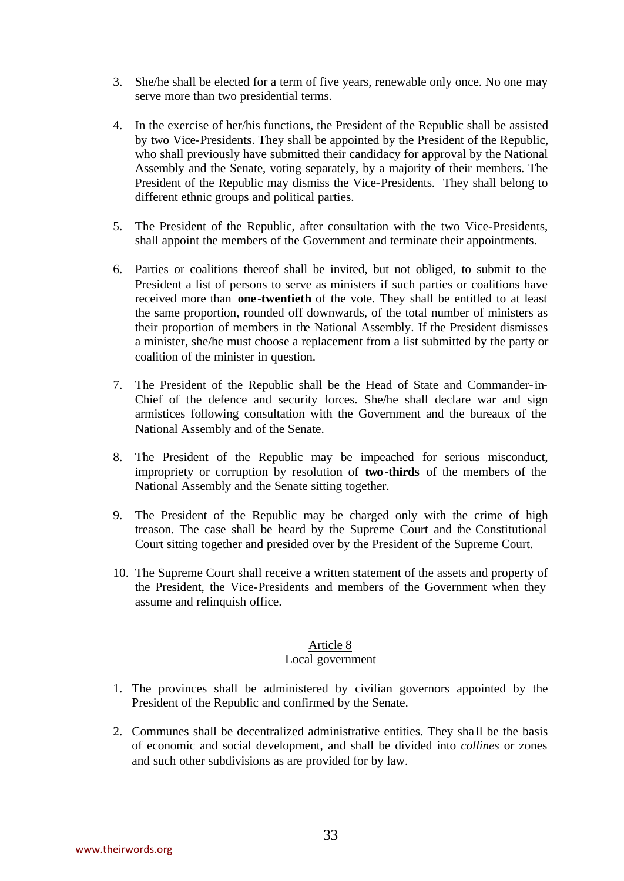3. She/he shall be elected for a term of five years, renewable only once. No one may serve more than two presidential terms.

4. In the exercise of her/his functions, the President of the Republic shall be assisted by two Vice-Presidents. They shall be appointed by the President of the Republic, who shall previously have submitted their candidacy for approval by the National Assembly and the Senate, voting separately, by a majority of their members. The President of the Republic may dismiss the Vice-Presidents. They shall belong to different ethnic groups and political parties.

5. The President of the Republic, after consultation with the two Vice-Presidents, shall appoint the members of the Government and terminate their appointments.

6. Parties or coalitions thereof shall be invited, but not obliged, to submit to the President a list of persons to serve as ministers if such parties or coalitions have received more than **one-twentieth** of the vote. They shall be entitled to at least the same proportion, rounded off downwards, of the total number of ministers as their proportion of members in the National Assembly. If the President dismisses a minister, she/he must choose a replacement from a list submitted by the party or coalition of the minister in question.

7. The President of the Republic shall be the Head of State and Commander-in-Chief of the defence and security forces. She/he shall declare war and sign armistices following consultation with the Government and the bureaux of the National Assembly and of the Senate.

8. The President of the Republic may be impeached for serious misconduct, impropriety or corruption by resolution of **two-thirds** of the members of the National Assembly and the Senate sitting together.

9. The President of the Republic may be charged only with the crime of high treason. The case shall be heard by the Supreme Court and the Constitutional Court sitting together and presided over by the President of the Supreme Court.

10. The Supreme Court shall receive a written statement of the assets and property of the President, the Vice-Presidents and members of the Government when they assume and relinquish office.

## Article 8
### Local government

1. The provinces shall be administered by civilian governors appointed by the President of the Republic and confirmed by the Senate.

2. Communes shall be decentralized administrative entities. They shall be the basis of economic and social development, and shall be divided into *collines* or zones and such other subdivisions as are provided for by law.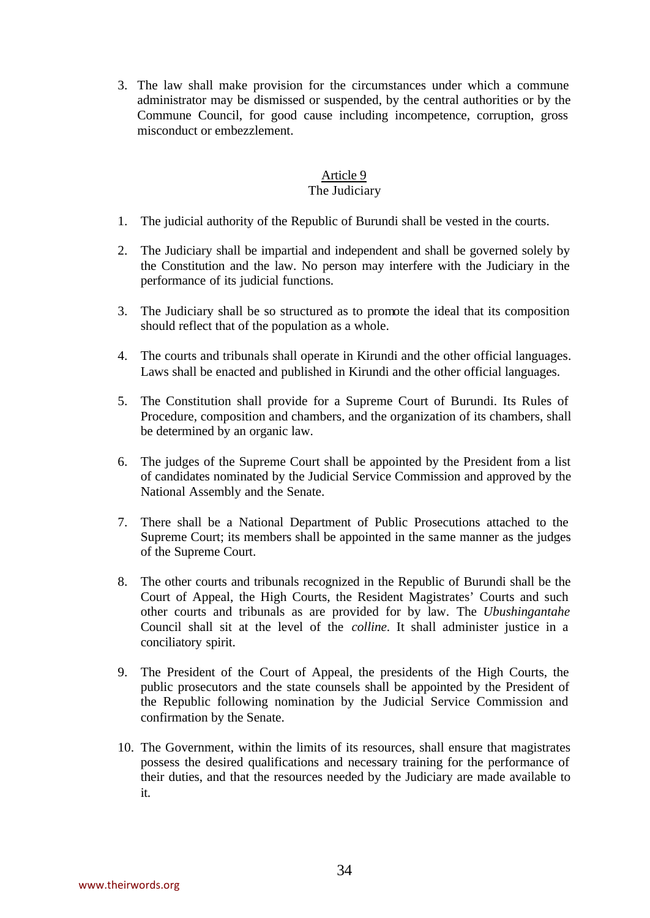3. The law shall make provision for the circumstances under which a commune administrator may be dismissed or suspended, by the central authorities or by the Commune Council, for good cause including incompetence, corruption, gross misconduct or embezzlement.

### Article 9
### The Judiciary

1. The judicial authority of the Republic of Burundi shall be vested in the courts.

2. The Judiciary shall be impartial and independent and shall be governed solely by the Constitution and the law. No person may interfere with the Judiciary in the performance of its judicial functions.

3. The Judiciary shall be so structured as to promote the ideal that its composition should reflect that of the population as a whole.

4. The courts and tribunals shall operate in Kirundi and the other official languages. Laws shall be enacted and published in Kirundi and the other official languages.

5. The Constitution shall provide for a Supreme Court of Burundi. Its Rules of Procedure, composition and chambers, and the organization of its chambers, shall be determined by an organic law.

6. The judges of the Supreme Court shall be appointed by the President from a list of candidates nominated by the Judicial Service Commission and approved by the National Assembly and the Senate.

7. There shall be a National Department of Public Prosecutions attached to the Supreme Court; its members shall be appointed in the same manner as the judges of the Supreme Court.

8. The other courts and tribunals recognized in the Republic of Burundi shall be the Court of Appeal, the High Courts, the Resident Magistrates' Courts and such other courts and tribunals as are provided for by law. The *Ubushingantahe* Council shall sit at the level of the *colline*. It shall administer justice in a conciliatory spirit.

9. The President of the Court of Appeal, the presidents of the High Courts, the public prosecutors and the state counsels shall be appointed by the President of the Republic following nomination by the Judicial Service Commission and confirmation by the Senate.

10. The Government, within the limits of its resources, shall ensure that magistrates possess the desired qualifications and necessary training for the performance of their duties, and that the resources needed by the Judiciary are made available to it.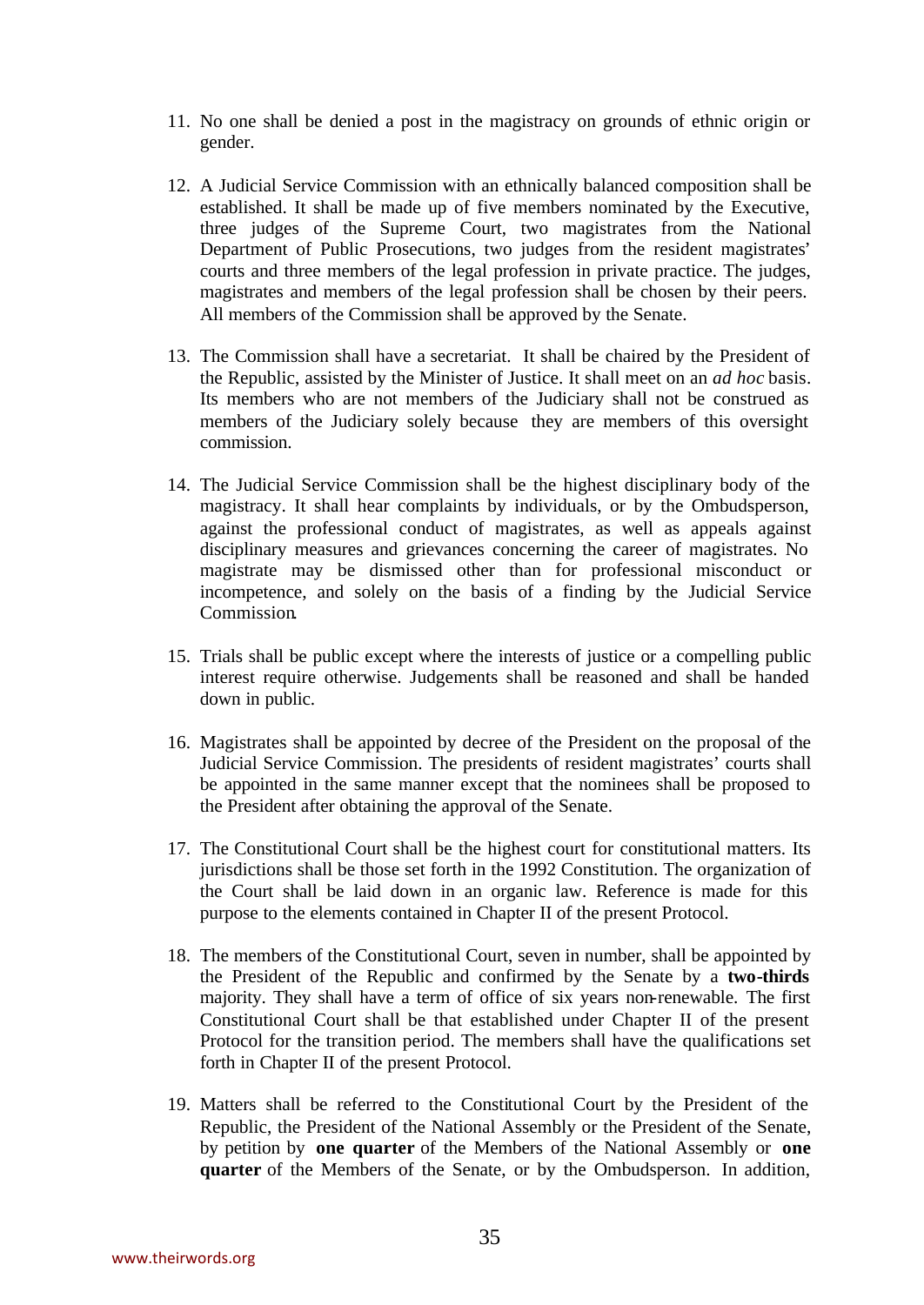11. No one shall be denied a post in the magistracy on grounds of ethnic origin or gender.

12. A Judicial Service Commission with an ethnically balanced composition shall be established. It shall be made up of five members nominated by the Executive, three judges of the Supreme Court, two magistrates from the National Department of Public Prosecutions, two judges from the resident magistrates' courts and three members of the legal profession in private practice. The judges, magistrates and members of the legal profession shall be chosen by their peers. All members of the Commission shall be approved by the Senate.

13. The Commission shall have a secretariat. It shall be chaired by the President of the Republic, assisted by the Minister of Justice. It shall meet on an *ad hoc* basis. Its members who are not members of the Judiciary shall not be construed as members of the Judiciary solely because they are members of this oversight commission.

14. The Judicial Service Commission shall be the highest disciplinary body of the magistracy. It shall hear complaints by individuals, or by the Ombudsperson, against the professional conduct of magistrates, as well as appeals against disciplinary measures and grievances concerning the career of magistrates. No magistrate may be dismissed other than for professional misconduct or incompetence, and solely on the basis of a finding by the Judicial Service Commission.

15. Trials shall be public except where the interests of justice or a compelling public interest require otherwise. Judgements shall be reasoned and shall be handed down in public.

16. Magistrates shall be appointed by decree of the President on the proposal of the Judicial Service Commission. The presidents of resident magistrates' courts shall be appointed in the same manner except that the nominees shall be proposed to the President after obtaining the approval of the Senate.

17. The Constitutional Court shall be the highest court for constitutional matters. Its jurisdictions shall be those set forth in the 1992 Constitution. The organization of the Court shall be laid down in an organic law. Reference is made for this purpose to the elements contained in Chapter II of the present Protocol.

18. The members of the Constitutional Court, seven in number, shall be appointed by the President of the Republic and confirmed by the Senate by a **two-thirds** majority. They shall have a term of office of six years non-renewable. The first Constitutional Court shall be that established under Chapter II of the present Protocol for the transition period. The members shall have the qualifications set forth in Chapter II of the present Protocol.

19. Matters shall be referred to the Constitutional Court by the President of the Republic, the President of the National Assembly or the President of the Senate, by petition by **one quarter** of the Members of the National Assembly or **one quarter** of the Members of the Senate, or by the Ombudsperson. In addition,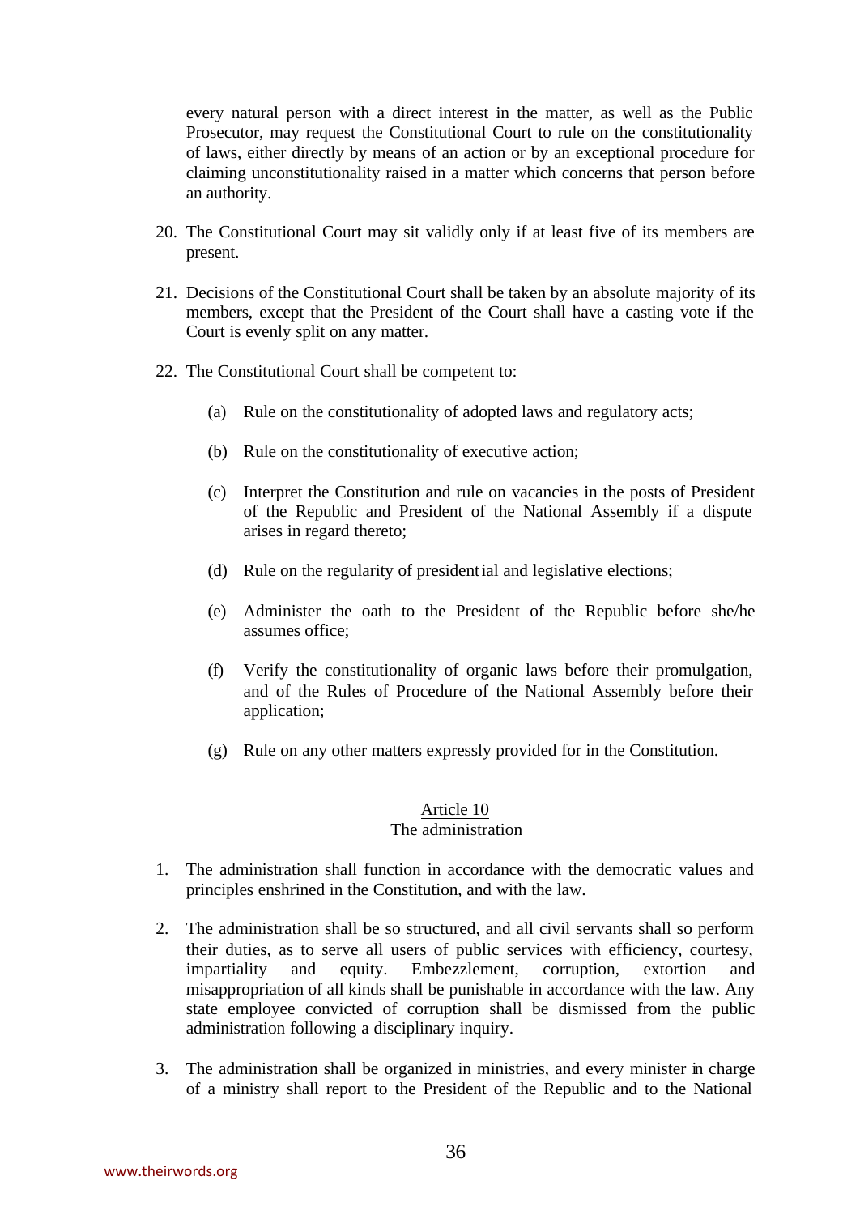every natural person with a direct interest in the matter, as well as the Public Prosecutor, may request the Constitutional Court to rule on the constitutionality of laws, either directly by means of an action or by an exceptional procedure for claiming unconstitutionality raised in a matter which concerns that person before an authority.

20. The Constitutional Court may sit validly only if at least five of its members are present.

21. Decisions of the Constitutional Court shall be taken by an absolute majority of its members, except that the President of the Court shall have a casting vote if the Court is evenly split on any matter.

22. The Constitutional Court shall be competent to:

    (a) Rule on the constitutionality of adopted laws and regulatory acts;

    (b) Rule on the constitutionality of executive action;

    (c) Interpret the Constitution and rule on vacancies in the posts of President of the Republic and President of the National Assembly if a dispute arises in regard thereto;

    (d) Rule on the regularity of presidential and legislative elections;

    (e) Administer the oath to the President of the Republic before she/he assumes office;

    (f) Verify the constitutionality of organic laws before their promulgation, and of the Rules of Procedure of the National Assembly before their application;

    (g) Rule on any other matters expressly provided for in the Constitution.

## Article 10
### The administration

1. The administration shall function in accordance with the democratic values and principles enshrined in the Constitution, and with the law.

2. The administration shall be so structured, and all civil servants shall so perform their duties, as to serve all users of public services with efficiency, courtesy, impartiality and equity. Embezzlement, corruption, extortion and misappropriation of all kinds shall be punishable in accordance with the law. Any state employee convicted of corruption shall be dismissed from the public administration following a disciplinary inquiry.

3. The administration shall be organized in ministries, and every minister in charge of a ministry shall report to the President of the Republic and to the National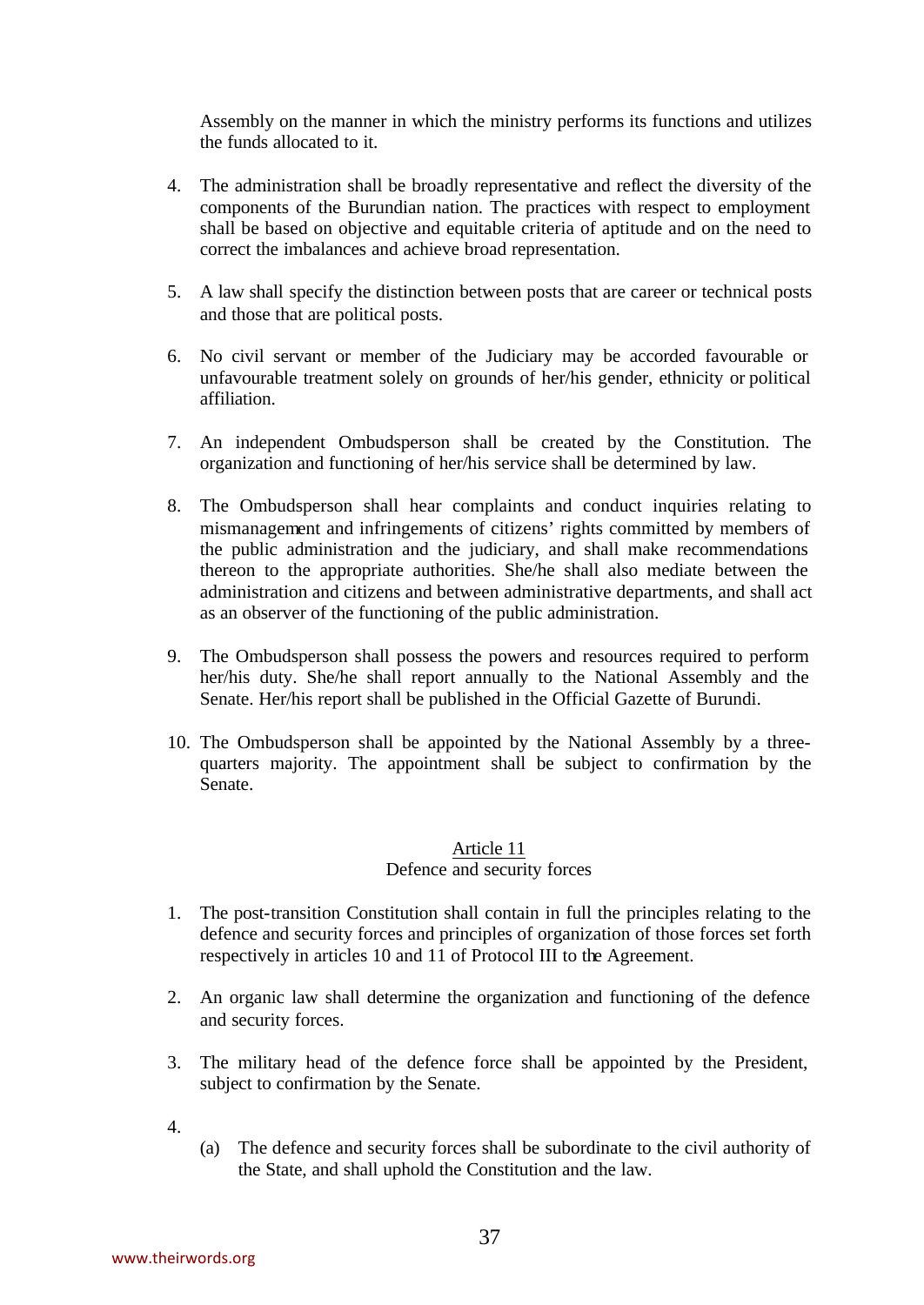Assembly on the manner in which the ministry performs its functions and utilizes the funds allocated to it.

4. The administration shall be broadly representative and reflect the diversity of the components of the Burundian nation. The practices with respect to employment shall be based on objective and equitable criteria of aptitude and on the need to correct the imbalances and achieve broad representation.

5. A law shall specify the distinction between posts that are career or technical posts and those that are political posts.

6. No civil servant or member of the Judiciary may be accorded favourable or unfavourable treatment solely on grounds of her/his gender, ethnicity or political affiliation.

7. An independent Ombudsperson shall be created by the Constitution. The organization and functioning of her/his service shall be determined by law.

8. The Ombudsperson shall hear complaints and conduct inquiries relating to mismanagement and infringements of citizens' rights committed by members of the public administration and the judiciary, and shall make recommendations thereon to the appropriate authorities. She/he shall also mediate between the administration and citizens and between administrative departments, and shall act as an observer of the functioning of the public administration.

9. The Ombudsperson shall possess the powers and resources required to perform her/his duty. She/he shall report annually to the National Assembly and the Senate. Her/his report shall be published in the Official Gazette of Burundi.

10. The Ombudsperson shall be appointed by the National Assembly by a three-quarters majority. The appointment shall be subject to confirmation by the Senate.

### Article 11
### Defence and security forces

1. The post-transition Constitution shall contain in full the principles relating to the defence and security forces and principles of organization of those forces set forth respectively in articles 10 and 11 of Protocol III to the Agreement.

2. An organic law shall determine the organization and functioning of the defence and security forces.

3. The military head of the defence force shall be appointed by the President, subject to confirmation by the Senate.

4. 
   (a) The defence and security forces shall be subordinate to the civil authority of the State, and shall uphold the Constitution and the law.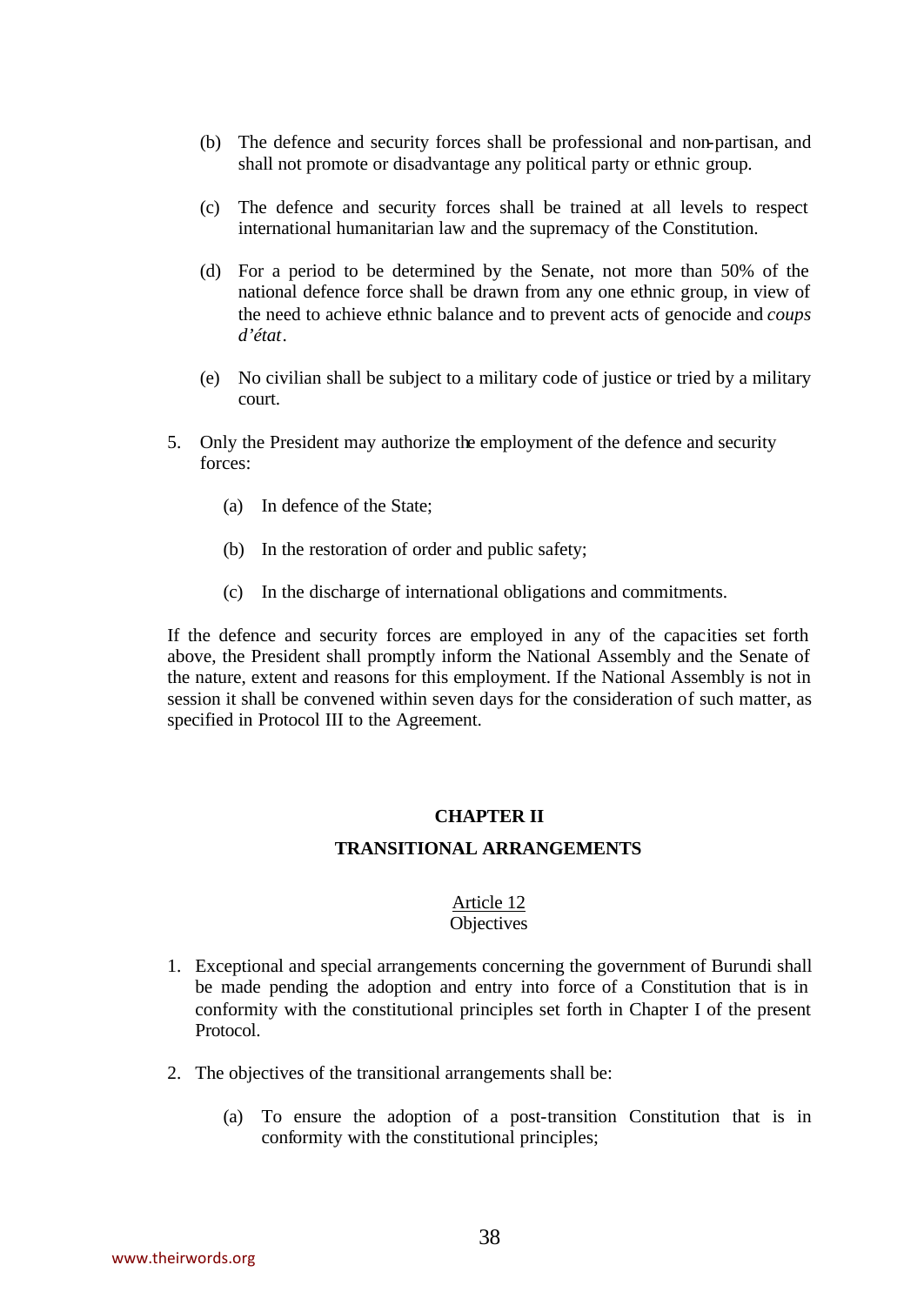(b) The defence and security forces shall be professional and non-partisan, and shall not promote or disadvantage any political party or ethnic group.

(c) The defence and security forces shall be trained at all levels to respect international humanitarian law and the supremacy of the Constitution.

(d) For a period to be determined by the Senate, not more than 50% of the national defence force shall be drawn from any one ethnic group, in view of the need to achieve ethnic balance and to prevent acts of genocide and *coups d'état*.

(e) No civilian shall be subject to a military code of justice or tried by a military court.

5. Only the President may authorize the employment of the defence and security forces:

   (a) In defence of the State;

   (b) In the restoration of order and public safety;

   (c) In the discharge of international obligations and commitments.

If the defence and security forces are employed in any of the capacities set forth above, the President shall promptly inform the National Assembly and the Senate of the nature, extent and reasons for this employment. If the National Assembly is not in session it shall be convened within seven days for the consideration of such matter, as specified in Protocol III to the Agreement.

## CHAPTER II

## TRANSITIONAL ARRANGEMENTS

### Article 12
Objectives

1. Exceptional and special arrangements concerning the government of Burundi shall be made pending the adoption and entry into force of a Constitution that is in conformity with the constitutional principles set forth in Chapter I of the present Protocol.

2. The objectives of the transitional arrangements shall be:

   (a) To ensure the adoption of a post-transition Constitution that is in conformity with the constitutional principles;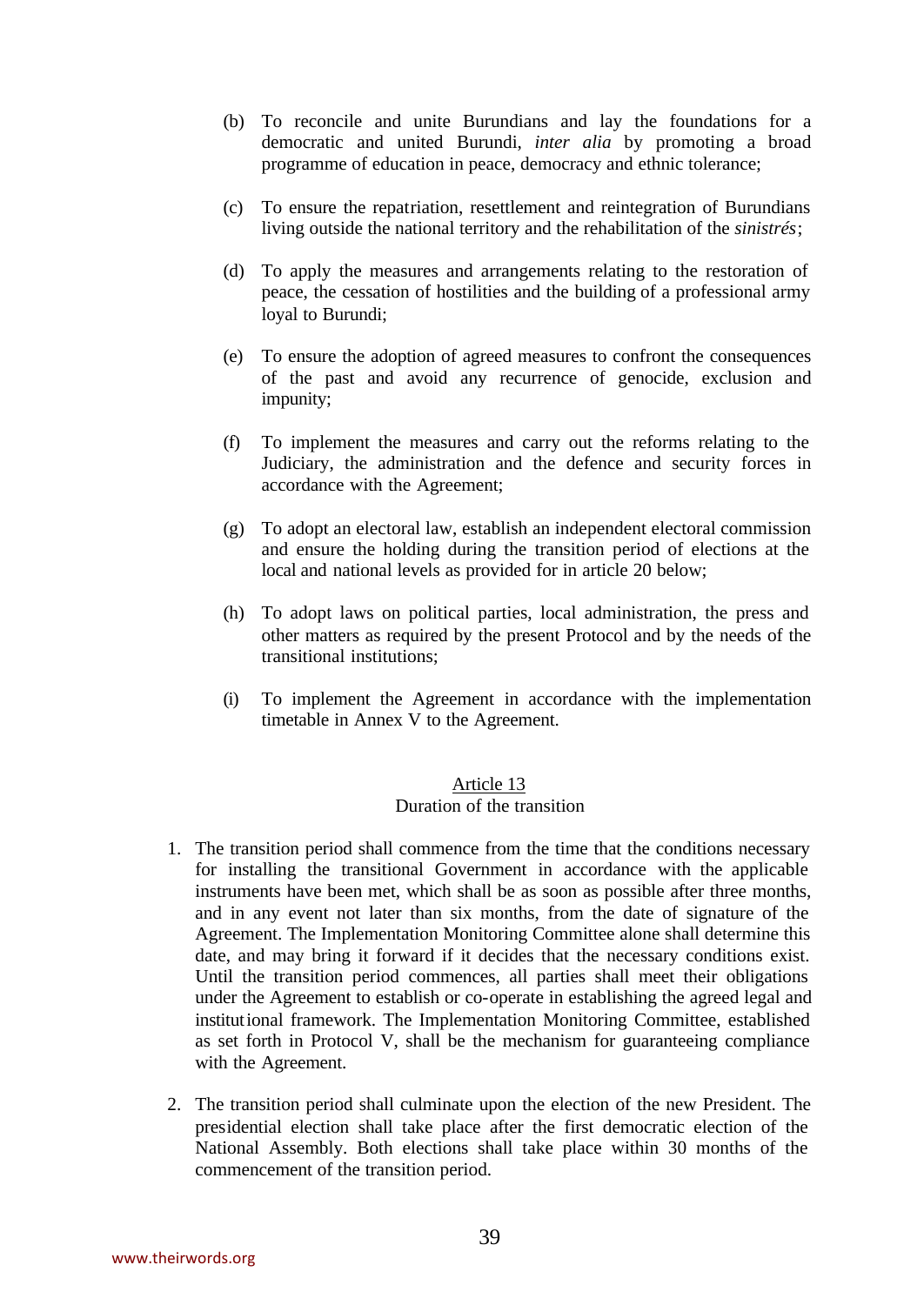(b) To reconcile and unite Burundians and lay the foundations for a democratic and united Burundi, *inter alia* by promoting a broad programme of education in peace, democracy and ethnic tolerance;

(c) To ensure the repatriation, resettlement and reintegration of Burundians living outside the national territory and the rehabilitation of the *sinistrés*;

(d) To apply the measures and arrangements relating to the restoration of peace, the cessation of hostilities and the building of a professional army loyal to Burundi;

(e) To ensure the adoption of agreed measures to confront the consequences of the past and avoid any recurrence of genocide, exclusion and impunity;

(f) To implement the measures and carry out the reforms relating to the Judiciary, the administration and the defence and security forces in accordance with the Agreement;

(g) To adopt an electoral law, establish an independent electoral commission and ensure the holding during the transition period of elections at the local and national levels as provided for in article 20 below;

(h) To adopt laws on political parties, local administration, the press and other matters as required by the present Protocol and by the needs of the transitional institutions;

(i) To implement the Agreement in accordance with the implementation timetable in Annex V to the Agreement.

### Article 13
### Duration of the transition

1. The transition period shall commence from the time that the conditions necessary for installing the transitional Government in accordance with the applicable instruments have been met, which shall be as soon as possible after three months, and in any event not later than six months, from the date of signature of the Agreement. The Implementation Monitoring Committee alone shall determine this date, and may bring it forward if it decides that the necessary conditions exist. Until the transition period commences, all parties shall meet their obligations under the Agreement to establish or co-operate in establishing the agreed legal and institutional framework. The Implementation Monitoring Committee, established as set forth in Protocol V, shall be the mechanism for guaranteeing compliance with the Agreement.

2. The transition period shall culminate upon the election of the new President. The presidential election shall take place after the first democratic election of the National Assembly. Both elections shall take place within 30 months of the commencement of the transition period.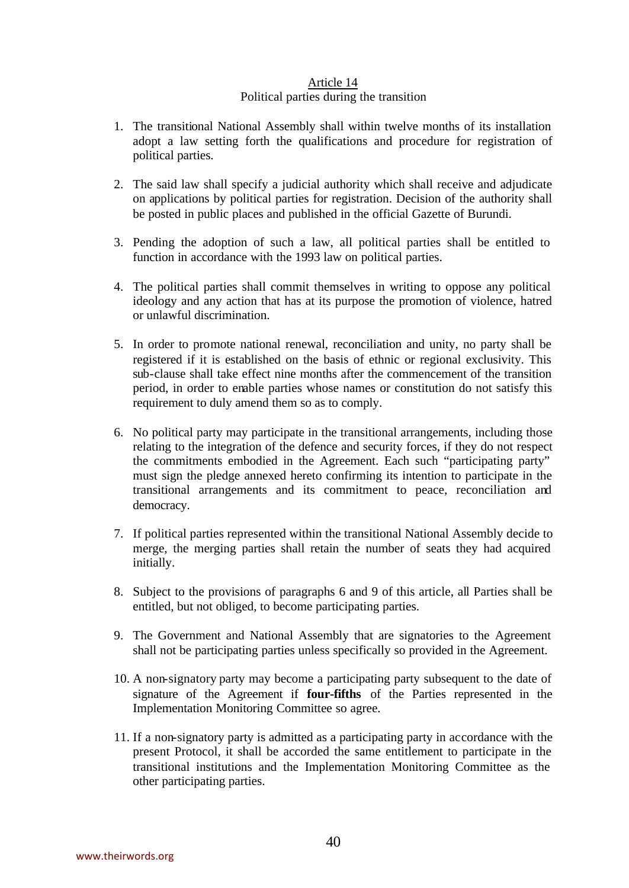## Article 14

Political parties during the transition

1. The transitional National Assembly shall within twelve months of its installation adopt a law setting forth the qualifications and procedure for registration of political parties.

2. The said law shall specify a judicial authority which shall receive and adjudicate on applications by political parties for registration. Decision of the authority shall be posted in public places and published in the official Gazette of Burundi.

3. Pending the adoption of such a law, all political parties shall be entitled to function in accordance with the 1993 law on political parties.

4. The political parties shall commit themselves in writing to oppose any political ideology and any action that has at its purpose the promotion of violence, hatred or unlawful discrimination.

5. In order to promote national renewal, reconciliation and unity, no party shall be registered if it is established on the basis of ethnic or regional exclusivity. This sub-clause shall take effect nine months after the commencement of the transition period, in order to enable parties whose names or constitution do not satisfy this requirement to duly amend them so as to comply.

6. No political party may participate in the transitional arrangements, including those relating to the integration of the defence and security forces, if they do not respect the commitments embodied in the Agreement. Each such "participating party" must sign the pledge annexed hereto confirming its intention to participate in the transitional arrangements and its commitment to peace, reconciliation and democracy.

7. If political parties represented within the transitional National Assembly decide to merge, the merging parties shall retain the number of seats they had acquired initially.

8. Subject to the provisions of paragraphs 6 and 9 of this article, all Parties shall be entitled, but not obliged, to become participating parties.

9. The Government and National Assembly that are signatories to the Agreement shall not be participating parties unless specifically so provided in the Agreement.

10. A non-signatory party may become a participating party subsequent to the date of signature of the Agreement if **four-fifths** of the Parties represented in the Implementation Monitoring Committee so agree.

11. If a non-signatory party is admitted as a participating party in accordance with the present Protocol, it shall be accorded the same entitlement to participate in the transitional institutions and the Implementation Monitoring Committee as the other participating parties.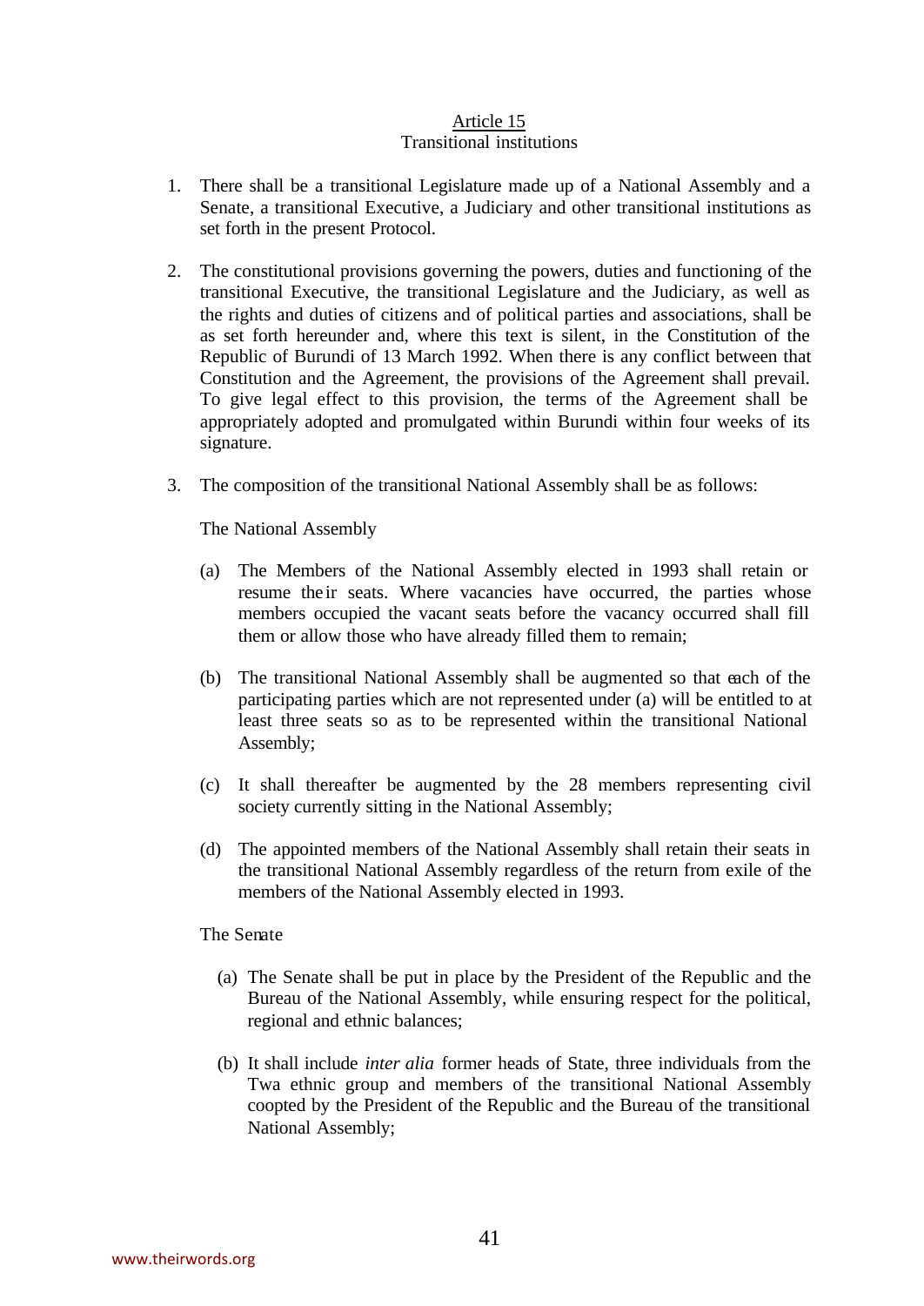## Article 15

### Transitional institutions

1. There shall be a transitional Legislature made up of a National Assembly and a Senate, a transitional Executive, a Judiciary and other transitional institutions as set forth in the present Protocol.

2. The constitutional provisions governing the powers, duties and functioning of the transitional Executive, the transitional Legislature and the Judiciary, as well as the rights and duties of citizens and of political parties and associations, shall be as set forth hereunder and, where this text is silent, in the Constitution of the Republic of Burundi of 13 March 1992. When there is any conflict between that Constitution and the Agreement, the provisions of the Agreement shall prevail. To give legal effect to this provision, the terms of the Agreement shall be appropriately adopted and promulgated within Burundi within four weeks of its signature.

3. The composition of the transitional National Assembly shall be as follows:

   The National Assembly

   (a) The Members of the National Assembly elected in 1993 shall retain or resume their seats. Where vacancies have occurred, the parties whose members occupied the vacant seats before the vacancy occurred shall fill them or allow those who have already filled them to remain;

   (b) The transitional National Assembly shall be augmented so that each of the participating parties which are not represented under (a) will be entitled to at least three seats so as to be represented within the transitional National Assembly;

   (c) It shall thereafter be augmented by the 28 members representing civil society currently sitting in the National Assembly;

   (d) The appointed members of the National Assembly shall retain their seats in the transitional National Assembly regardless of the return from exile of the members of the National Assembly elected in 1993.

   The Senate

   (a) The Senate shall be put in place by the President of the Republic and the Bureau of the National Assembly, while ensuring respect for the political, regional and ethnic balances;

   (b) It shall include *inter alia* former heads of State, three individuals from the Twa ethnic group and members of the transitional National Assembly coopted by the President of the Republic and the Bureau of the transitional National Assembly;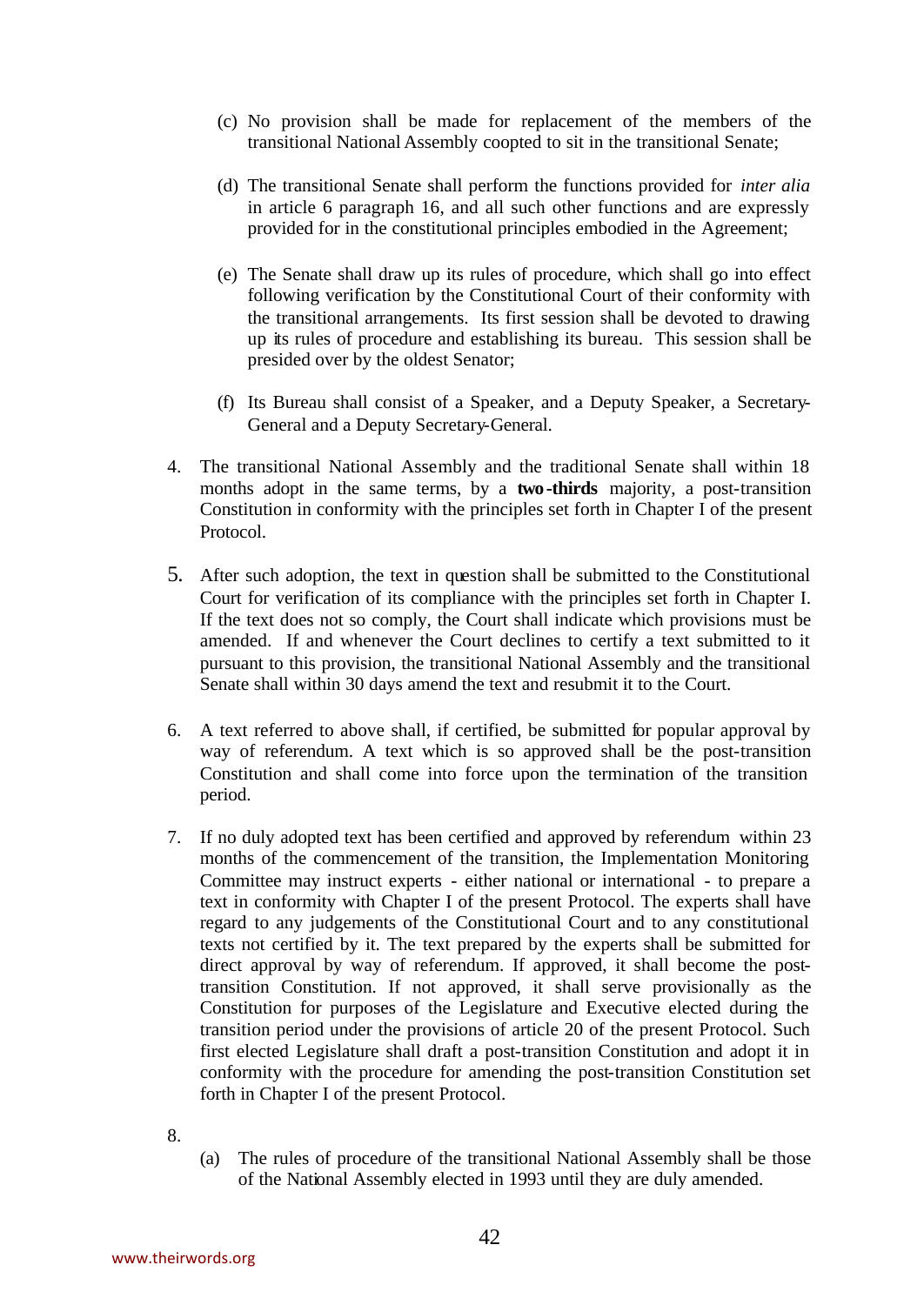(c) No provision shall be made for replacement of the members of the transitional National Assembly coopted to sit in the transitional Senate;

(d) The transitional Senate shall perform the functions provided for *inter alia* in article 6 paragraph 16, and all such other functions and are expressly provided for in the constitutional principles embodied in the Agreement;

(e) The Senate shall draw up its rules of procedure, which shall go into effect following verification by the Constitutional Court of their conformity with the transitional arrangements. Its first session shall be devoted to drawing up its rules of procedure and establishing its bureau. This session shall be presided over by the oldest Senator;

(f) Its Bureau shall consist of a Speaker, and a Deputy Speaker, a Secretary-General and a Deputy Secretary-General.

4. The transitional National Assembly and the traditional Senate shall within 18 months adopt in the same terms, by a **two-thirds** majority, a post-transition Constitution in conformity with the principles set forth in Chapter I of the present Protocol.

5. After such adoption, the text in question shall be submitted to the Constitutional Court for verification of its compliance with the principles set forth in Chapter I. If the text does not so comply, the Court shall indicate which provisions must be amended. If and whenever the Court declines to certify a text submitted to it pursuant to this provision, the transitional National Assembly and the transitional Senate shall within 30 days amend the text and resubmit it to the Court.

6. A text referred to above shall, if certified, be submitted for popular approval by way of referendum. A text which is so approved shall be the post-transition Constitution and shall come into force upon the termination of the transition period.

7. If no duly adopted text has been certified and approved by referendum within 23 months of the commencement of the transition, the Implementation Monitoring Committee may instruct experts - either national or international - to prepare a text in conformity with Chapter I of the present Protocol. The experts shall have regard to any judgements of the Constitutional Court and to any constitutional texts not certified by it. The text prepared by the experts shall be submitted for direct approval by way of referendum. If approved, it shall become the post-transition Constitution. If not approved, it shall serve provisionally as the Constitution for purposes of the Legislature and Executive elected during the transition period under the provisions of article 20 of the present Protocol. Such first elected Legislature shall draft a post-transition Constitution and adopt it in conformity with the procedure for amending the post-transition Constitution set forth in Chapter I of the present Protocol.

8.

(a) The rules of procedure of the transitional National Assembly shall be those of the National Assembly elected in 1993 until they are duly amended.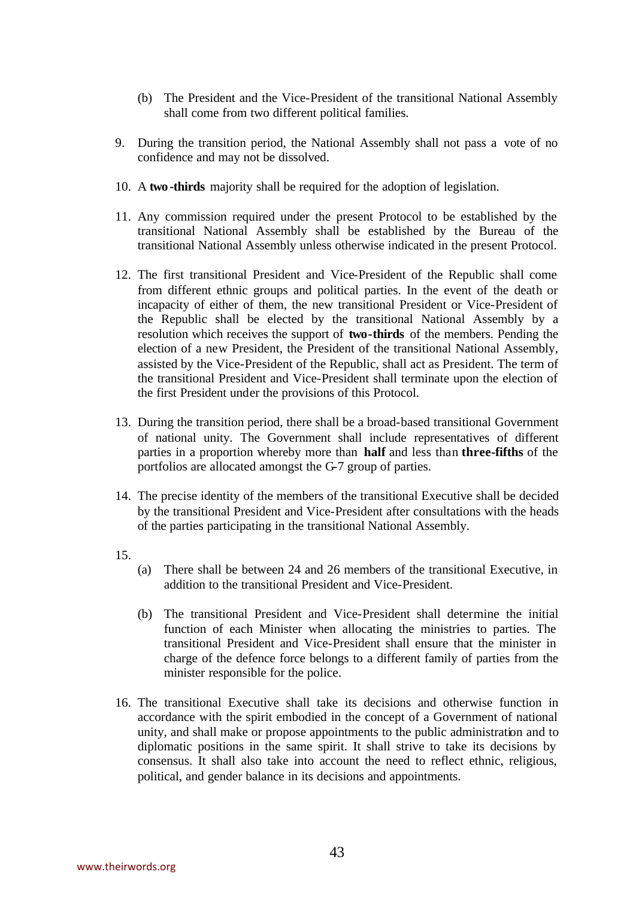(b) The President and the Vice-President of the transitional National Assembly shall come from two different political families.

9. During the transition period, the National Assembly shall not pass a vote of no confidence and may not be dissolved.

10. A **two-thirds** majority shall be required for the adoption of legislation.

11. Any commission required under the present Protocol to be established by the transitional National Assembly shall be established by the Bureau of the transitional National Assembly unless otherwise indicated in the present Protocol.

12. The first transitional President and Vice-President of the Republic shall come from different ethnic groups and political parties. In the event of the death or incapacity of either of them, the new transitional President or Vice-President of the Republic shall be elected by the transitional National Assembly by a resolution which receives the support of **two-thirds** of the members. Pending the election of a new President, the President of the transitional National Assembly, assisted by the Vice-President of the Republic, shall act as President. The term of the transitional President and Vice-President shall terminate upon the election of the first President under the provisions of this Protocol.

13. During the transition period, there shall be a broad-based transitional Government of national unity. The Government shall include representatives of different parties in a proportion whereby more than **half** and less than **three-fifths** of the portfolios are allocated amongst the G-7 group of parties.

14. The precise identity of the members of the transitional Executive shall be decided by the transitional President and Vice-President after consultations with the heads of the parties participating in the transitional National Assembly.

15.
   (a) There shall be between 24 and 26 members of the transitional Executive, in addition to the transitional President and Vice-President.

   (b) The transitional President and Vice-President shall determine the initial function of each Minister when allocating the ministries to parties. The transitional President and Vice-President shall ensure that the minister in charge of the defence force belongs to a different family of parties from the minister responsible for the police.

16. The transitional Executive shall take its decisions and otherwise function in accordance with the spirit embodied in the concept of a Government of national unity, and shall make or propose appointments to the public administration and to diplomatic positions in the same spirit. It shall strive to take its decisions by consensus. It shall also take into account the need to reflect ethnic, religious, political, and gender balance in its decisions and appointments.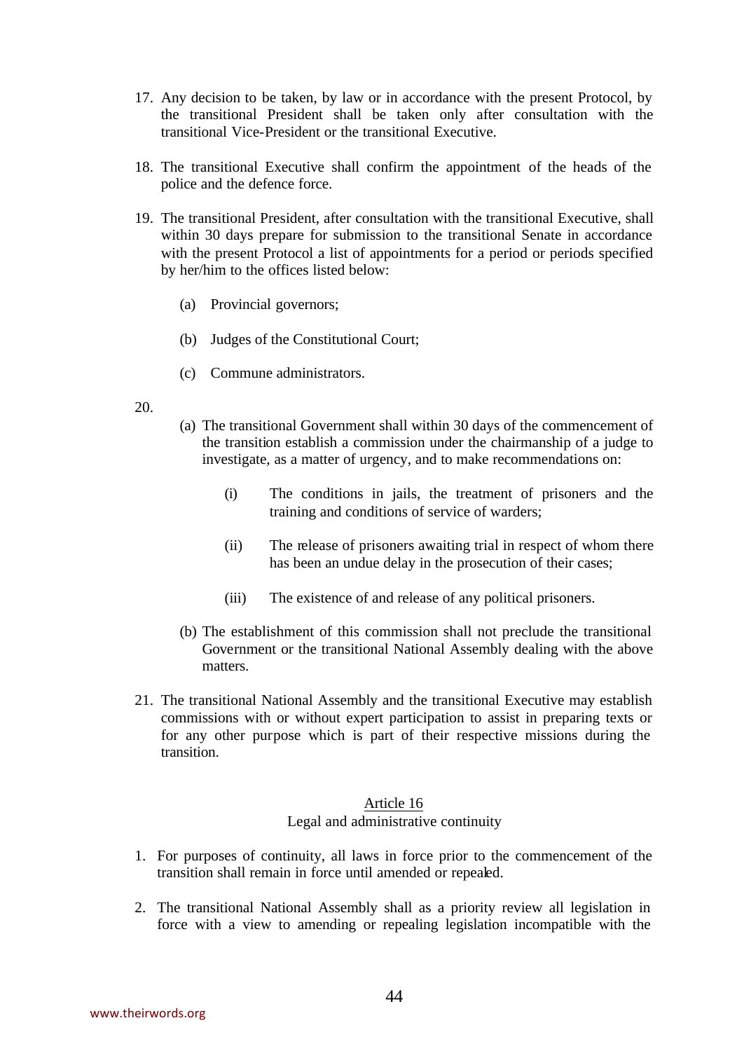17. Any decision to be taken, by law or in accordance with the present Protocol, by the transitional President shall be taken only after consultation with the transitional Vice-President or the transitional Executive.

18. The transitional Executive shall confirm the appointment of the heads of the police and the defence force.

19. The transitional President, after consultation with the transitional Executive, shall within 30 days prepare for submission to the transitional Senate in accordance with the present Protocol a list of appointments for a period or periods specified by her/him to the offices listed below:

    (a) Provincial governors;

    (b) Judges of the Constitutional Court;

    (c) Commune administrators.

20.

    (a) The transitional Government shall within 30 days of the commencement of the transition establish a commission under the chairmanship of a judge to investigate, as a matter of urgency, and to make recommendations on:

        (i) The conditions in jails, the treatment of prisoners and the training and conditions of service of warders;

        (ii) The release of prisoners awaiting trial in respect of whom there has been an undue delay in the prosecution of their cases;

        (iii) The existence of and release of any political prisoners.

    (b) The establishment of this commission shall not preclude the transitional Government or the transitional National Assembly dealing with the above matters.

21. The transitional National Assembly and the transitional Executive may establish commissions with or without expert participation to assist in preparing texts or for any other purpose which is part of their respective missions during the transition.

## Article 16
### Legal and administrative continuity

1. For purposes of continuity, all laws in force prior to the commencement of the transition shall remain in force until amended or repealed.

2. The transitional National Assembly shall as a priority review all legislation in force with a view to amending or repealing legislation incompatible with the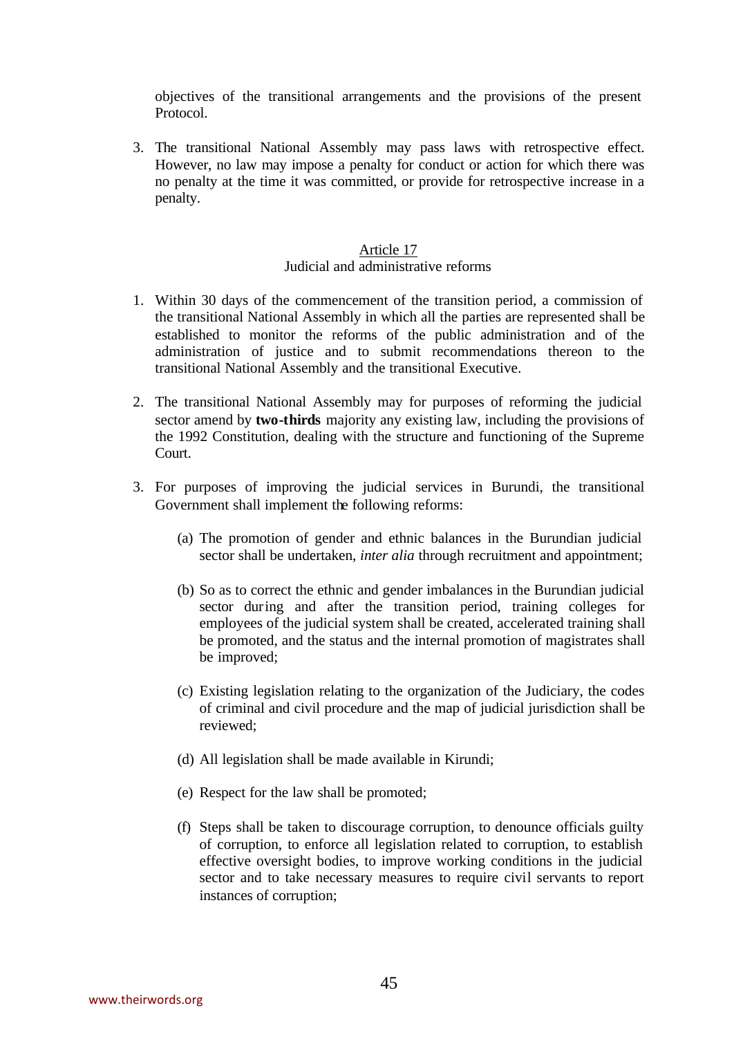objectives of the transitional arrangements and the provisions of the present Protocol.

3. The transitional National Assembly may pass laws with retrospective effect. However, no law may impose a penalty for conduct or action for which there was no penalty at the time it was committed, or provide for retrospective increase in a penalty.

### Article 17
### Judicial and administrative reforms

1. Within 30 days of the commencement of the transition period, a commission of the transitional National Assembly in which all the parties are represented shall be established to monitor the reforms of the public administration and of the administration of justice and to submit recommendations thereon to the transitional National Assembly and the transitional Executive.

2. The transitional National Assembly may for purposes of reforming the judicial sector amend by **two-thirds** majority any existing law, including the provisions of the 1992 Constitution, dealing with the structure and functioning of the Supreme Court.

3. For purposes of improving the judicial services in Burundi, the transitional Government shall implement the following reforms:

   (a) The promotion of gender and ethnic balances in the Burundian judicial sector shall be undertaken, *inter alia* through recruitment and appointment;

   (b) So as to correct the ethnic and gender imbalances in the Burundian judicial sector during and after the transition period, training colleges for employees of the judicial system shall be created, accelerated training shall be promoted, and the status and the internal promotion of magistrates shall be improved;

   (c) Existing legislation relating to the organization of the Judiciary, the codes of criminal and civil procedure and the map of judicial jurisdiction shall be reviewed;

   (d) All legislation shall be made available in Kirundi;

   (e) Respect for the law shall be promoted;

   (f) Steps shall be taken to discourage corruption, to denounce officials guilty of corruption, to enforce all legislation related to corruption, to establish effective oversight bodies, to improve working conditions in the judicial sector and to take necessary measures to require civil servants to report instances of corruption;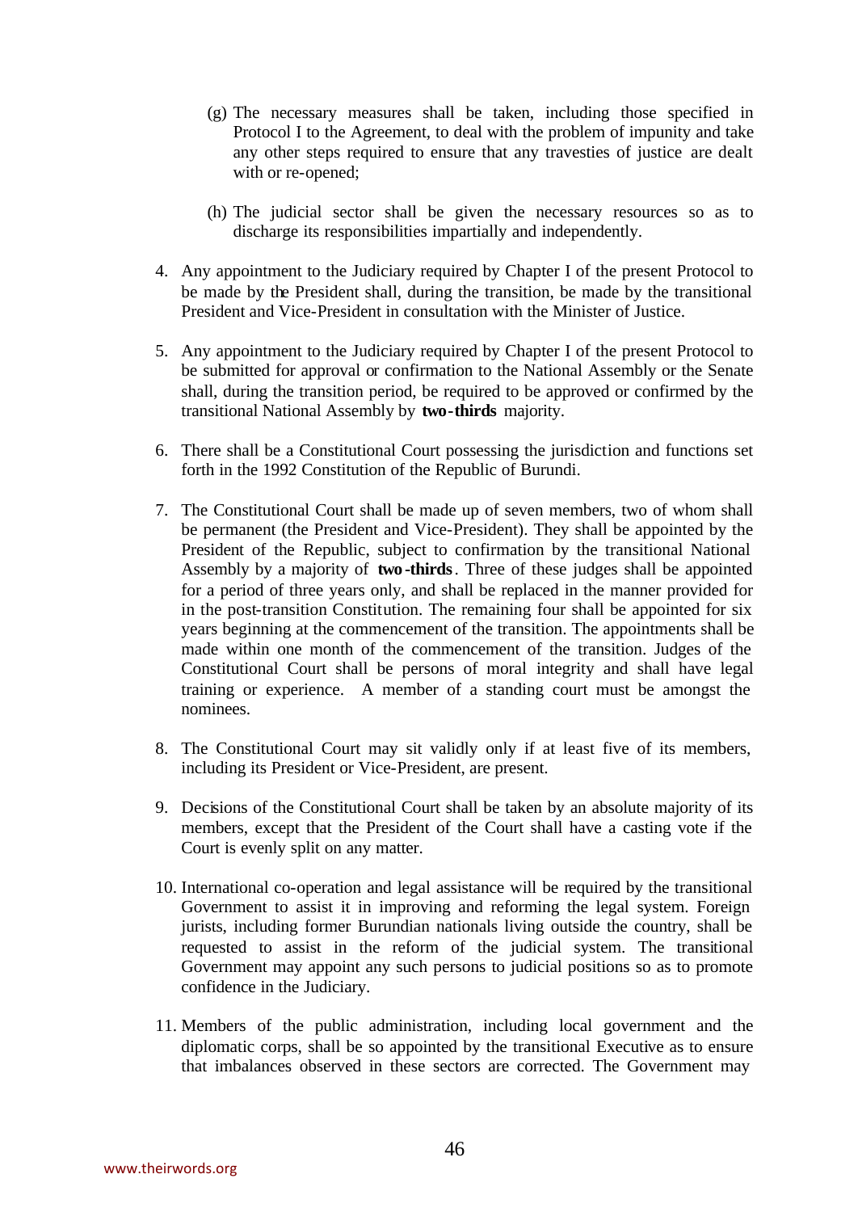(g) The necessary measures shall be taken, including those specified in Protocol I to the Agreement, to deal with the problem of impunity and take any other steps required to ensure that any travesties of justice are dealt with or re-opened;

(h) The judicial sector shall be given the necessary resources so as to discharge its responsibilities impartially and independently.

4. Any appointment to the Judiciary required by Chapter I of the present Protocol to be made by the President shall, during the transition, be made by the transitional President and Vice-President in consultation with the Minister of Justice.

5. Any appointment to the Judiciary required by Chapter I of the present Protocol to be submitted for approval or confirmation to the National Assembly or the Senate shall, during the transition period, be required to be approved or confirmed by the transitional National Assembly by **two-thirds** majority.

6. There shall be a Constitutional Court possessing the jurisdiction and functions set forth in the 1992 Constitution of the Republic of Burundi.

7. The Constitutional Court shall be made up of seven members, two of whom shall be permanent (the President and Vice-President). They shall be appointed by the President of the Republic, subject to confirmation by the transitional National Assembly by a majority of **two-thirds**. Three of these judges shall be appointed for a period of three years only, and shall be replaced in the manner provided for in the post-transition Constitution. The remaining four shall be appointed for six years beginning at the commencement of the transition. The appointments shall be made within one month of the commencement of the transition. Judges of the Constitutional Court shall be persons of moral integrity and shall have legal training or experience. A member of a standing court must be amongst the nominees.

8. The Constitutional Court may sit validly only if at least five of its members, including its President or Vice-President, are present.

9. Decisions of the Constitutional Court shall be taken by an absolute majority of its members, except that the President of the Court shall have a casting vote if the Court is evenly split on any matter.

10. International co-operation and legal assistance will be required by the transitional Government to assist it in improving and reforming the legal system. Foreign jurists, including former Burundian nationals living outside the country, shall be requested to assist in the reform of the judicial system. The transitional Government may appoint any such persons to judicial positions so as to promote confidence in the Judiciary.

11. Members of the public administration, including local government and the diplomatic corps, shall be so appointed by the transitional Executive as to ensure that imbalances observed in these sectors are corrected. The Government may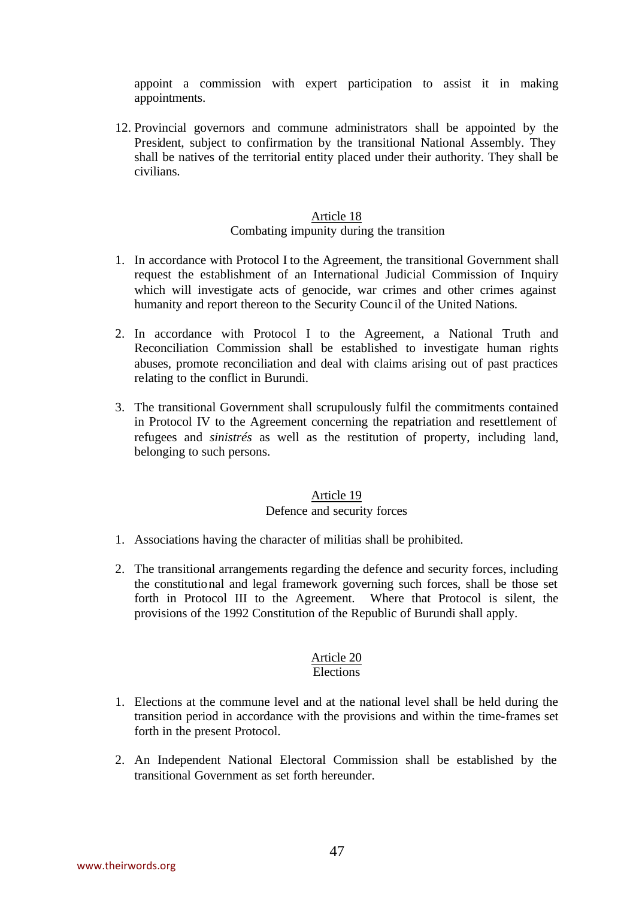appoint a commission with expert participation to assist it in making appointments.

12. Provincial governors and commune administrators shall be appointed by the President, subject to confirmation by the transitional National Assembly. They shall be natives of the territorial entity placed under their authority. They shall be civilians.

## Article 18
### Combating impunity during the transition

1. In accordance with Protocol I to the Agreement, the transitional Government shall request the establishment of an International Judicial Commission of Inquiry which will investigate acts of genocide, war crimes and other crimes against humanity and report thereon to the Security Council of the United Nations.

2. In accordance with Protocol I to the Agreement, a National Truth and Reconciliation Commission shall be established to investigate human rights abuses, promote reconciliation and deal with claims arising out of past practices relating to the conflict in Burundi.

3. The transitional Government shall scrupulously fulfil the commitments contained in Protocol IV to the Agreement concerning the repatriation and resettlement of refugees and *sinistrés* as well as the restitution of property, including land, belonging to such persons.

## Article 19
### Defence and security forces

1. Associations having the character of militias shall be prohibited.

2. The transitional arrangements regarding the defence and security forces, including the constitutional and legal framework governing such forces, shall be those set forth in Protocol III to the Agreement. Where that Protocol is silent, the provisions of the 1992 Constitution of the Republic of Burundi shall apply.

## Article 20
### Elections

1. Elections at the commune level and at the national level shall be held during the transition period in accordance with the provisions and within the time-frames set forth in the present Protocol.

2. An Independent National Electoral Commission shall be established by the transitional Government as set forth hereunder.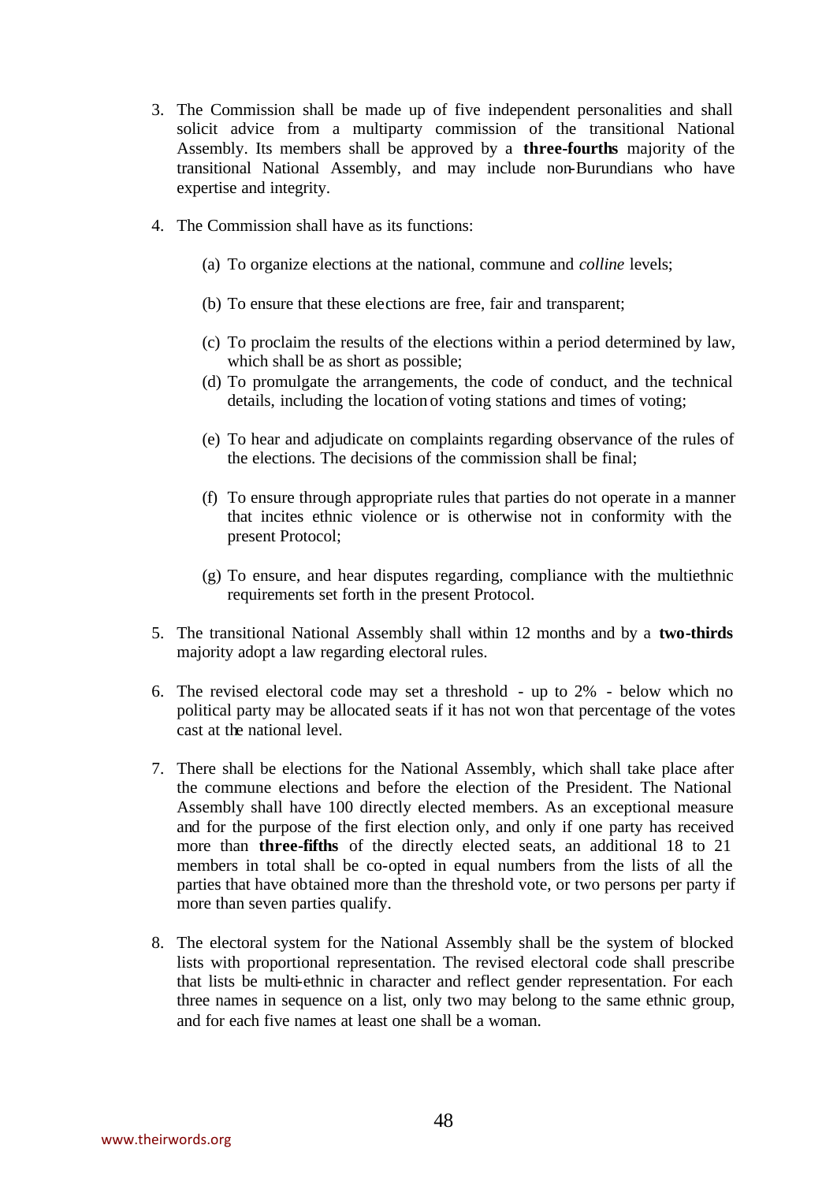3. The Commission shall be made up of five independent personalities and shall solicit advice from a multiparty commission of the transitional National Assembly. Its members shall be approved by a **three-fourths** majority of the transitional National Assembly, and may include non-Burundians who have expertise and integrity.

4. The Commission shall have as its functions:

   (a) To organize elections at the national, commune and *colline* levels;

   (b) To ensure that these elections are free, fair and transparent;

   (c) To proclaim the results of the elections within a period determined by law, which shall be as short as possible;

   (d) To promulgate the arrangements, the code of conduct, and the technical details, including the location of voting stations and times of voting;

   (e) To hear and adjudicate on complaints regarding observance of the rules of the elections. The decisions of the commission shall be final;

   (f) To ensure through appropriate rules that parties do not operate in a manner that incites ethnic violence or is otherwise not in conformity with the present Protocol;

   (g) To ensure, and hear disputes regarding, compliance with the multiethnic requirements set forth in the present Protocol.

5. The transitional National Assembly shall within 12 months and by a **two-thirds** majority adopt a law regarding electoral rules.

6. The revised electoral code may set a threshold - up to 2% - below which no political party may be allocated seats if it has not won that percentage of the votes cast at the national level.

7. There shall be elections for the National Assembly, which shall take place after the commune elections and before the election of the President. The National Assembly shall have 100 directly elected members. As an exceptional measure and for the purpose of the first election only, and only if one party has received more than **three-fifths** of the directly elected seats, an additional 18 to 21 members in total shall be co-opted in equal numbers from the lists of all the parties that have obtained more than the threshold vote, or two persons per party if more than seven parties qualify.

8. The electoral system for the National Assembly shall be the system of blocked lists with proportional representation. The revised electoral code shall prescribe that lists be multi-ethnic in character and reflect gender representation. For each three names in sequence on a list, only two may belong to the same ethnic group, and for each five names at least one shall be a woman.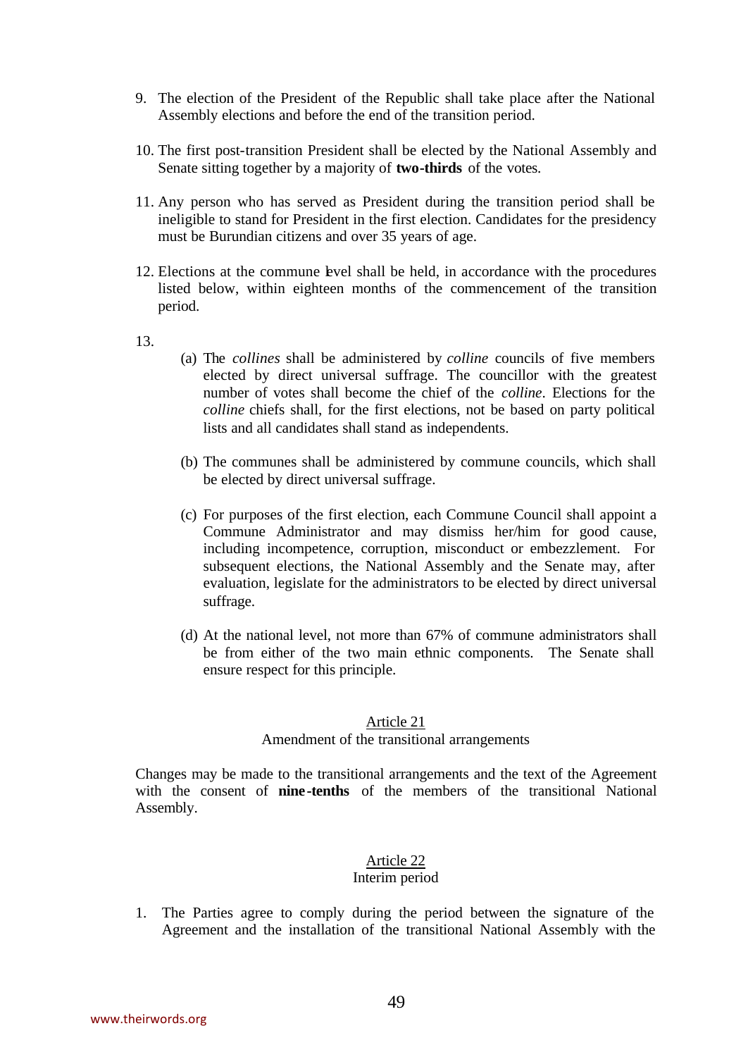9. The election of the President of the Republic shall take place after the National Assembly elections and before the end of the transition period.

10. The first post-transition President shall be elected by the National Assembly and Senate sitting together by a majority of **two-thirds** of the votes.

11. Any person who has served as President during the transition period shall be ineligible to stand for President in the first election. Candidates for the presidency must be Burundian citizens and over 35 years of age.

12. Elections at the commune level shall be held, in accordance with the procedures listed below, within eighteen months of the commencement of the transition period.

13.
   (a) The *collines* shall be administered by *colline* councils of five members elected by direct universal suffrage. The councillor with the greatest number of votes shall become the chief of the *colline*. Elections for the *colline* chiefs shall, for the first elections, not be based on party political lists and all candidates shall stand as independents.

   (b) The communes shall be administered by commune councils, which shall be elected by direct universal suffrage.

   (c) For purposes of the first election, each Commune Council shall appoint a Commune Administrator and may dismiss her/him for good cause, including incompetence, corruption, misconduct or embezzlement. For subsequent elections, the National Assembly and the Senate may, after evaluation, legislate for the administrators to be elected by direct universal suffrage.

   (d) At the national level, not more than 67% of commune administrators shall be from either of the two main ethnic components. The Senate shall ensure respect for this principle.

### Article 21
Amendment of the transitional arrangements

Changes may be made to the transitional arrangements and the text of the Agreement with the consent of **nine-tenths** of the members of the transitional National Assembly.

### Article 22
Interim period

1. The Parties agree to comply during the period between the signature of the Agreement and the installation of the transitional National Assembly with the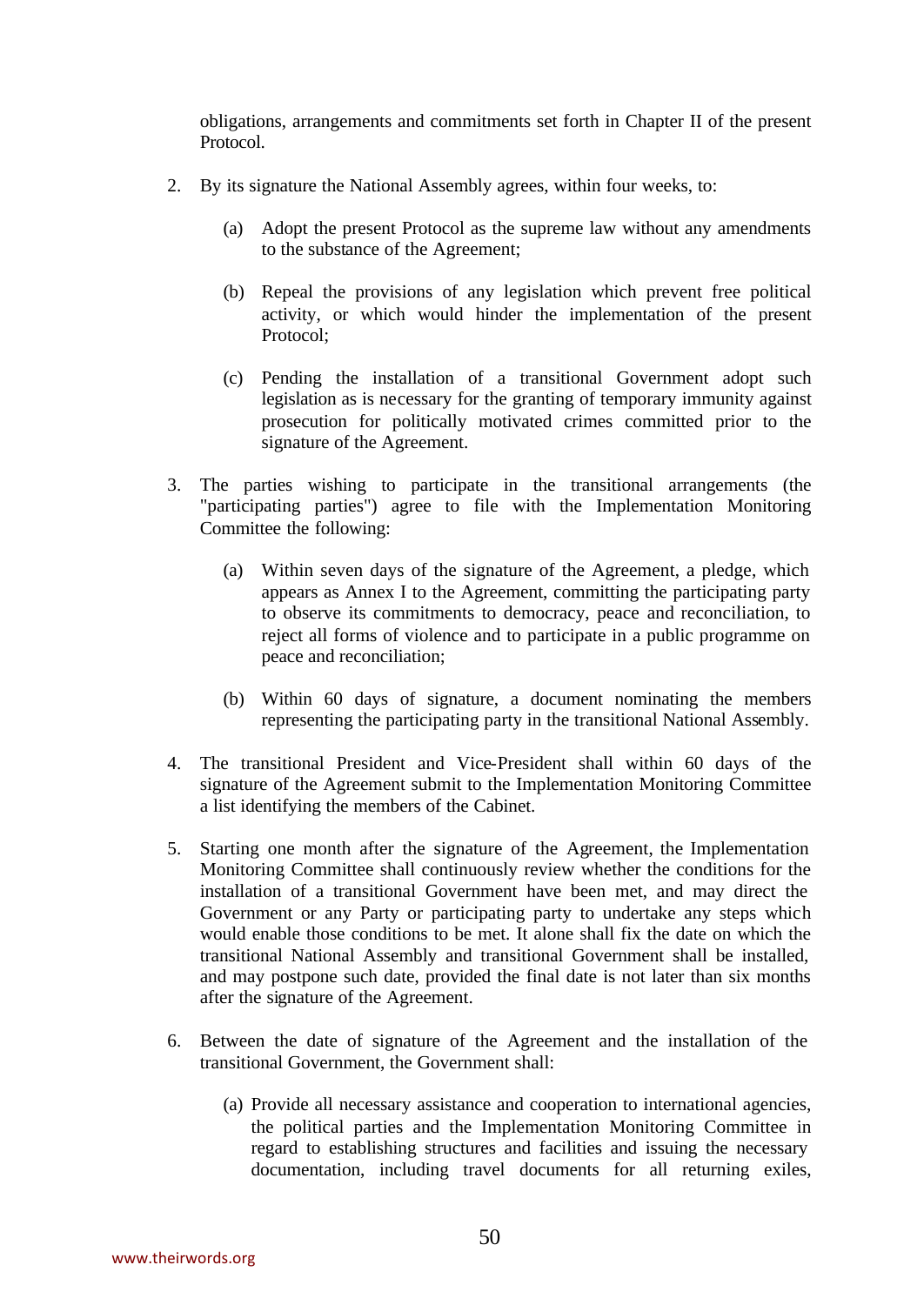obligations, arrangements and commitments set forth in Chapter II of the present Protocol.

2. By its signature the National Assembly agrees, within four weeks, to:

   (a) Adopt the present Protocol as the supreme law without any amendments to the substance of the Agreement;

   (b) Repeal the provisions of any legislation which prevent free political activity, or which would hinder the implementation of the present Protocol;

   (c) Pending the installation of a transitional Government adopt such legislation as is necessary for the granting of temporary immunity against prosecution for politically motivated crimes committed prior to the signature of the Agreement.

3. The parties wishing to participate in the transitional arrangements (the "participating parties") agree to file with the Implementation Monitoring Committee the following:

   (a) Within seven days of the signature of the Agreement, a pledge, which appears as Annex I to the Agreement, committing the participating party to observe its commitments to democracy, peace and reconciliation, to reject all forms of violence and to participate in a public programme on peace and reconciliation;

   (b) Within 60 days of signature, a document nominating the members representing the participating party in the transitional National Assembly.

4. The transitional President and Vice-President shall within 60 days of the signature of the Agreement submit to the Implementation Monitoring Committee a list identifying the members of the Cabinet.

5. Starting one month after the signature of the Agreement, the Implementation Monitoring Committee shall continuously review whether the conditions for the installation of a transitional Government have been met, and may direct the Government or any Party or participating party to undertake any steps which would enable those conditions to be met. It alone shall fix the date on which the transitional National Assembly and transitional Government shall be installed, and may postpone such date, provided the final date is not later than six months after the signature of the Agreement.

6. Between the date of signature of the Agreement and the installation of the transitional Government, the Government shall:

   (a) Provide all necessary assistance and cooperation to international agencies, the political parties and the Implementation Monitoring Committee in regard to establishing structures and facilities and issuing the necessary documentation, including travel documents for all returning exiles,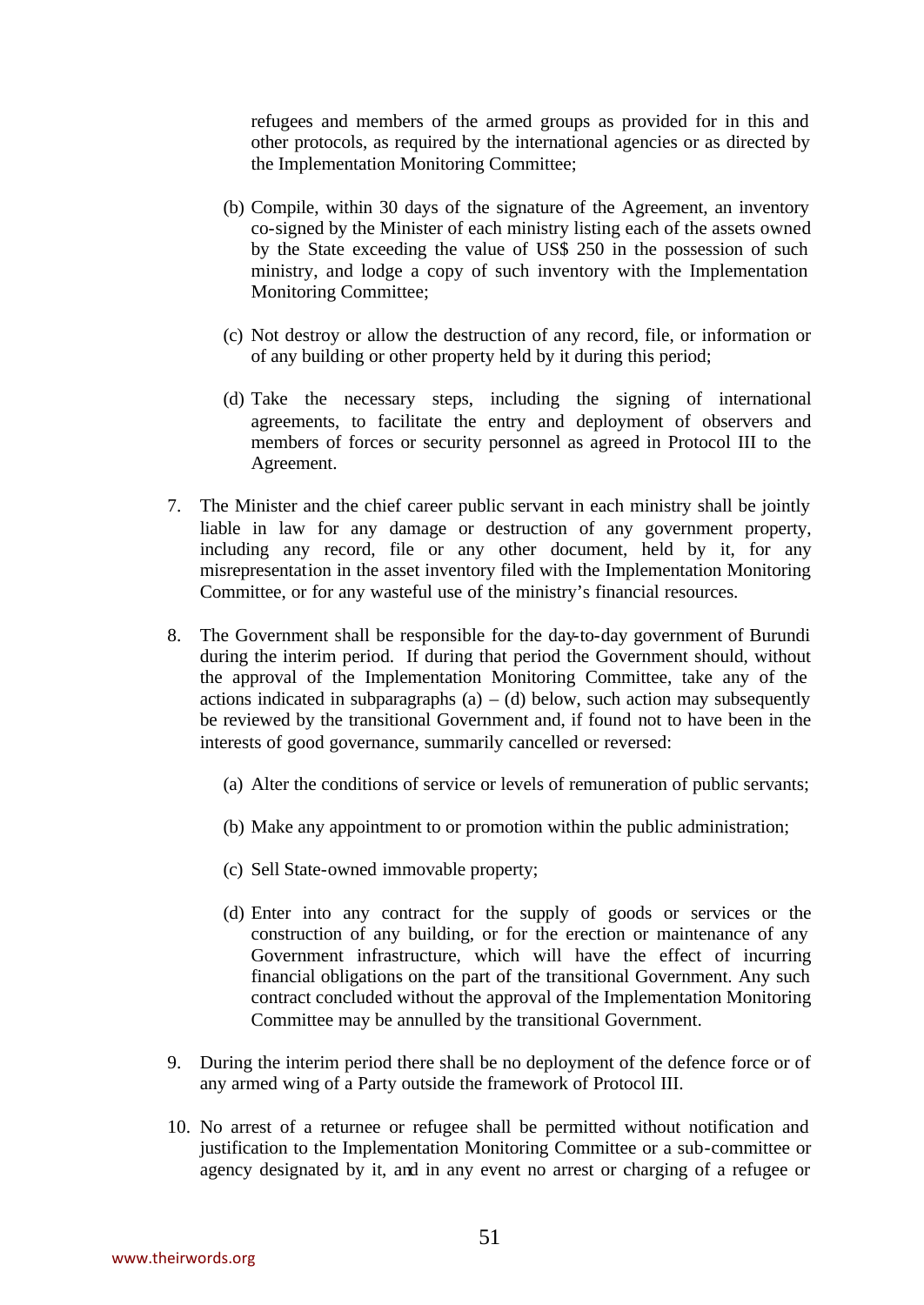refugees and members of the armed groups as provided for in this and other protocols, as required by the international agencies or as directed by the Implementation Monitoring Committee;

(b) Compile, within 30 days of the signature of the Agreement, an inventory co-signed by the Minister of each ministry listing each of the assets owned by the State exceeding the value of US$ 250 in the possession of such ministry, and lodge a copy of such inventory with the Implementation Monitoring Committee;

(c) Not destroy or allow the destruction of any record, file, or information or of any building or other property held by it during this period;

(d) Take the necessary steps, including the signing of international agreements, to facilitate the entry and deployment of observers and members of forces or security personnel as agreed in Protocol III to the Agreement.

7. The Minister and the chief career public servant in each ministry shall be jointly liable in law for any damage or destruction of any government property, including any record, file or any other document, held by it, for any misrepresentation in the asset inventory filed with the Implementation Monitoring Committee, or for any wasteful use of the ministry's financial resources.

8. The Government shall be responsible for the day-to-day government of Burundi during the interim period. If during that period the Government should, without the approval of the Implementation Monitoring Committee, take any of the actions indicated in subparagraphs (a) – (d) below, such action may subsequently be reviewed by the transitional Government and, if found not to have been in the interests of good governance, summarily cancelled or reversed:

   (a) Alter the conditions of service or levels of remuneration of public servants;

   (b) Make any appointment to or promotion within the public administration;

   (c) Sell State-owned immovable property;

   (d) Enter into any contract for the supply of goods or services or the construction of any building, or for the erection or maintenance of any Government infrastructure, which will have the effect of incurring financial obligations on the part of the transitional Government. Any such contract concluded without the approval of the Implementation Monitoring Committee may be annulled by the transitional Government.

9. During the interim period there shall be no deployment of the defence force or of any armed wing of a Party outside the framework of Protocol III.

10. No arrest of a returnee or refugee shall be permitted without notification and justification to the Implementation Monitoring Committee or a sub-committee or agency designated by it, and in any event no arrest or charging of a refugee or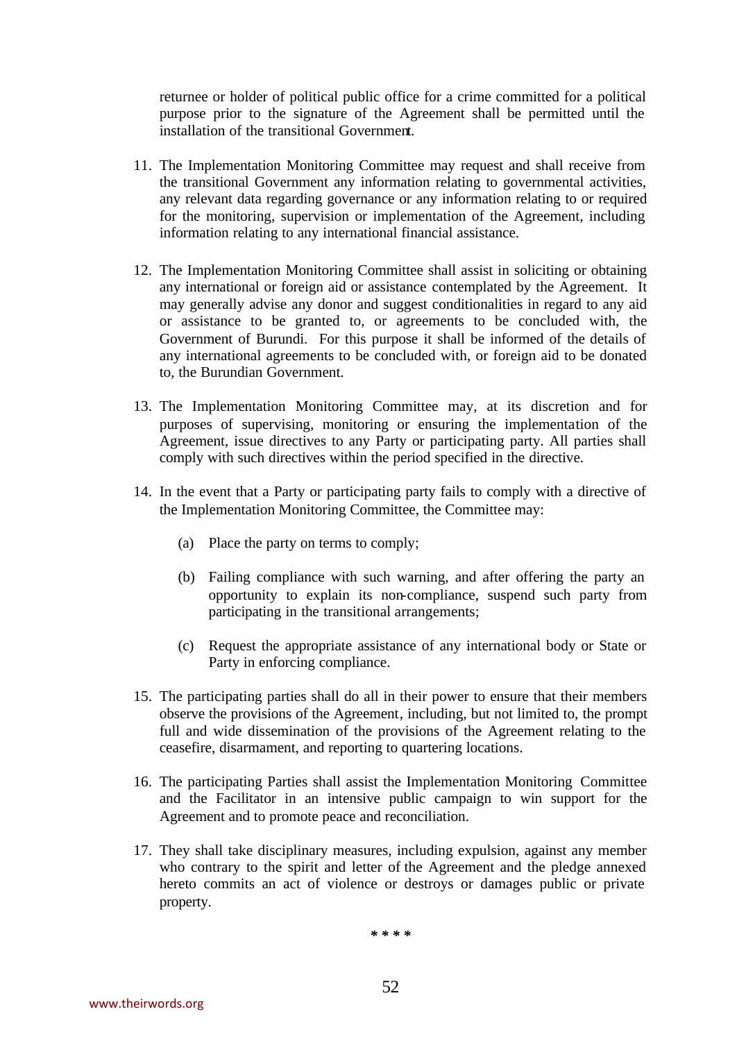returnee or holder of political public office for a crime committed for a political purpose prior to the signature of the Agreement shall be permitted until the installation of the transitional Government.

11. The Implementation Monitoring Committee may request and shall receive from the transitional Government any information relating to governmental activities, any relevant data regarding governance or any information relating to or required for the monitoring, supervision or implementation of the Agreement, including information relating to any international financial assistance.

12. The Implementation Monitoring Committee shall assist in soliciting or obtaining any international or foreign aid or assistance contemplated by the Agreement. It may generally advise any donor and suggest conditionalities in regard to any aid or assistance to be granted to, or agreements to be concluded with, the Government of Burundi. For this purpose it shall be informed of the details of any international agreements to be concluded with, or foreign aid to be donated to, the Burundian Government.

13. The Implementation Monitoring Committee may, at its discretion and for purposes of supervising, monitoring or ensuring the implementation of the Agreement, issue directives to any Party or participating party. All parties shall comply with such directives within the period specified in the directive.

14. In the event that a Party or participating party fails to comply with a directive of the Implementation Monitoring Committee, the Committee may:

    (a) Place the party on terms to comply;

    (b) Failing compliance with such warning, and after offering the party an opportunity to explain its non-compliance, suspend such party from participating in the transitional arrangements;

    (c) Request the appropriate assistance of any international body or State or Party in enforcing compliance.

15. The participating parties shall do all in their power to ensure that their members observe the provisions of the Agreement, including, but not limited to, the prompt full and wide dissemination of the provisions of the Agreement relating to the ceasefire, disarmament, and reporting to quartering locations.

16. The participating Parties shall assist the Implementation Monitoring Committee and the Facilitator in an intensive public campaign to win support for the Agreement and to promote peace and reconciliation.

17. They shall take disciplinary measures, including expulsion, against any member who contrary to the spirit and letter of the Agreement and the pledge annexed hereto commits an act of violence or destroys or damages public or private property.

\* \* \* \*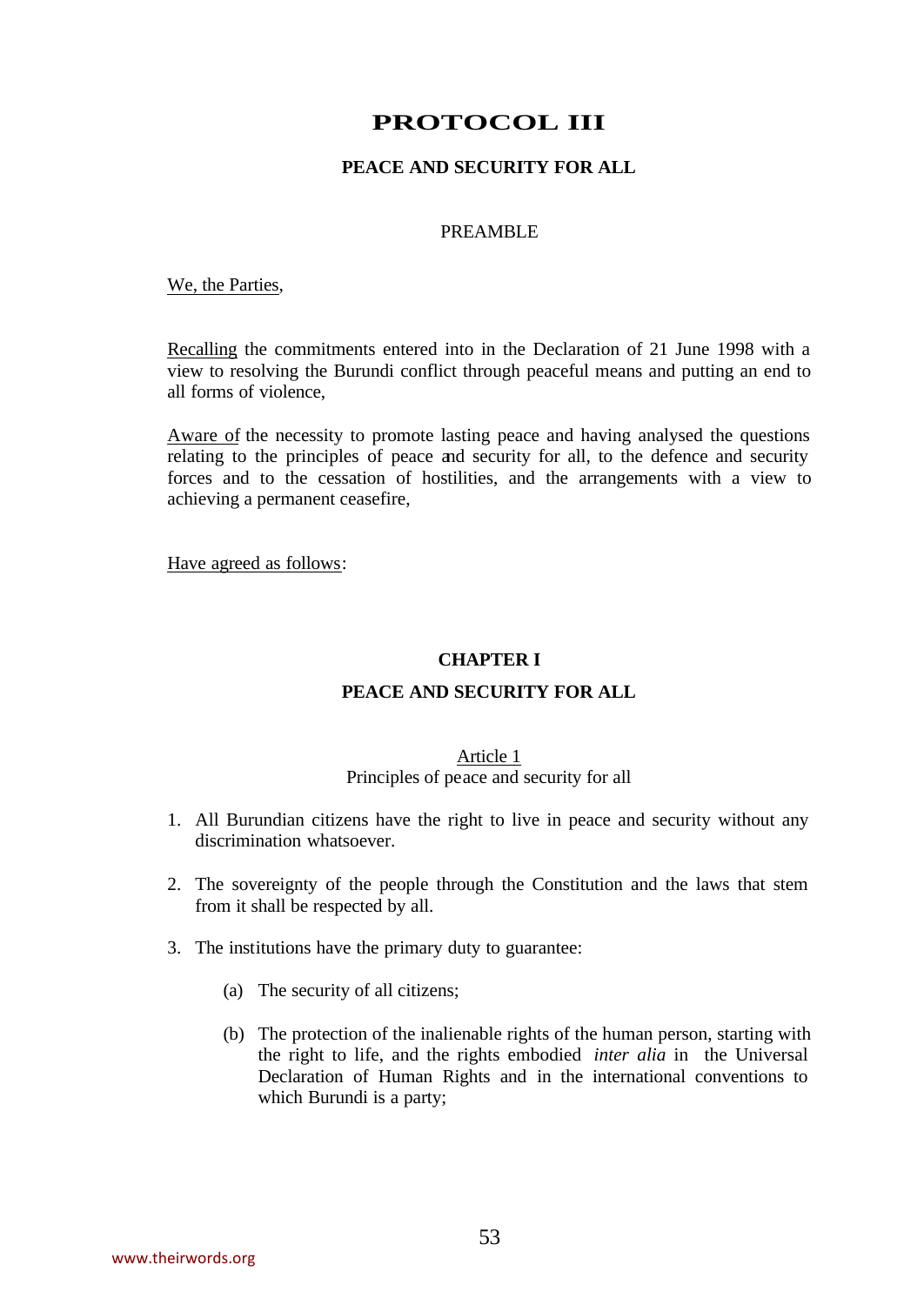# PROTOCOL III

## PEACE AND SECURITY FOR ALL

PREAMBLE

We, the Parties,

Recalling the commitments entered into in the Declaration of 21 June 1998 with a view to resolving the Burundi conflict through peaceful means and putting an end to all forms of violence,

Aware of the necessity to promote lasting peace and having analysed the questions relating to the principles of peace and security for all, to the defence and security forces and to the cessation of hostilities, and the arrangements with a view to achieving a permanent ceasefire,

Have agreed as follows:

## CHAPTER I

## PEACE AND SECURITY FOR ALL

### Article 1
Principles of peace and security for all

1. All Burundian citizens have the right to live in peace and security without any discrimination whatsoever.

2. The sovereignty of the people through the Constitution and the laws that stem from it shall be respected by all.

3. The institutions have the primary duty to guarantee:

    (a) The security of all citizens;

    (b) The protection of the inalienable rights of the human person, starting with the right to life, and the rights embodied *inter alia* in the Universal Declaration of Human Rights and in the international conventions to which Burundi is a party;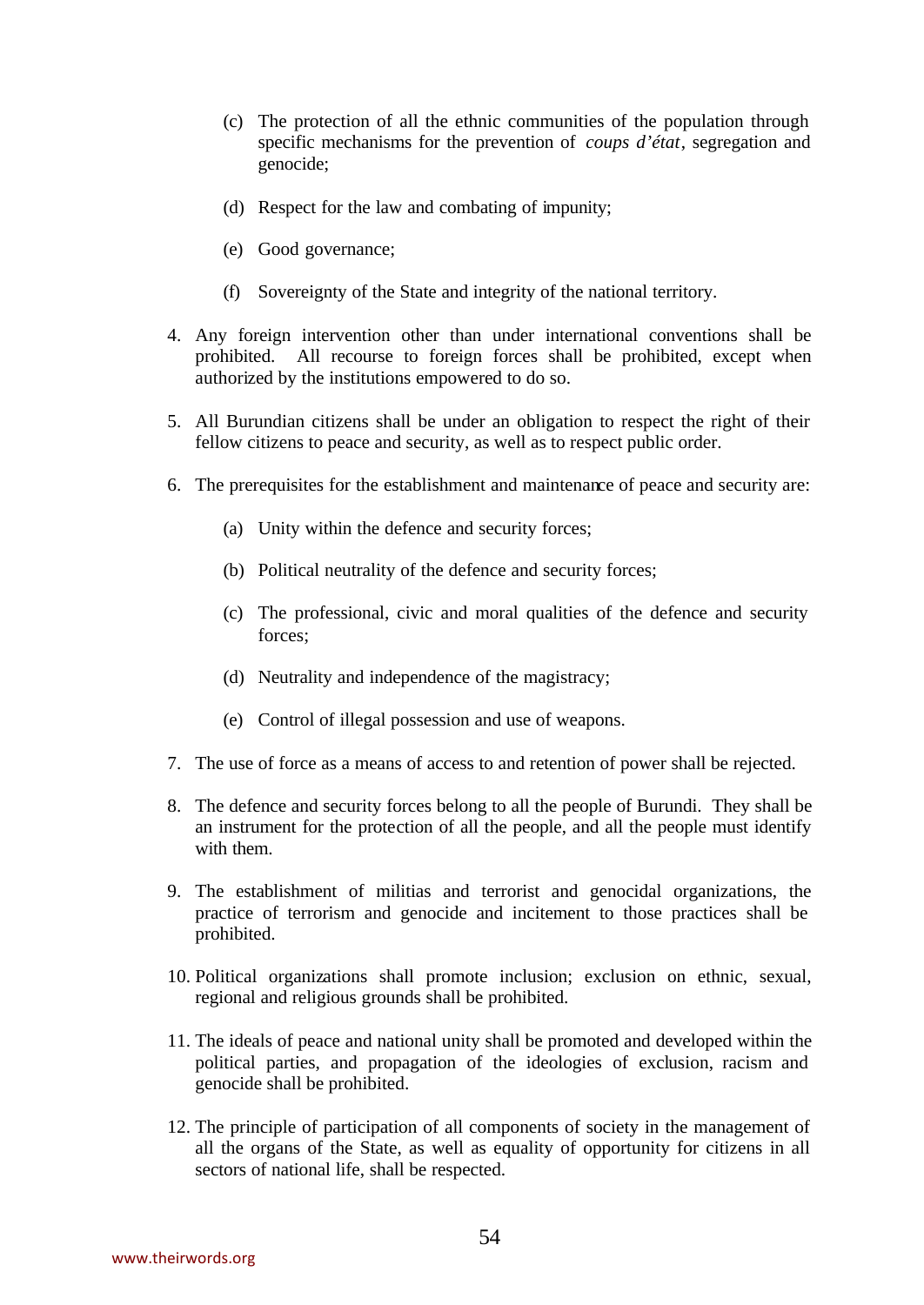(c) The protection of all the ethnic communities of the population through specific mechanisms for the prevention of *coups d'état*, segregation and genocide;

  (d) Respect for the law and combating of impunity;

  (e) Good governance;

  (f) Sovereignty of the State and integrity of the national territory.

4. Any foreign intervention other than under international conventions shall be prohibited. All recourse to foreign forces shall be prohibited, except when authorized by the institutions empowered to do so.

5. All Burundian citizens shall be under an obligation to respect the right of their fellow citizens to peace and security, as well as to respect public order.

6. The prerequisites for the establishment and maintenance of peace and security are:

   (a) Unity within the defence and security forces;

   (b) Political neutrality of the defence and security forces;

   (c) The professional, civic and moral qualities of the defence and security forces;

   (d) Neutrality and independence of the magistracy;

   (e) Control of illegal possession and use of weapons.

7. The use of force as a means of access to and retention of power shall be rejected.

8. The defence and security forces belong to all the people of Burundi. They shall be an instrument for the protection of all the people, and all the people must identify with them.

9. The establishment of militias and terrorist and genocidal organizations, the practice of terrorism and genocide and incitement to those practices shall be prohibited.

10. Political organizations shall promote inclusion; exclusion on ethnic, sexual, regional and religious grounds shall be prohibited.

11. The ideals of peace and national unity shall be promoted and developed within the political parties, and propagation of the ideologies of exclusion, racism and genocide shall be prohibited.

12. The principle of participation of all components of society in the management of all the organs of the State, as well as equality of opportunity for citizens in all sectors of national life, shall be respected.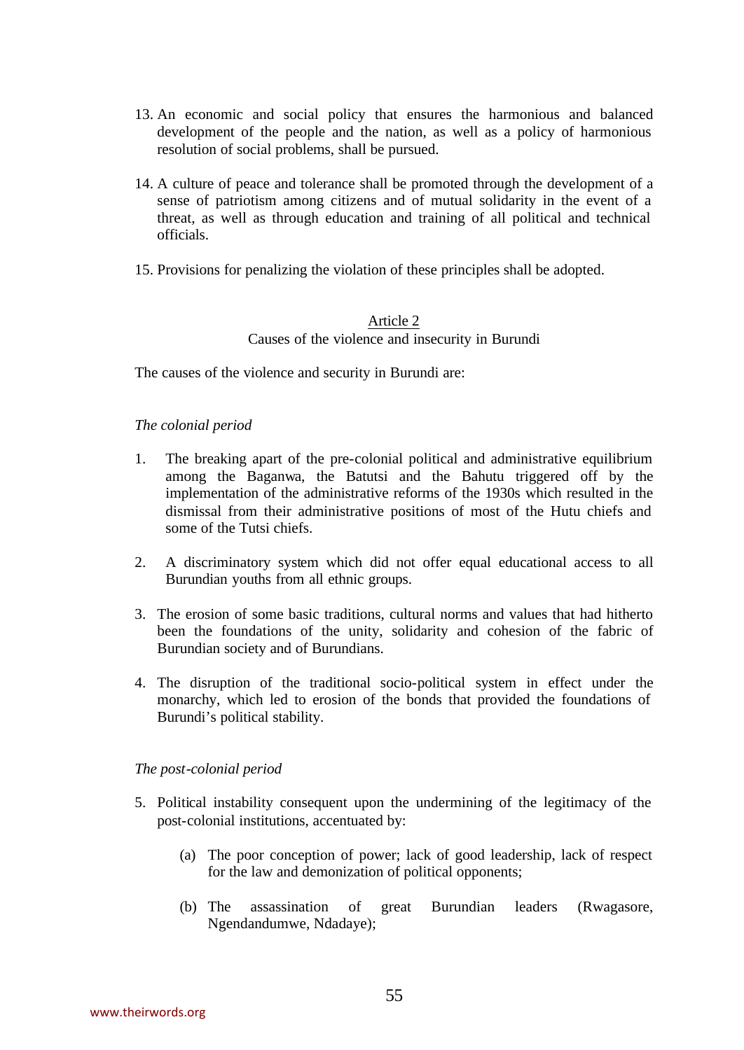13. An economic and social policy that ensures the harmonious and balanced development of the people and the nation, as well as a policy of harmonious resolution of social problems, shall be pursued.

14. A culture of peace and tolerance shall be promoted through the development of a sense of patriotism among citizens and of mutual solidarity in the event of a threat, as well as through education and training of all political and technical officials.

15. Provisions for penalizing the violation of these principles shall be adopted.

## Article 2
### Causes of the violence and insecurity in Burundi

The causes of the violence and security in Burundi are:

*The colonial period*

1. The breaking apart of the pre-colonial political and administrative equilibrium among the Baganwa, the Batutsi and the Bahutu triggered off by the implementation of the administrative reforms of the 1930s which resulted in the dismissal from their administrative positions of most of the Hutu chiefs and some of the Tutsi chiefs.

2. A discriminatory system which did not offer equal educational access to all Burundian youths from all ethnic groups.

3. The erosion of some basic traditions, cultural norms and values that had hitherto been the foundations of the unity, solidarity and cohesion of the fabric of Burundian society and of Burundians.

4. The disruption of the traditional socio-political system in effect under the monarchy, which led to erosion of the bonds that provided the foundations of Burundi's political stability.

*The post-colonial period*

5. Political instability consequent upon the undermining of the legitimacy of the post-colonial institutions, accentuated by:

   (a) The poor conception of power; lack of good leadership, lack of respect for the law and demonization of political opponents;

   (b) The assassination of great Burundian leaders (Rwagasore, Ngendandumwe, Ndadaye);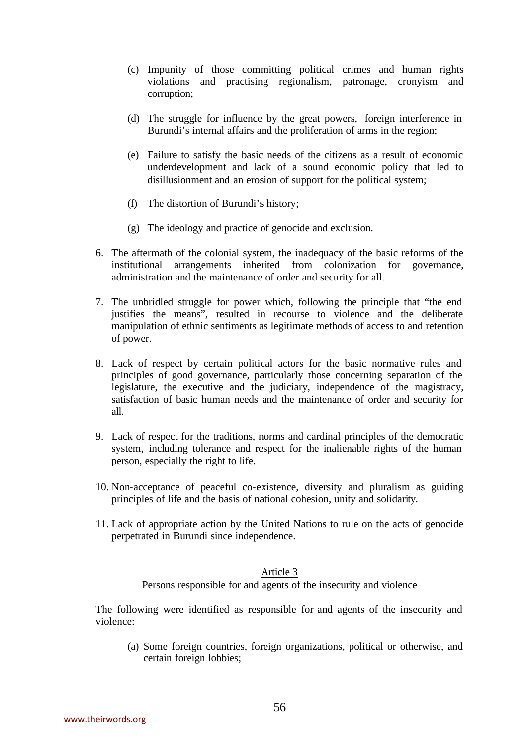(c) Impunity of those committing political crimes and human rights violations and practising regionalism, patronage, cronyism and corruption;

(d) The struggle for influence by the great powers, foreign interference in Burundi's internal affairs and the proliferation of arms in the region;

(e) Failure to satisfy the basic needs of the citizens as a result of economic underdevelopment and lack of a sound economic policy that led to disillusionment and an erosion of support for the political system;

(f) The distortion of Burundi's history;

(g) The ideology and practice of genocide and exclusion.

6. The aftermath of the colonial system, the inadequacy of the basic reforms of the institutional arrangements inherited from colonization for governance, administration and the maintenance of order and security for all.

7. The unbridled struggle for power which, following the principle that "the end justifies the means", resulted in recourse to violence and the deliberate manipulation of ethnic sentiments as legitimate methods of access to and retention of power.

8. Lack of respect by certain political actors for the basic normative rules and principles of good governance, particularly those concerning separation of the legislature, the executive and the judiciary, independence of the magistracy, satisfaction of basic human needs and the maintenance of order and security for all.

9. Lack of respect for the traditions, norms and cardinal principles of the democratic system, including tolerance and respect for the inalienable rights of the human person, especially the right to life.

10. Non-acceptance of peaceful co-existence, diversity and pluralism as guiding principles of life and the basis of national cohesion, unity and solidarity.

11. Lack of appropriate action by the United Nations to rule on the acts of genocide perpetrated in Burundi since independence.

## Article 3

Persons responsible for and agents of the insecurity and violence

The following were identified as responsible for and agents of the insecurity and violence:

(a) Some foreign countries, foreign organizations, political or otherwise, and certain foreign lobbies;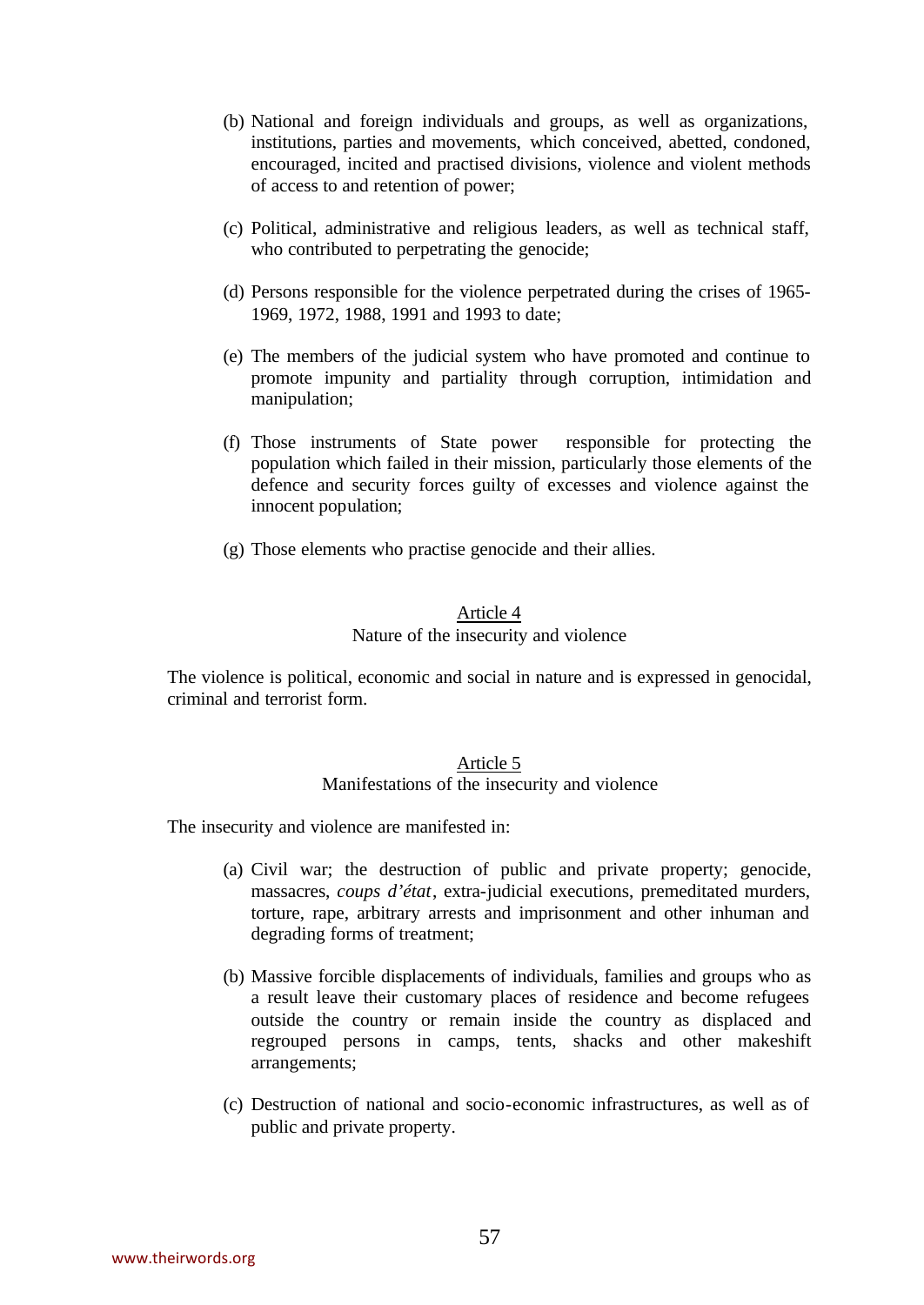(b) National and foreign individuals and groups, as well as organizations, institutions, parties and movements, which conceived, abetted, condoned, encouraged, incited and practised divisions, violence and violent methods of access to and retention of power;

(c) Political, administrative and religious leaders, as well as technical staff, who contributed to perpetrating the genocide;

(d) Persons responsible for the violence perpetrated during the crises of 1965-1969, 1972, 1988, 1991 and 1993 to date;

(e) The members of the judicial system who have promoted and continue to promote impunity and partiality through corruption, intimidation and manipulation;

(f) Those instruments of State power responsible for protecting the population which failed in their mission, particularly those elements of the defence and security forces guilty of excesses and violence against the innocent population;

(g) Those elements who practise genocide and their allies.

### Article 4
Nature of the insecurity and violence

The violence is political, economic and social in nature and is expressed in genocidal, criminal and terrorist form.

### Article 5
Manifestations of the insecurity and violence

The insecurity and violence are manifested in:

(a) Civil war; the destruction of public and private property; genocide, massacres, *coups d'état*, extra-judicial executions, premeditated murders, torture, rape, arbitrary arrests and imprisonment and other inhuman and degrading forms of treatment;

(b) Massive forcible displacements of individuals, families and groups who as a result leave their customary places of residence and become refugees outside the country or remain inside the country as displaced and regrouped persons in camps, tents, shacks and other makeshift arrangements;

(c) Destruction of national and socio-economic infrastructures, as well as of public and private property.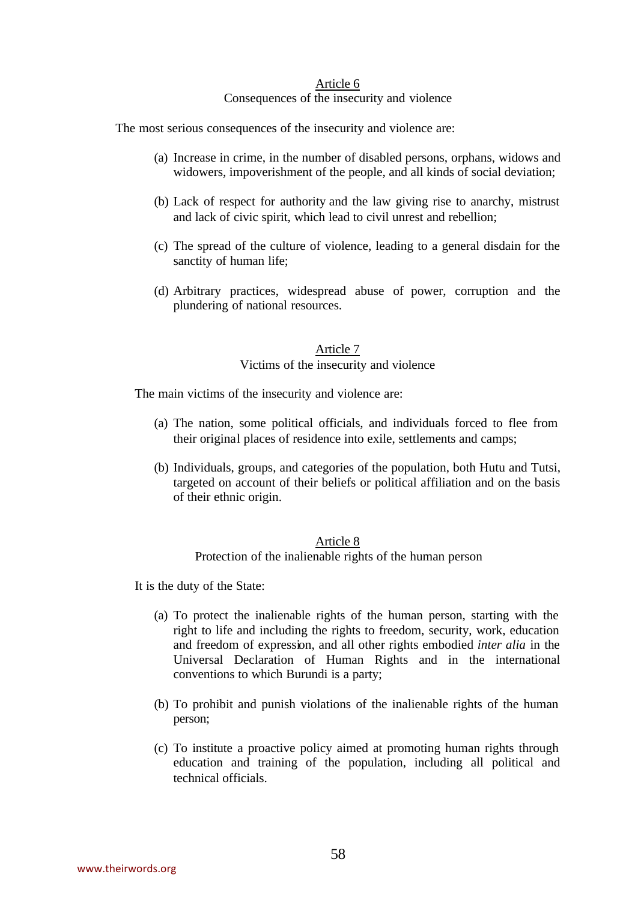### Article 6

Consequences of the insecurity and violence

The most serious consequences of the insecurity and violence are:

(a) Increase in crime, in the number of disabled persons, orphans, widows and widowers, impoverishment of the people, and all kinds of social deviation;

(b) Lack of respect for authority and the law giving rise to anarchy, mistrust and lack of civic spirit, which lead to civil unrest and rebellion;

(c) The spread of the culture of violence, leading to a general disdain for the sanctity of human life;

(d) Arbitrary practices, widespread abuse of power, corruption and the plundering of national resources.

### Article 7

Victims of the insecurity and violence

The main victims of the insecurity and violence are:

(a) The nation, some political officials, and individuals forced to flee from their original places of residence into exile, settlements and camps;

(b) Individuals, groups, and categories of the population, both Hutu and Tutsi, targeted on account of their beliefs or political affiliation and on the basis of their ethnic origin.

### Article 8

Protection of the inalienable rights of the human person

It is the duty of the State:

(a) To protect the inalienable rights of the human person, starting with the right to life and including the rights to freedom, security, work, education and freedom of expression, and all other rights embodied *inter alia* in the Universal Declaration of Human Rights and in the international conventions to which Burundi is a party;

(b) To prohibit and punish violations of the inalienable rights of the human person;

(c) To institute a proactive policy aimed at promoting human rights through education and training of the population, including all political and technical officials.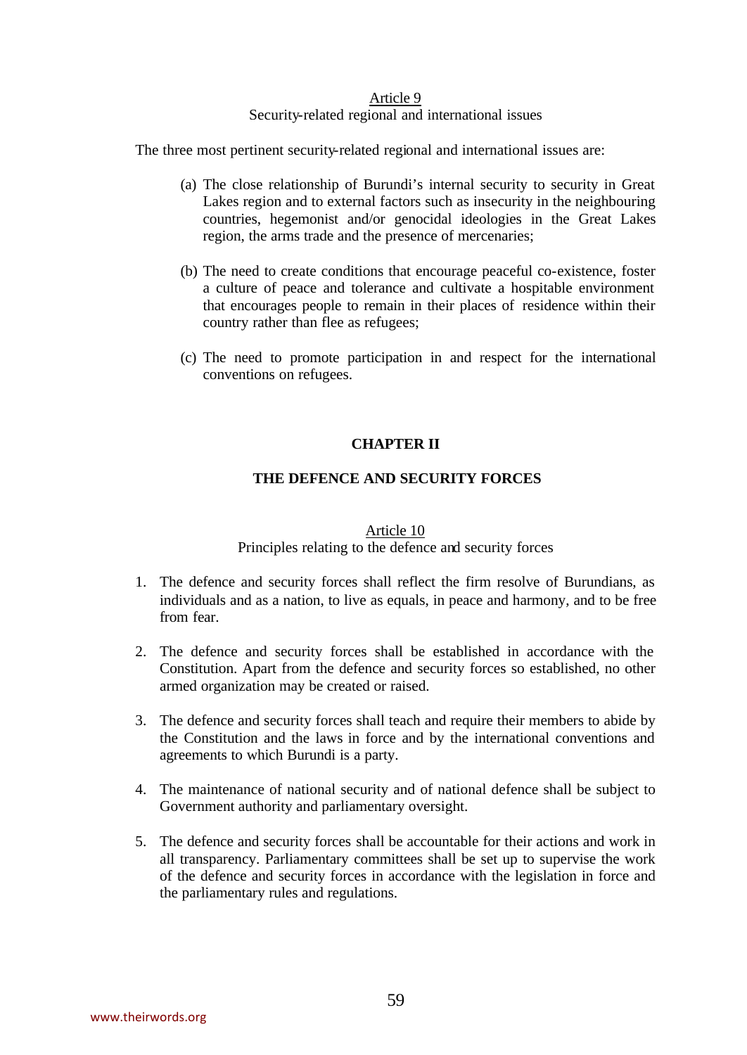Article 9

Security-related regional and international issues

The three most pertinent security-related regional and international issues are:

(a) The close relationship of Burundi's internal security to security in Great Lakes region and to external factors such as insecurity in the neighbouring countries, hegemonist and/or genocidal ideologies in the Great Lakes region, the arms trade and the presence of mercenaries;

(b) The need to create conditions that encourage peaceful co-existence, foster a culture of peace and tolerance and cultivate a hospitable environment that encourages people to remain in their places of residence within their country rather than flee as refugees;

(c) The need to promote participation in and respect for the international conventions on refugees.

## CHAPTER II

## THE DEFENCE AND SECURITY FORCES

Article 10

Principles relating to the defence and security forces

1. The defence and security forces shall reflect the firm resolve of Burundians, as individuals and as a nation, to live as equals, in peace and harmony, and to be free from fear.

2. The defence and security forces shall be established in accordance with the Constitution. Apart from the defence and security forces so established, no other armed organization may be created or raised.

3. The defence and security forces shall teach and require their members to abide by the Constitution and the laws in force and by the international conventions and agreements to which Burundi is a party.

4. The maintenance of national security and of national defence shall be subject to Government authority and parliamentary oversight.

5. The defence and security forces shall be accountable for their actions and work in all transparency. Parliamentary committees shall be set up to supervise the work of the defence and security forces in accordance with the legislation in force and the parliamentary rules and regulations.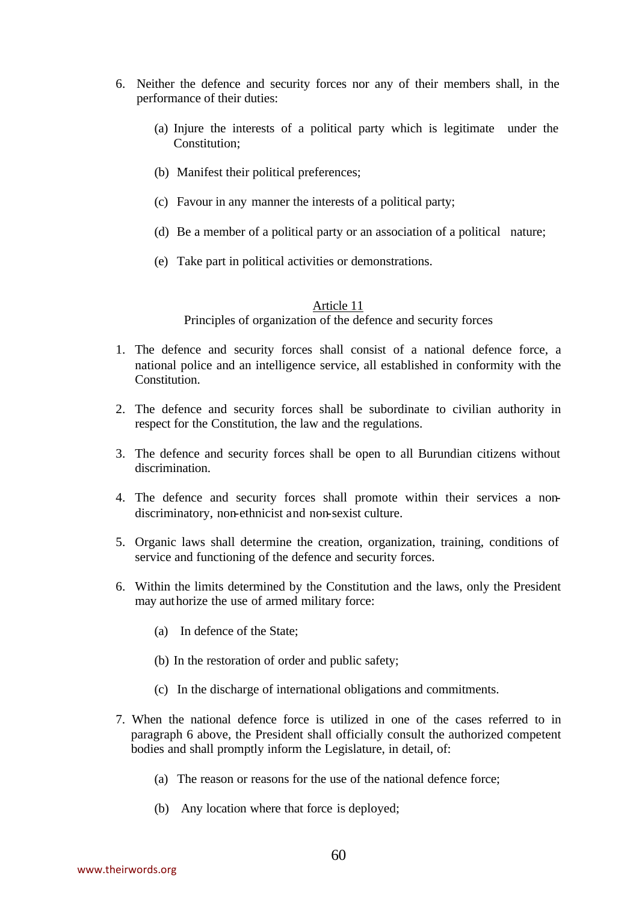6. Neither the defence and security forces nor any of their members shall, in the performance of their duties:

   (a) Injure the interests of a political party which is legitimate under the Constitution;

   (b) Manifest their political preferences;

   (c) Favour in any manner the interests of a political party;

   (d) Be a member of a political party or an association of a political nature;

   (e) Take part in political activities or demonstrations.

## Article 11

### Principles of organization of the defence and security forces

1. The defence and security forces shall consist of a national defence force, a national police and an intelligence service, all established in conformity with the Constitution.

2. The defence and security forces shall be subordinate to civilian authority in respect for the Constitution, the law and the regulations.

3. The defence and security forces shall be open to all Burundian citizens without discrimination.

4. The defence and security forces shall promote within their services a non-discriminatory, non-ethnicist and non-sexist culture.

5. Organic laws shall determine the creation, organization, training, conditions of service and functioning of the defence and security forces.

6. Within the limits determined by the Constitution and the laws, only the President may authorize the use of armed military force:

   (a) In defence of the State;

   (b) In the restoration of order and public safety;

   (c) In the discharge of international obligations and commitments.

7. When the national defence force is utilized in one of the cases referred to in paragraph 6 above, the President shall officially consult the authorized competent bodies and shall promptly inform the Legislature, in detail, of:

   (a) The reason or reasons for the use of the national defence force;

   (b) Any location where that force is deployed;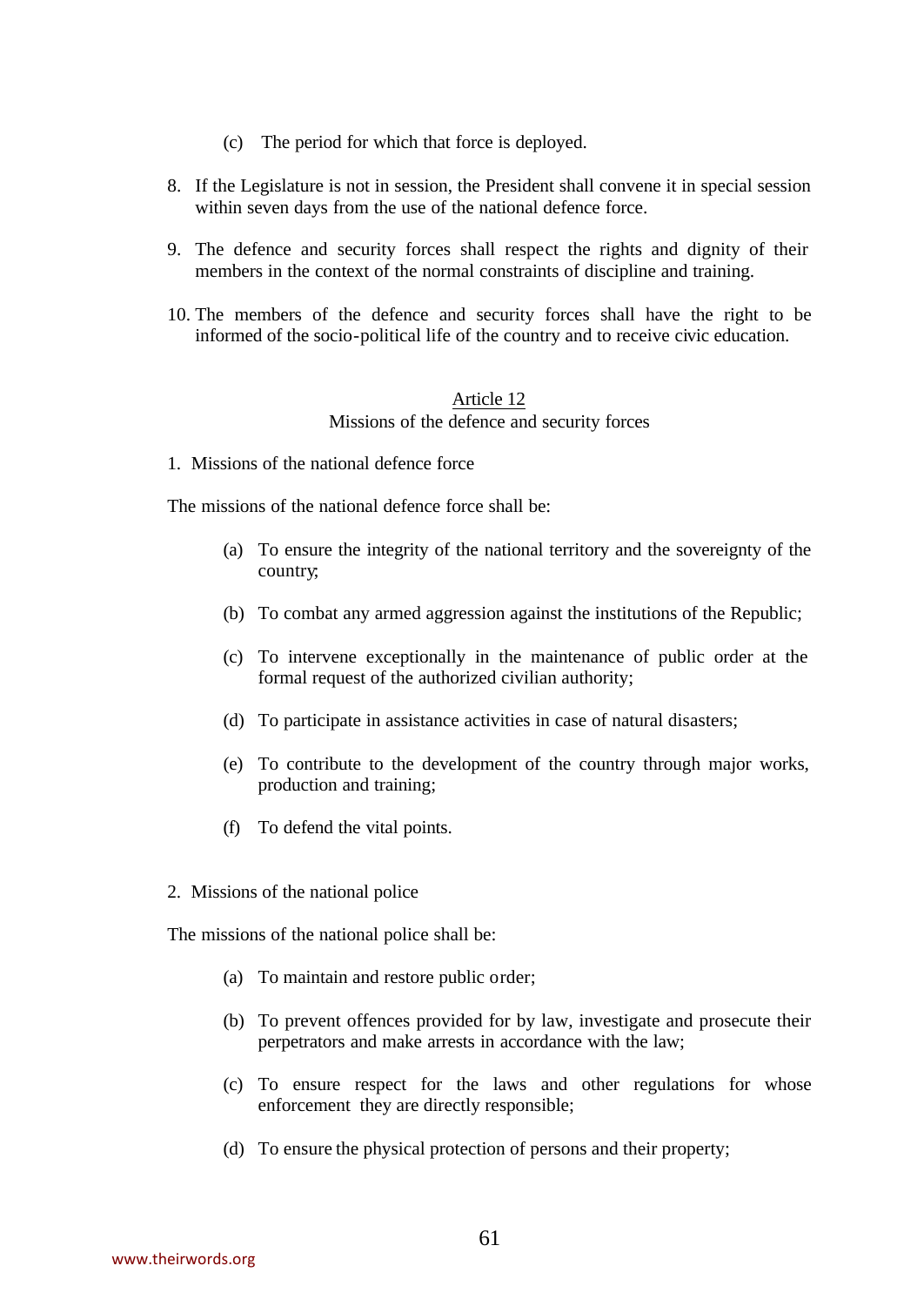(c) The period for which that force is deployed.

8. If the Legislature is not in session, the President shall convene it in special session within seven days from the use of the national defence force.

9. The defence and security forces shall respect the rights and dignity of their members in the context of the normal constraints of discipline and training.

10. The members of the defence and security forces shall have the right to be informed of the socio-political life of the country and to receive civic education.

## Article 12
### Missions of the defence and security forces

1. Missions of the national defence force

The missions of the national defence force shall be:

(a) To ensure the integrity of the national territory and the sovereignty of the country;

(b) To combat any armed aggression against the institutions of the Republic;

(c) To intervene exceptionally in the maintenance of public order at the formal request of the authorized civilian authority;

(d) To participate in assistance activities in case of natural disasters;

(e) To contribute to the development of the country through major works, production and training;

(f) To defend the vital points.

2. Missions of the national police

The missions of the national police shall be:

(a) To maintain and restore public order;

(b) To prevent offences provided for by law, investigate and prosecute their perpetrators and make arrests in accordance with the law;

(c) To ensure respect for the laws and other regulations for whose enforcement they are directly responsible;

(d) To ensure the physical protection of persons and their property;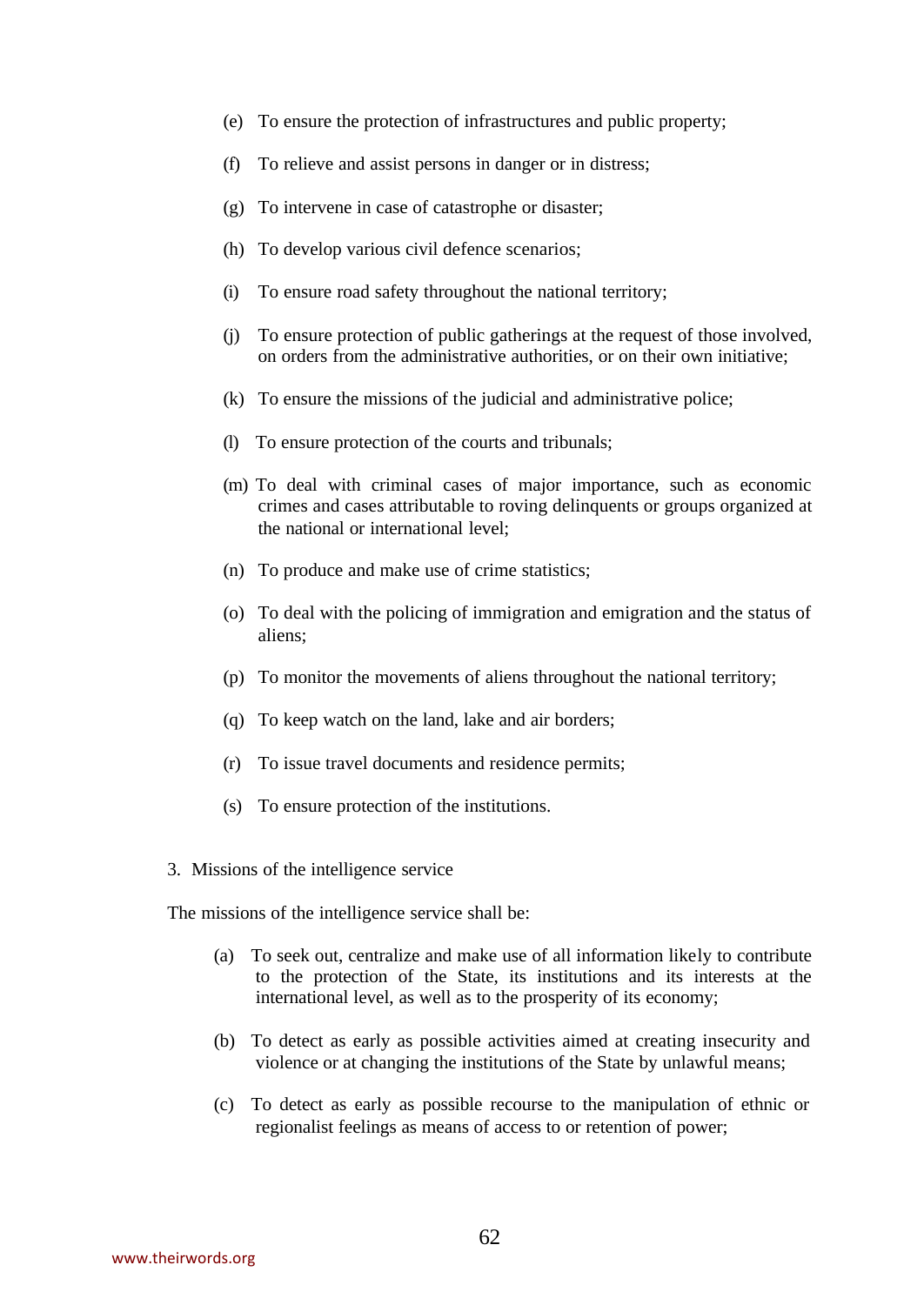(e) To ensure the protection of infrastructures and public property;

(f) To relieve and assist persons in danger or in distress;

(g) To intervene in case of catastrophe or disaster;

(h) To develop various civil defence scenarios;

(i) To ensure road safety throughout the national territory;

(j) To ensure protection of public gatherings at the request of those involved, on orders from the administrative authorities, or on their own initiative;

(k) To ensure the missions of the judicial and administrative police;

(l) To ensure protection of the courts and tribunals;

(m) To deal with criminal cases of major importance, such as economic crimes and cases attributable to roving delinquents or groups organized at the national or international level;

(n) To produce and make use of crime statistics;

(o) To deal with the policing of immigration and emigration and the status of aliens;

(p) To monitor the movements of aliens throughout the national territory;

(q) To keep watch on the land, lake and air borders;

(r) To issue travel documents and residence permits;

(s) To ensure protection of the institutions.

3. Missions of the intelligence service

The missions of the intelligence service shall be:

(a) To seek out, centralize and make use of all information likely to contribute to the protection of the State, its institutions and its interests at the international level, as well as to the prosperity of its economy;

(b) To detect as early as possible activities aimed at creating insecurity and violence or at changing the institutions of the State by unlawful means;

(c) To detect as early as possible recourse to the manipulation of ethnic or regionalist feelings as means of access to or retention of power;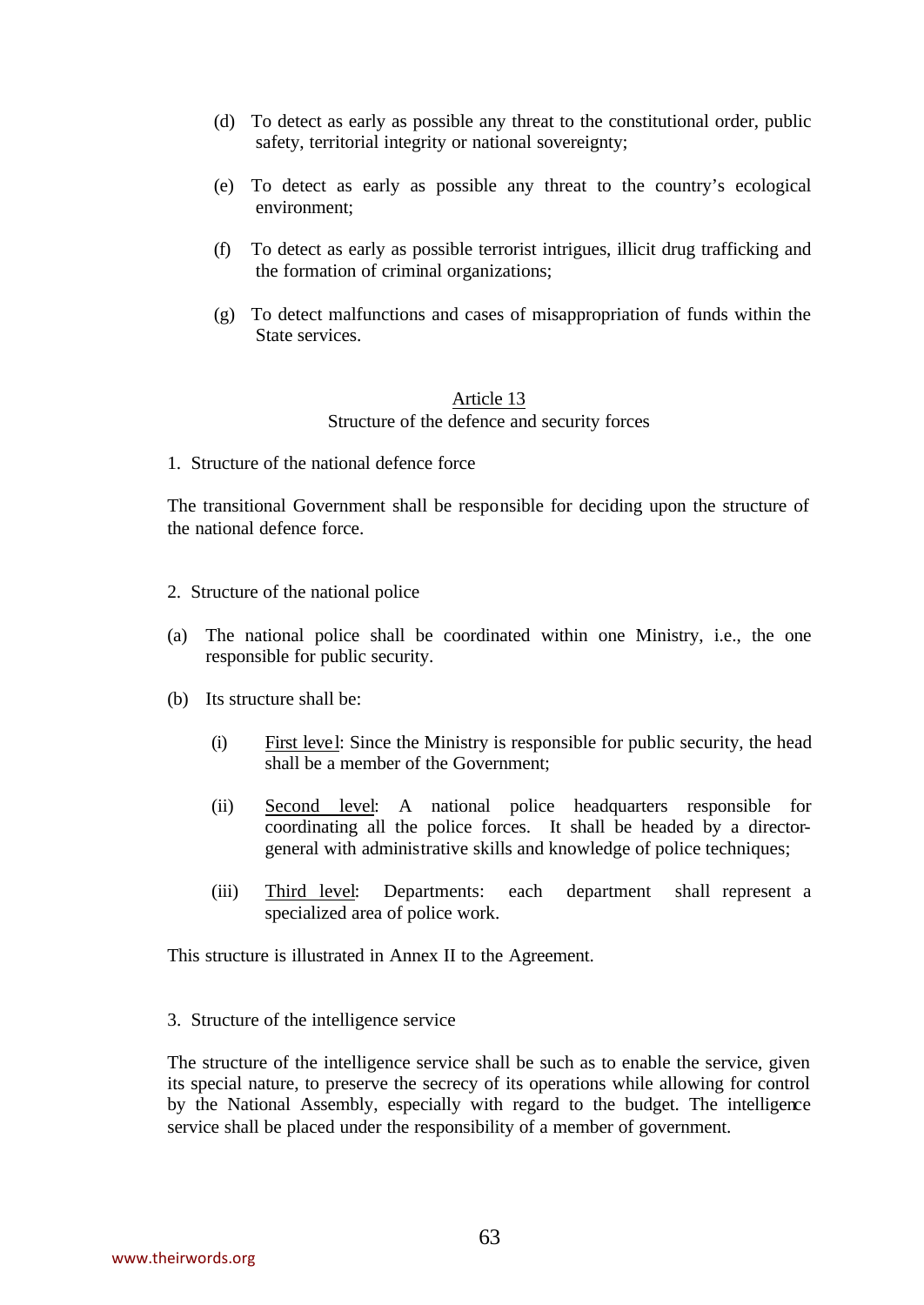(d) To detect as early as possible any threat to the constitutional order, public safety, territorial integrity or national sovereignty;

(e) To detect as early as possible any threat to the country's ecological environment;

(f) To detect as early as possible terrorist intrigues, illicit drug trafficking and the formation of criminal organizations;

(g) To detect malfunctions and cases of misappropriation of funds within the State services.

## Article 13
### Structure of the defence and security forces

1. Structure of the national defence force

The transitional Government shall be responsible for deciding upon the structure of the national defence force.

2. Structure of the national police

(a) The national police shall be coordinated within one Ministry, i.e., the one responsible for public security.

(b) Its structure shall be:

   (i) First level: Since the Ministry is responsible for public security, the head shall be a member of the Government;

   (ii) Second level: A national police headquarters responsible for coordinating all the police forces. It shall be headed by a director-general with administrative skills and knowledge of police techniques;

   (iii) Third level: Departments: each department shall represent a specialized area of police work.

This structure is illustrated in Annex II to the Agreement.

3. Structure of the intelligence service

The structure of the intelligence service shall be such as to enable the service, given its special nature, to preserve the secrecy of its operations while allowing for control by the National Assembly, especially with regard to the budget. The intelligence service shall be placed under the responsibility of a member of government.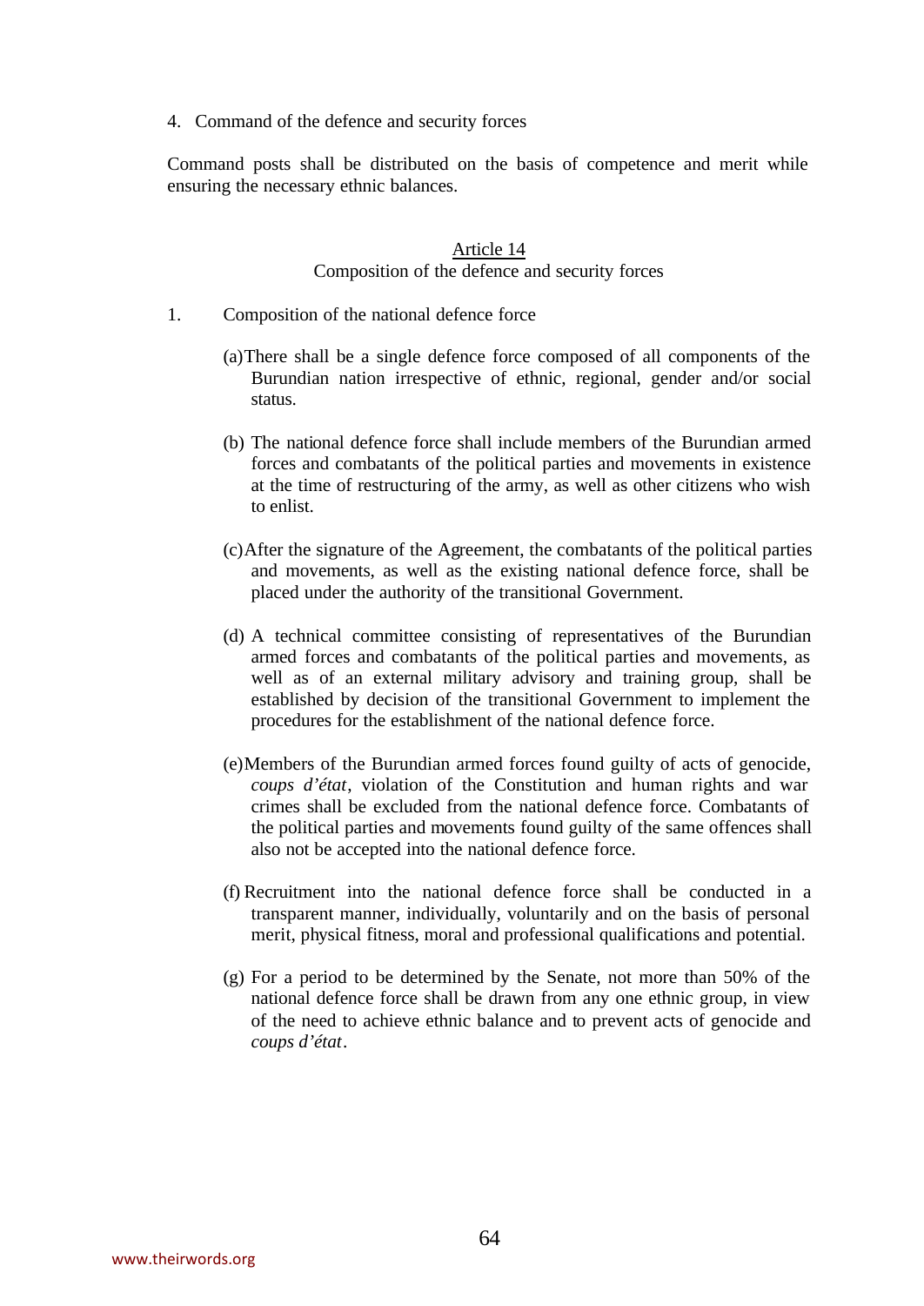4. Command of the defence and security forces

Command posts shall be distributed on the basis of competence and merit while ensuring the necessary ethnic balances.

## Article 14
### Composition of the defence and security forces

1. Composition of the national defence force

   (a) There shall be a single defence force composed of all components of the Burundian nation irrespective of ethnic, regional, gender and/or social status.

   (b) The national defence force shall include members of the Burundian armed forces and combatants of the political parties and movements in existence at the time of restructuring of the army, as well as other citizens who wish to enlist.

   (c) After the signature of the Agreement, the combatants of the political parties and movements, as well as the existing national defence force, shall be placed under the authority of the transitional Government.

   (d) A technical committee consisting of representatives of the Burundian armed forces and combatants of the political parties and movements, as well as of an external military advisory and training group, shall be established by decision of the transitional Government to implement the procedures for the establishment of the national defence force.

   (e) Members of the Burundian armed forces found guilty of acts of genocide, *coups d'état*, violation of the Constitution and human rights and war crimes shall be excluded from the national defence force. Combatants of the political parties and movements found guilty of the same offences shall also not be accepted into the national defence force.

   (f) Recruitment into the national defence force shall be conducted in a transparent manner, individually, voluntarily and on the basis of personal merit, physical fitness, moral and professional qualifications and potential.

   (g) For a period to be determined by the Senate, not more than 50% of the national defence force shall be drawn from any one ethnic group, in view of the need to achieve ethnic balance and to prevent acts of genocide and *coups d'état*.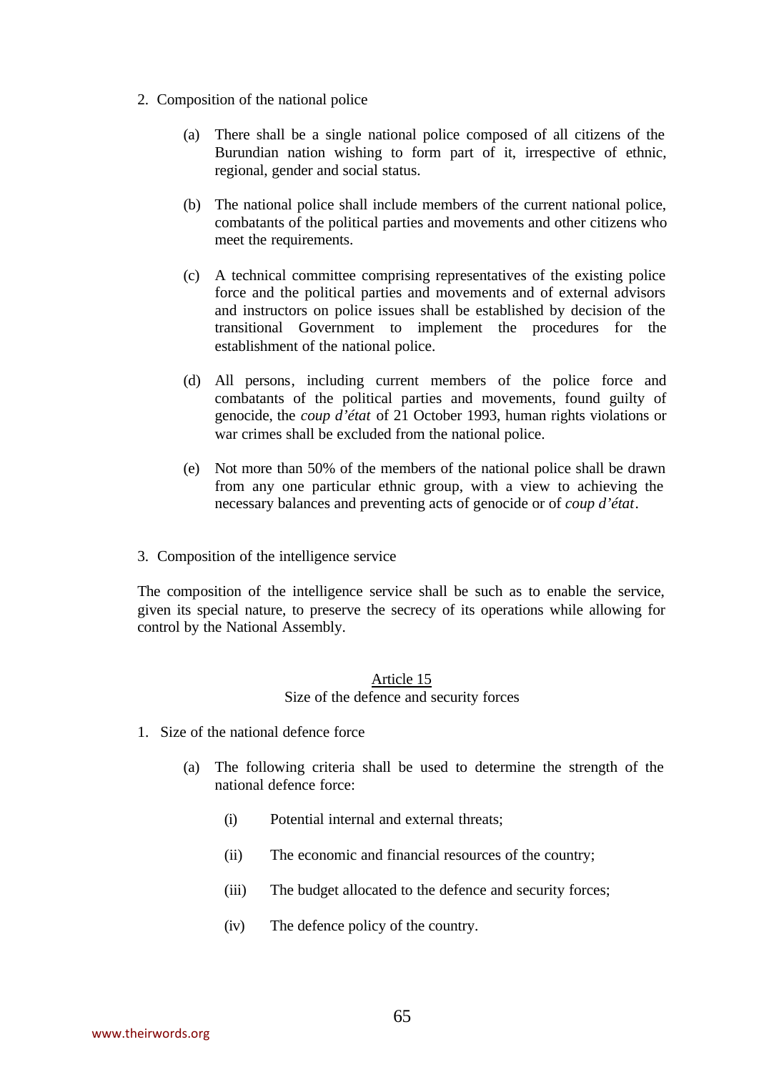2. Composition of the national police

   (a) There shall be a single national police composed of all citizens of the Burundian nation wishing to form part of it, irrespective of ethnic, regional, gender and social status.

   (b) The national police shall include members of the current national police, combatants of the political parties and movements and other citizens who meet the requirements.

   (c) A technical committee comprising representatives of the existing police force and the political parties and movements and of external advisors and instructors on police issues shall be established by decision of the transitional Government to implement the procedures for the establishment of the national police.

   (d) All persons, including current members of the police force and combatants of the political parties and movements, found guilty of genocide, the *coup d'état* of 21 October 1993, human rights violations or war crimes shall be excluded from the national police.

   (e) Not more than 50% of the members of the national police shall be drawn from any one particular ethnic group, with a view to achieving the necessary balances and preventing acts of genocide or of *coup d'état*.

3. Composition of the intelligence service

The composition of the intelligence service shall be such as to enable the service, given its special nature, to preserve the secrecy of its operations while allowing for control by the National Assembly.

### Article 15
### Size of the defence and security forces

1. Size of the national defence force

   (a) The following criteria shall be used to determine the strength of the national defence force:

      (i) Potential internal and external threats;

      (ii) The economic and financial resources of the country;

      (iii) The budget allocated to the defence and security forces;

      (iv) The defence policy of the country.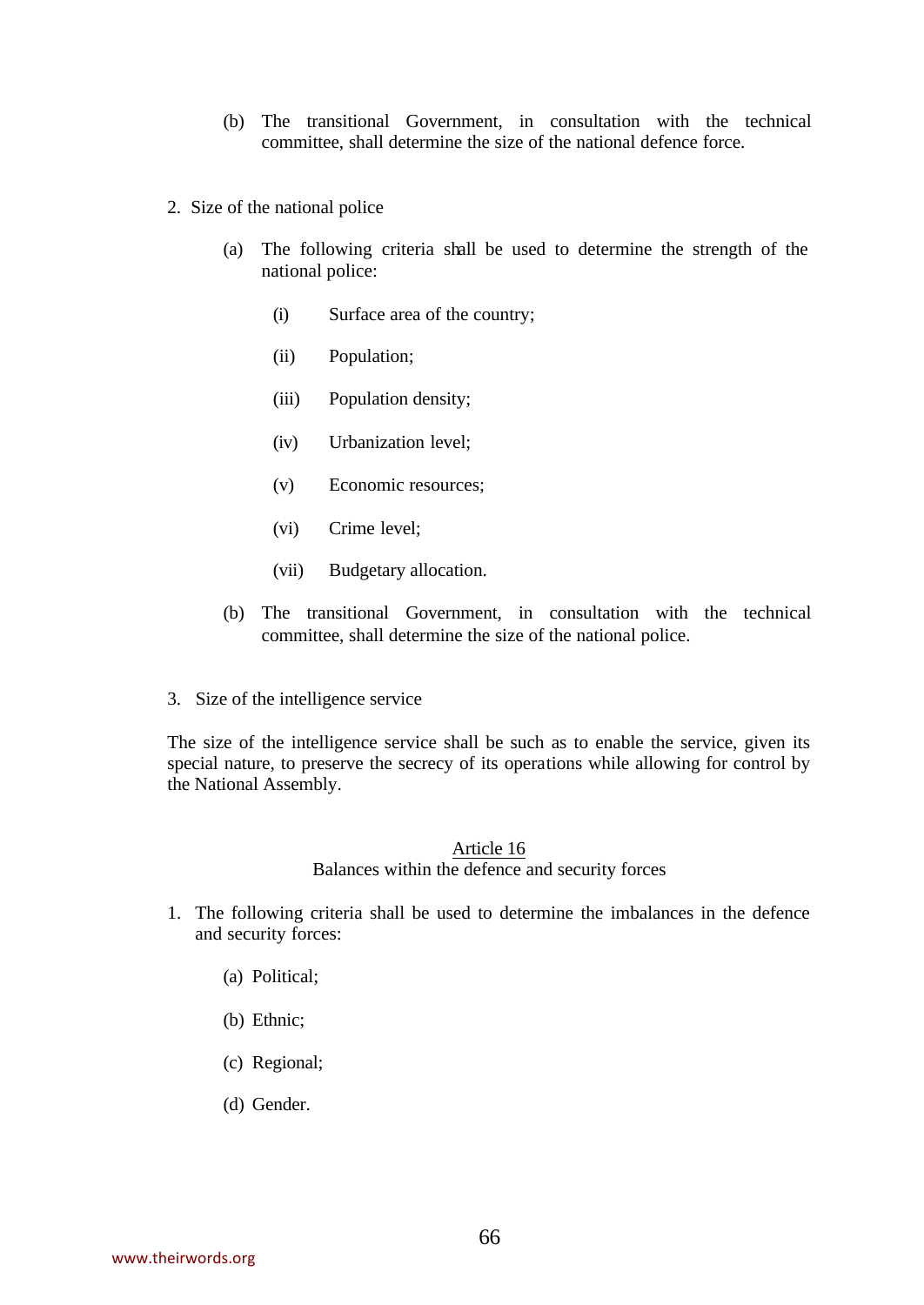(b) The transitional Government, in consultation with the technical committee, shall determine the size of the national defence force.

2. Size of the national police

(a) The following criteria shall be used to determine the strength of the national police:

(i) Surface area of the country;

(ii) Population;

(iii) Population density;

(iv) Urbanization level;

(v) Economic resources;

(vi) Crime level;

(vii) Budgetary allocation.

(b) The transitional Government, in consultation with the technical committee, shall determine the size of the national police.

3. Size of the intelligence service

The size of the intelligence service shall be such as to enable the service, given its special nature, to preserve the secrecy of its operations while allowing for control by the National Assembly.

## Article 16
### Balances within the defence and security forces

1. The following criteria shall be used to determine the imbalances in the defence and security forces:

(a) Political;

(b) Ethnic;

(c) Regional;

(d) Gender.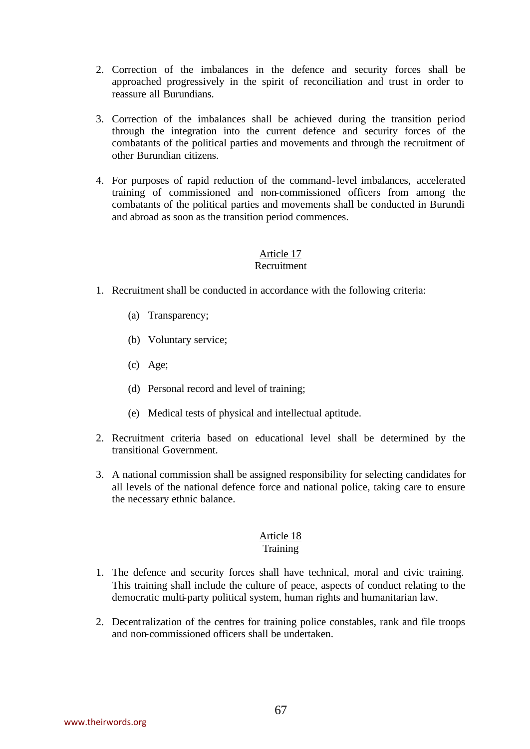2. Correction of the imbalances in the defence and security forces shall be approached progressively in the spirit of reconciliation and trust in order to reassure all Burundians.

3. Correction of the imbalances shall be achieved during the transition period through the integration into the current defence and security forces of the combatants of the political parties and movements and through the recruitment of other Burundian citizens.

4. For purposes of rapid reduction of the command-level imbalances, accelerated training of commissioned and non-commissioned officers from among the combatants of the political parties and movements shall be conducted in Burundi and abroad as soon as the transition period commences.

### Article 17
### Recruitment

1. Recruitment shall be conducted in accordance with the following criteria:

   (a) Transparency;

   (b) Voluntary service;

   (c) Age;

   (d) Personal record and level of training;

   (e) Medical tests of physical and intellectual aptitude.

2. Recruitment criteria based on educational level shall be determined by the transitional Government.

3. A national commission shall be assigned responsibility for selecting candidates for all levels of the national defence force and national police, taking care to ensure the necessary ethnic balance.

### Article 18
### Training

1. The defence and security forces shall have technical, moral and civic training. This training shall include the culture of peace, aspects of conduct relating to the democratic multi-party political system, human rights and humanitarian law.

2. Decentralization of the centres for training police constables, rank and file troops and non-commissioned officers shall be undertaken.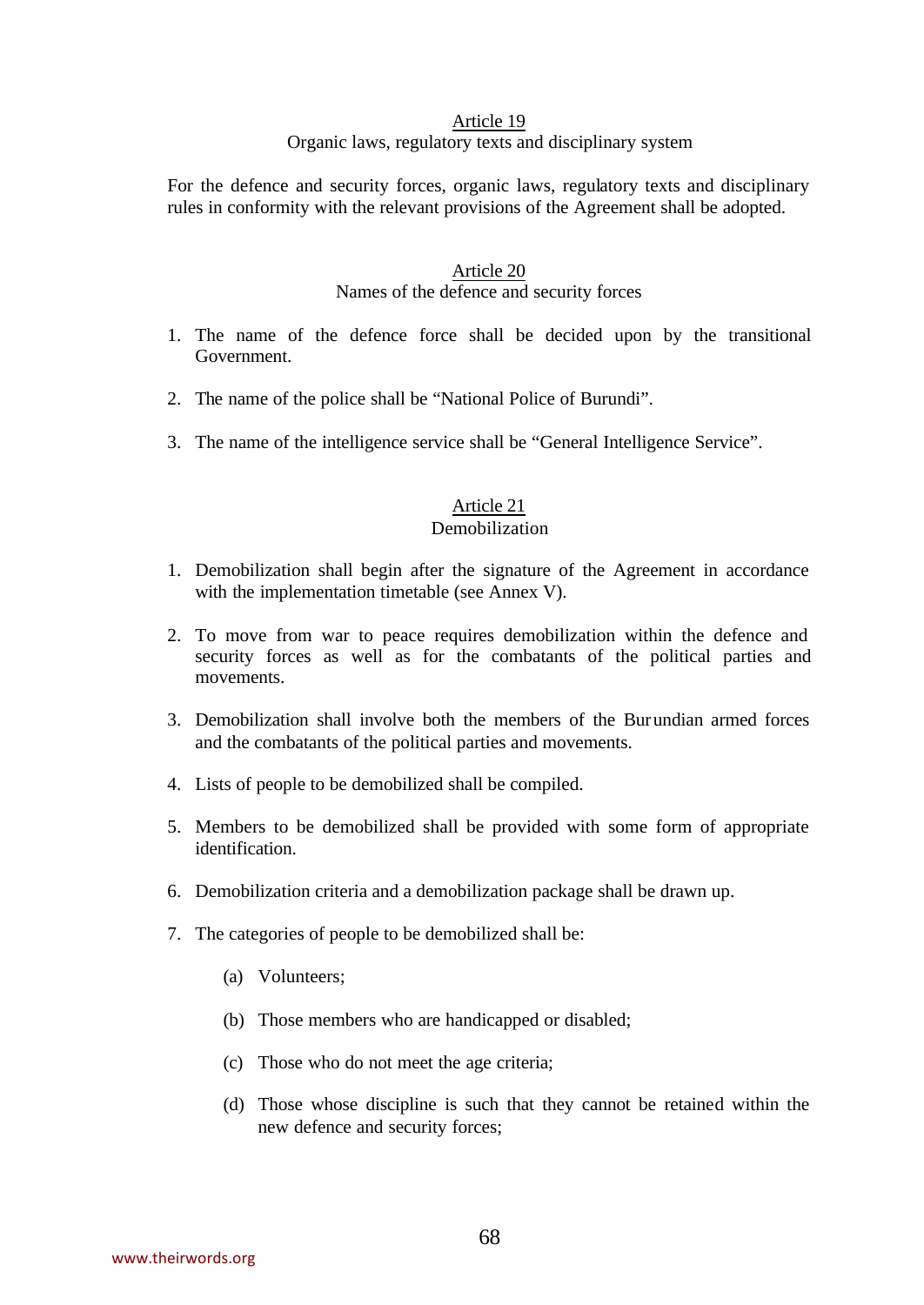### Article 19

Organic laws, regulatory texts and disciplinary system

For the defence and security forces, organic laws, regulatory texts and disciplinary rules in conformity with the relevant provisions of the Agreement shall be adopted.

### Article 20

Names of the defence and security forces

1. The name of the defence force shall be decided upon by the transitional Government.

2. The name of the police shall be "National Police of Burundi".

3. The name of the intelligence service shall be "General Intelligence Service".

### Article 21

Demobilization

1. Demobilization shall begin after the signature of the Agreement in accordance with the implementation timetable (see Annex V).

2. To move from war to peace requires demobilization within the defence and security forces as well as for the combatants of the political parties and movements.

3. Demobilization shall involve both the members of the Burundian armed forces and the combatants of the political parties and movements.

4. Lists of people to be demobilized shall be compiled.

5. Members to be demobilized shall be provided with some form of appropriate identification.

6. Demobilization criteria and a demobilization package shall be drawn up.

7. The categories of people to be demobilized shall be:

    (a) Volunteers;

    (b) Those members who are handicapped or disabled;

    (c) Those who do not meet the age criteria;

    (d) Those whose discipline is such that they cannot be retained within the new defence and security forces;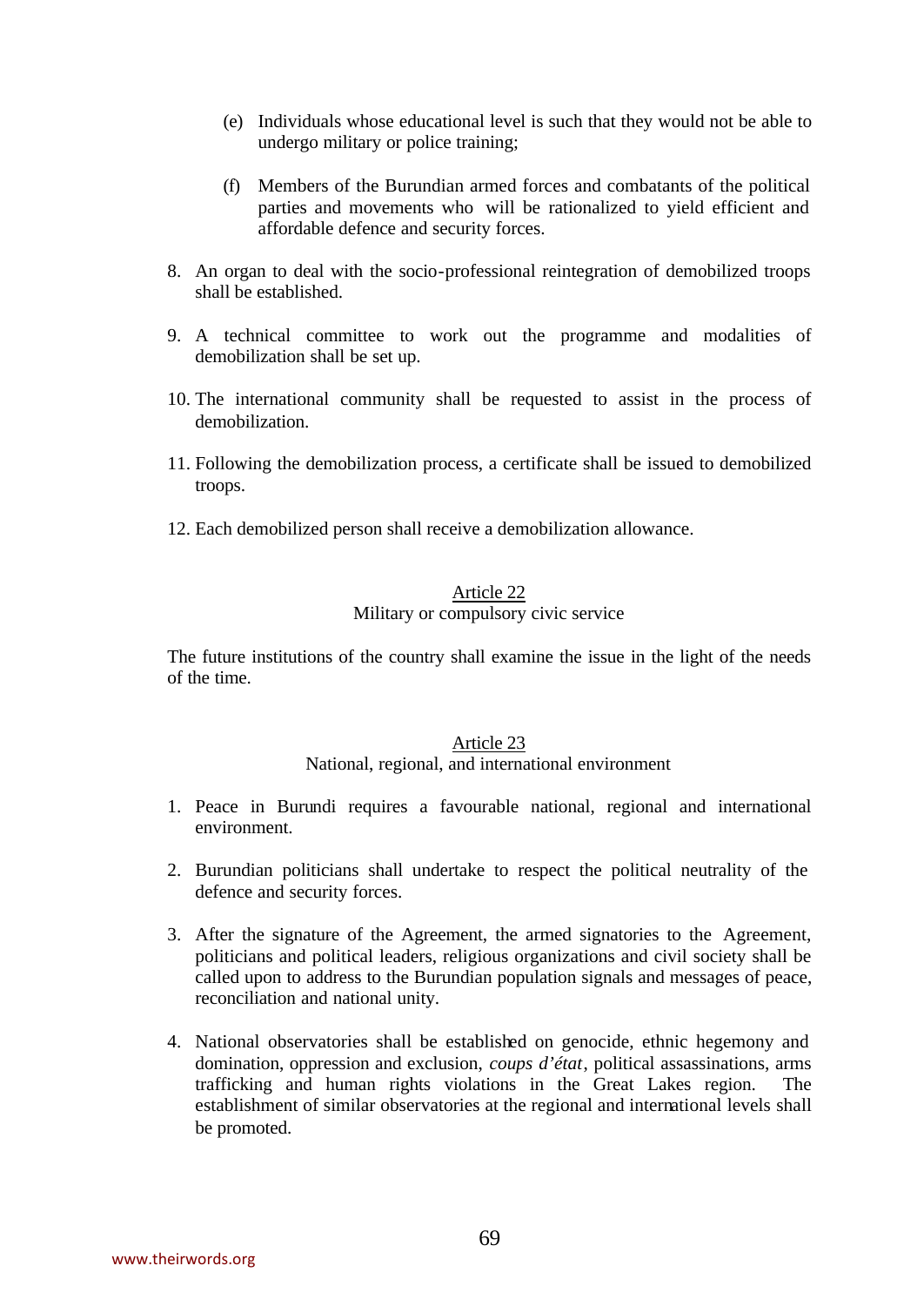(e) Individuals whose educational level is such that they would not be able to undergo military or police training;

(f) Members of the Burundian armed forces and combatants of the political parties and movements who will be rationalized to yield efficient and affordable defence and security forces.

8. An organ to deal with the socio-professional reintegration of demobilized troops shall be established.

9. A technical committee to work out the programme and modalities of demobilization shall be set up.

10. The international community shall be requested to assist in the process of demobilization.

11. Following the demobilization process, a certificate shall be issued to demobilized troops.

12. Each demobilized person shall receive a demobilization allowance.

### Article 22
### Military or compulsory civic service

The future institutions of the country shall examine the issue in the light of the needs of the time.

### Article 23
### National, regional, and international environment

1. Peace in Burundi requires a favourable national, regional and international environment.

2. Burundian politicians shall undertake to respect the political neutrality of the defence and security forces.

3. After the signature of the Agreement, the armed signatories to the Agreement, politicians and political leaders, religious organizations and civil society shall be called upon to address to the Burundian population signals and messages of peace, reconciliation and national unity.

4. National observatories shall be established on genocide, ethnic hegemony and domination, oppression and exclusion, *coups d'état*, political assassinations, arms trafficking and human rights violations in the Great Lakes region. The establishment of similar observatories at the regional and international levels shall be promoted.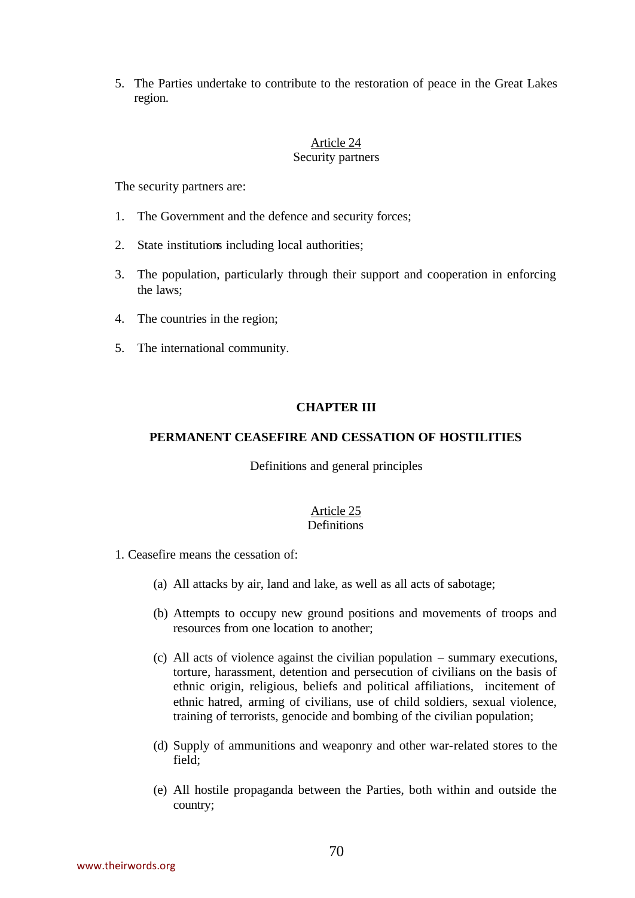5. The Parties undertake to contribute to the restoration of peace in the Great Lakes region.

Article 24
Security partners

The security partners are:

1. The Government and the defence and security forces;

2. State institutions including local authorities;

3. The population, particularly through their support and cooperation in enforcing the laws;

4. The countries in the region;

5. The international community.

## CHAPTER III

## PERMANENT CEASEFIRE AND CESSATION OF HOSTILITIES

Definitions and general principles

Article 25
Definitions

1. Ceasefire means the cessation of:

(a) All attacks by air, land and lake, as well as all acts of sabotage;

(b) Attempts to occupy new ground positions and movements of troops and resources from one location to another;

(c) All acts of violence against the civilian population – summary executions, torture, harassment, detention and persecution of civilians on the basis of ethnic origin, religious, beliefs and political affiliations, incitement of ethnic hatred, arming of civilians, use of child soldiers, sexual violence, training of terrorists, genocide and bombing of the civilian population;

(d) Supply of ammunitions and weaponry and other war-related stores to the field;

(e) All hostile propaganda between the Parties, both within and outside the country;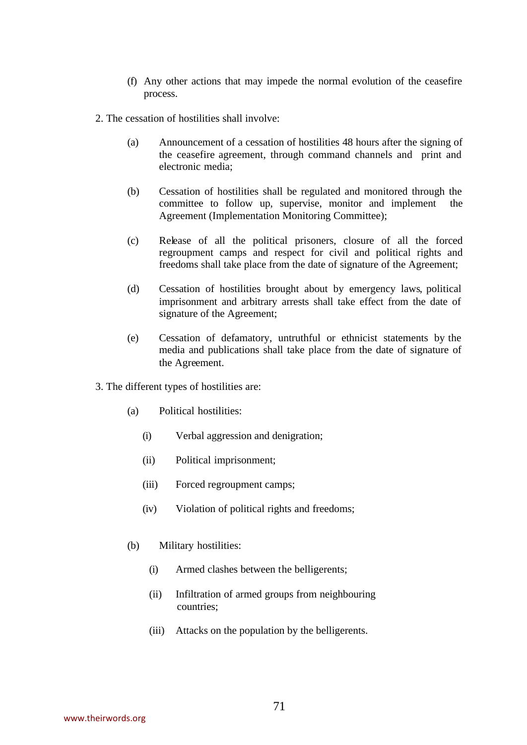(f) Any other actions that may impede the normal evolution of the ceasefire process.

2. The cessation of hostilities shall involve:

(a) Announcement of a cessation of hostilities 48 hours after the signing of the ceasefire agreement, through command channels and print and electronic media;

(b) Cessation of hostilities shall be regulated and monitored through the committee to follow up, supervise, monitor and implement the Agreement (Implementation Monitoring Committee);

(c) Release of all the political prisoners, closure of all the forced regroupment camps and respect for civil and political rights and freedoms shall take place from the date of signature of the Agreement;

(d) Cessation of hostilities brought about by emergency laws, political imprisonment and arbitrary arrests shall take effect from the date of signature of the Agreement;

(e) Cessation of defamatory, untruthful or ethnicist statements by the media and publications shall take place from the date of signature of the Agreement.

3. The different types of hostilities are:

(a) Political hostilities:

(i) Verbal aggression and denigration;

(ii) Political imprisonment;

(iii) Forced regroupment camps;

(iv) Violation of political rights and freedoms;

(b) Military hostilities:

(i) Armed clashes between the belligerents;

(ii) Infiltration of armed groups from neighbouring countries;

(iii) Attacks on the population by the belligerents.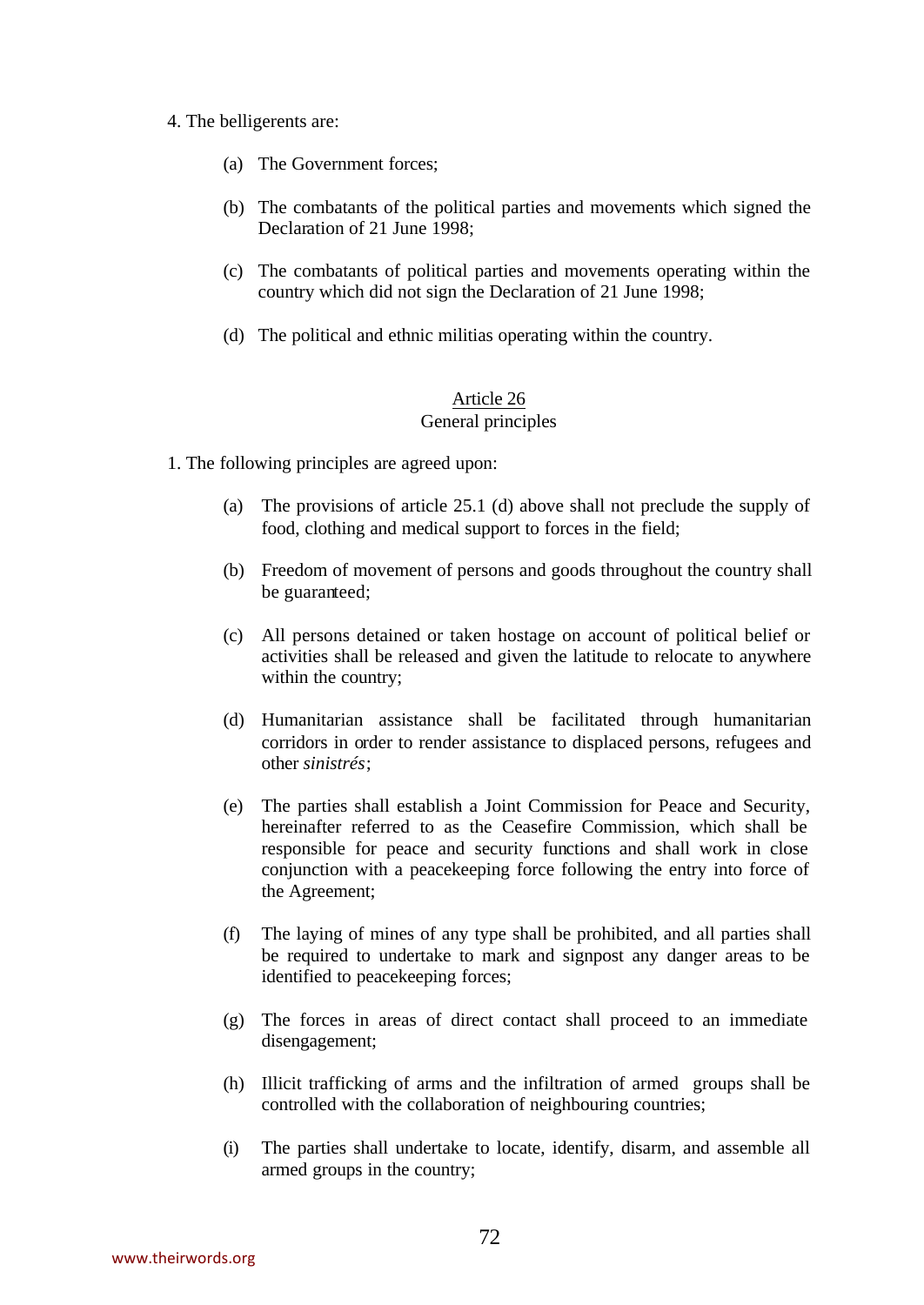4. The belligerents are:

(a) The Government forces;

(b) The combatants of the political parties and movements which signed the Declaration of 21 June 1998;

(c) The combatants of political parties and movements operating within the country which did not sign the Declaration of 21 June 1998;

(d) The political and ethnic militias operating within the country.

Article 26
General principles

1. The following principles are agreed upon:

(a) The provisions of article 25.1 (d) above shall not preclude the supply of food, clothing and medical support to forces in the field;

(b) Freedom of movement of persons and goods throughout the country shall be guaranteed;

(c) All persons detained or taken hostage on account of political belief or activities shall be released and given the latitude to relocate to anywhere within the country;

(d) Humanitarian assistance shall be facilitated through humanitarian corridors in order to render assistance to displaced persons, refugees and other *sinistrés*;

(e) The parties shall establish a Joint Commission for Peace and Security, hereinafter referred to as the Ceasefire Commission, which shall be responsible for peace and security functions and shall work in close conjunction with a peacekeeping force following the entry into force of the Agreement;

(f) The laying of mines of any type shall be prohibited, and all parties shall be required to undertake to mark and signpost any danger areas to be identified to peacekeeping forces;

(g) The forces in areas of direct contact shall proceed to an immediate disengagement;

(h) Illicit trafficking of arms and the infiltration of armed groups shall be controlled with the collaboration of neighbouring countries;

(i) The parties shall undertake to locate, identify, disarm, and assemble all armed groups in the country;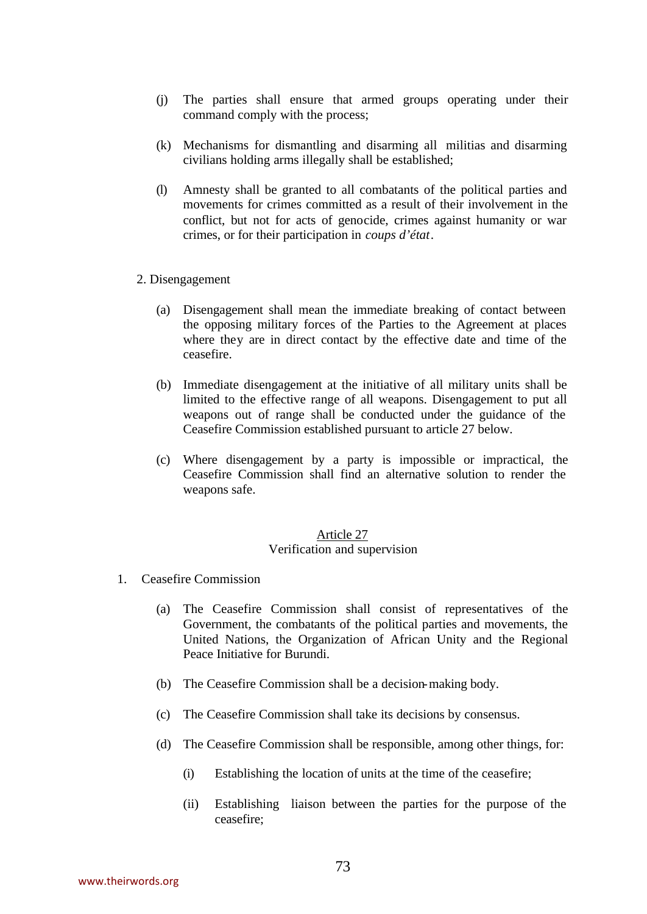(j) The parties shall ensure that armed groups operating under their command comply with the process;

(k) Mechanisms for dismantling and disarming all militias and disarming civilians holding arms illegally shall be established;

(l) Amnesty shall be granted to all combatants of the political parties and movements for crimes committed as a result of their involvement in the conflict, but not for acts of genocide, crimes against humanity or war crimes, or for their participation in *coups d'état*.

2. Disengagement

(a) Disengagement shall mean the immediate breaking of contact between the opposing military forces of the Parties to the Agreement at places where they are in direct contact by the effective date and time of the ceasefire.

(b) Immediate disengagement at the initiative of all military units shall be limited to the effective range of all weapons. Disengagement to put all weapons out of range shall be conducted under the guidance of the Ceasefire Commission established pursuant to article 27 below.

(c) Where disengagement by a party is impossible or impractical, the Ceasefire Commission shall find an alternative solution to render the weapons safe.

## Article 27
### Verification and supervision

1. Ceasefire Commission

(a) The Ceasefire Commission shall consist of representatives of the Government, the combatants of the political parties and movements, the United Nations, the Organization of African Unity and the Regional Peace Initiative for Burundi.

(b) The Ceasefire Commission shall be a decision-making body.

(c) The Ceasefire Commission shall take its decisions by consensus.

(d) The Ceasefire Commission shall be responsible, among other things, for:

(i) Establishing the location of units at the time of the ceasefire;

(ii) Establishing liaison between the parties for the purpose of the ceasefire;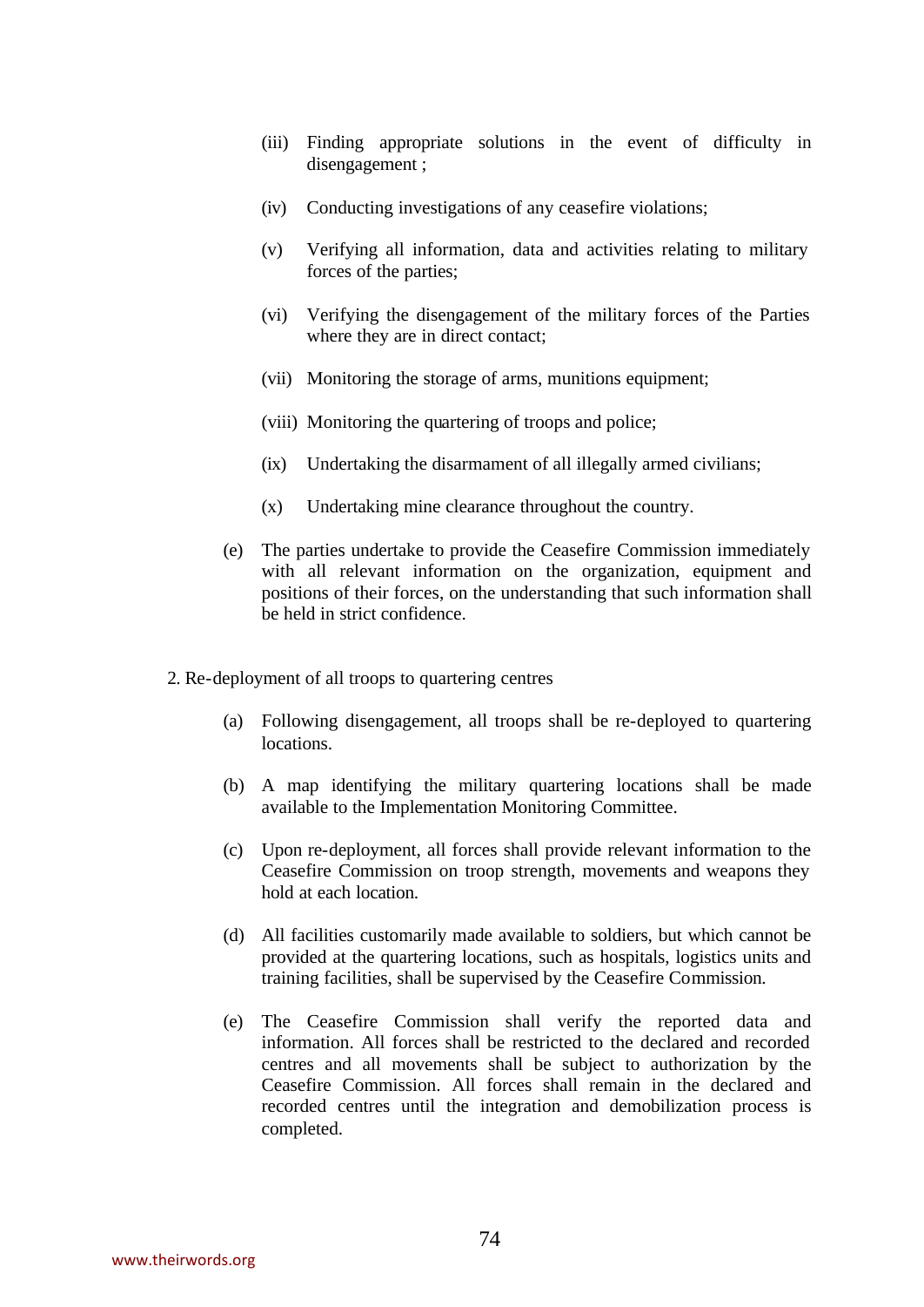(iii) Finding appropriate solutions in the event of difficulty in disengagement ;

(iv) Conducting investigations of any ceasefire violations;

(v) Verifying all information, data and activities relating to military forces of the parties;

(vi) Verifying the disengagement of the military forces of the Parties where they are in direct contact;

(vii) Monitoring the storage of arms, munitions equipment;

(viii) Monitoring the quartering of troops and police;

(ix) Undertaking the disarmament of all illegally armed civilians;

(x) Undertaking mine clearance throughout the country.

(e) The parties undertake to provide the Ceasefire Commission immediately with all relevant information on the organization, equipment and positions of their forces, on the understanding that such information shall be held in strict confidence.

2. Re-deployment of all troops to quartering centres

(a) Following disengagement, all troops shall be re-deployed to quartering locations.

(b) A map identifying the military quartering locations shall be made available to the Implementation Monitoring Committee.

(c) Upon re-deployment, all forces shall provide relevant information to the Ceasefire Commission on troop strength, movements and weapons they hold at each location.

(d) All facilities customarily made available to soldiers, but which cannot be provided at the quartering locations, such as hospitals, logistics units and training facilities, shall be supervised by the Ceasefire Commission.

(e) The Ceasefire Commission shall verify the reported data and information. All forces shall be restricted to the declared and recorded centres and all movements shall be subject to authorization by the Ceasefire Commission. All forces shall remain in the declared and recorded centres until the integration and demobilization process is completed.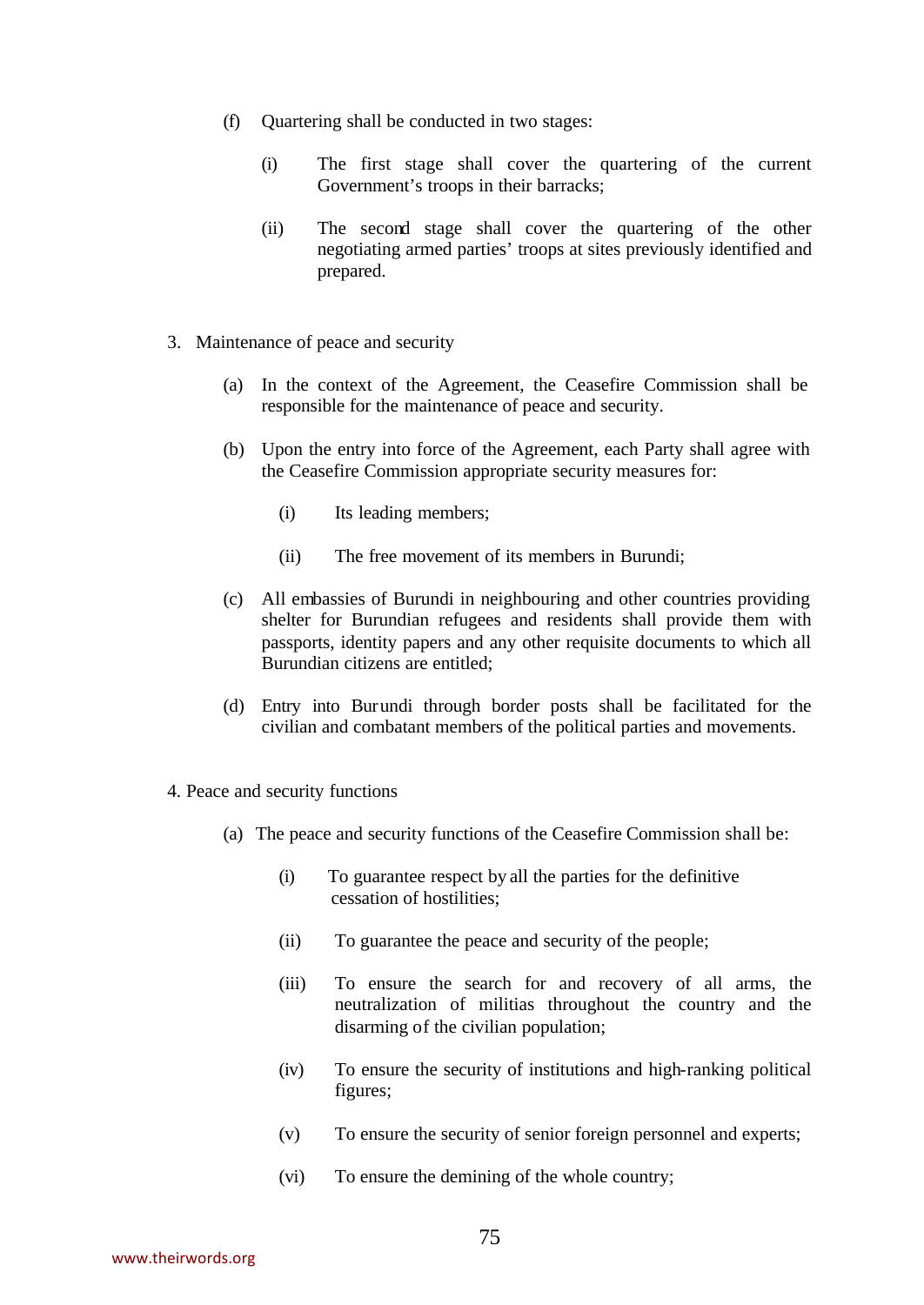(f) Quartering shall be conducted in two stages:

  (i) The first stage shall cover the quartering of the current Government's troops in their barracks;

  (ii) The second stage shall cover the quartering of the other negotiating armed parties' troops at sites previously identified and prepared.

3. Maintenance of peace and security

(a) In the context of the Agreement, the Ceasefire Commission shall be responsible for the maintenance of peace and security.

(b) Upon the entry into force of the Agreement, each Party shall agree with the Ceasefire Commission appropriate security measures for:

  (i) Its leading members;

  (ii) The free movement of its members in Burundi;

(c) All embassies of Burundi in neighbouring and other countries providing shelter for Burundian refugees and residents shall provide them with passports, identity papers and any other requisite documents to which all Burundian citizens are entitled;

(d) Entry into Burundi through border posts shall be facilitated for the civilian and combatant members of the political parties and movements.

4. Peace and security functions

(a) The peace and security functions of the Ceasefire Commission shall be:

  (i) To guarantee respect by all the parties for the definitive cessation of hostilities;

  (ii) To guarantee the peace and security of the people;

  (iii) To ensure the search for and recovery of all arms, the neutralization of militias throughout the country and the disarming of the civilian population;

  (iv) To ensure the security of institutions and high-ranking political figures;

  (v) To ensure the security of senior foreign personnel and experts;

  (vi) To ensure the demining of the whole country;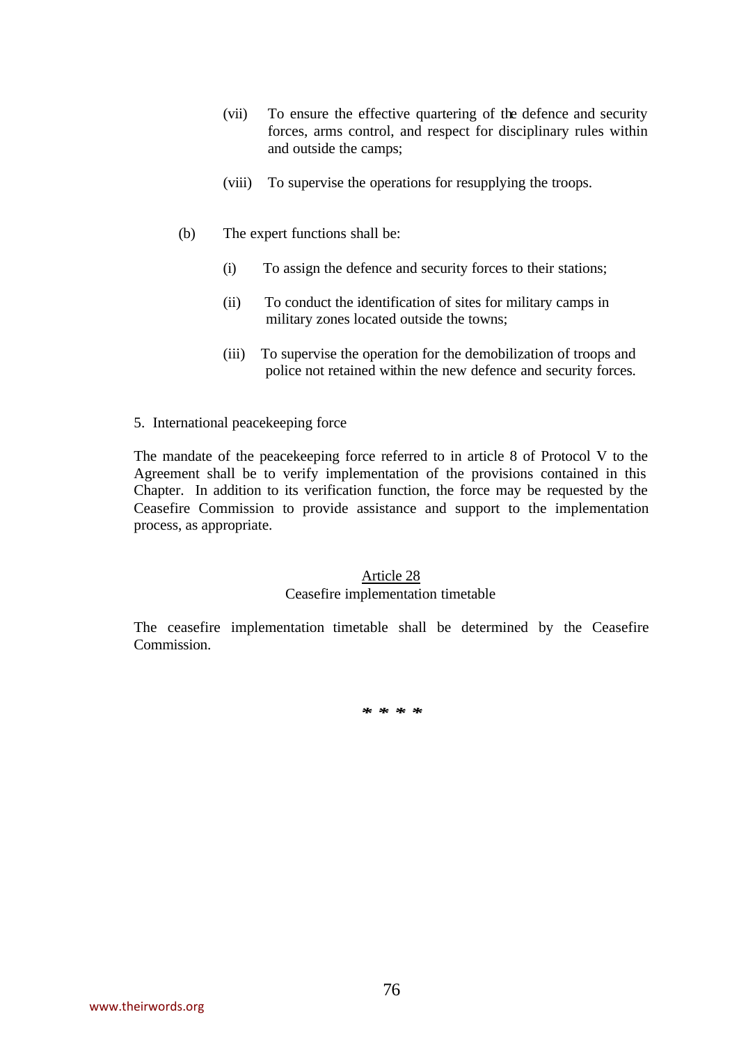(vii) To ensure the effective quartering of the defence and security forces, arms control, and respect for disciplinary rules within and outside the camps;

(viii) To supervise the operations for resupplying the troops.

(b) The expert functions shall be:

(i) To assign the defence and security forces to their stations;

(ii) To conduct the identification of sites for military camps in military zones located outside the towns;

(iii) To supervise the operation for the demobilization of troops and police not retained within the new defence and security forces.

5. International peacekeeping force

The mandate of the peacekeeping force referred to in article 8 of Protocol V to the Agreement shall be to verify implementation of the provisions contained in this Chapter. In addition to its verification function, the force may be requested by the Ceasefire Commission to provide assistance and support to the implementation process, as appropriate.

<u>Article 28</u>

Ceasefire implementation timetable

The ceasefire implementation timetable shall be determined by the Ceasefire Commission.

* * * *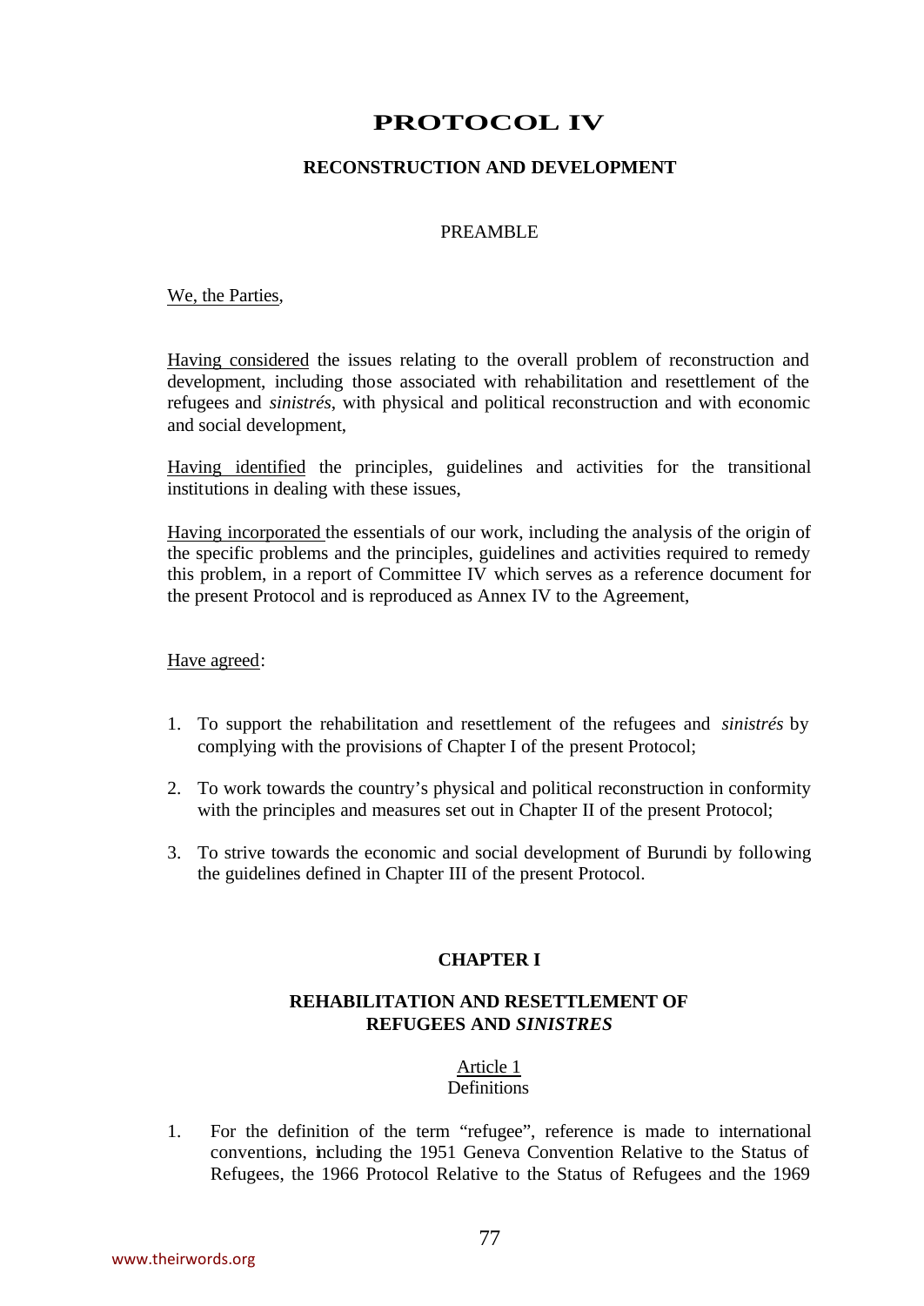# PROTOCOL IV

## RECONSTRUCTION AND DEVELOPMENT

### PREAMBLE

We, the Parties,

Having considered the issues relating to the overall problem of reconstruction and development, including those associated with rehabilitation and resettlement of the refugees and *sinistrés*, with physical and political reconstruction and with economic and social development,

Having identified the principles, guidelines and activities for the transitional institutions in dealing with these issues,

Having incorporated the essentials of our work, including the analysis of the origin of the specific problems and the principles, guidelines and activities required to remedy this problem, in a report of Committee IV which serves as a reference document for the present Protocol and is reproduced as Annex IV to the Agreement,

Have agreed:

1. To support the rehabilitation and resettlement of the refugees and *sinistrés* by complying with the provisions of Chapter I of the present Protocol;
2. To work towards the country's physical and political reconstruction in conformity with the principles and measures set out in Chapter II of the present Protocol;
3. To strive towards the economic and social development of Burundi by following the guidelines defined in Chapter III of the present Protocol.

## CHAPTER I

### REHABILITATION AND RESETTLEMENT OF REFUGEES AND *SINISTRES*

#### Article 1
Definitions

1. For the definition of the term "refugee", reference is made to international conventions, including the 1951 Geneva Convention Relative to the Status of Refugees, the 1966 Protocol Relative to the Status of Refugees and the 1969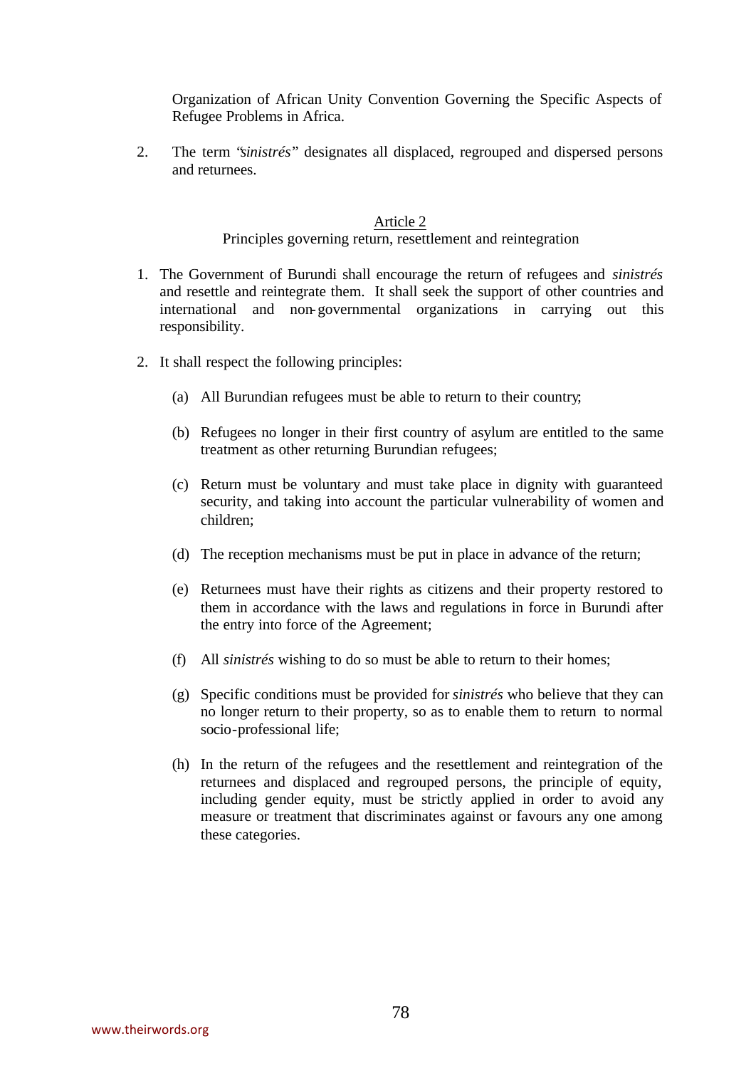Organization of African Unity Convention Governing the Specific Aspects of Refugee Problems in Africa.

2. The term "*sinistrés*" designates all displaced, regrouped and dispersed persons and returnees.

Article 2

Principles governing return, resettlement and reintegration

1. The Government of Burundi shall encourage the return of refugees and *sinistrés* and resettle and reintegrate them. It shall seek the support of other countries and international and non-governmental organizations in carrying out this responsibility.

2. It shall respect the following principles:

   (a) All Burundian refugees must be able to return to their country;

   (b) Refugees no longer in their first country of asylum are entitled to the same treatment as other returning Burundian refugees;

   (c) Return must be voluntary and must take place in dignity with guaranteed security, and taking into account the particular vulnerability of women and children;

   (d) The reception mechanisms must be put in place in advance of the return;

   (e) Returnees must have their rights as citizens and their property restored to them in accordance with the laws and regulations in force in Burundi after the entry into force of the Agreement;

   (f) All *sinistrés* wishing to do so must be able to return to their homes;

   (g) Specific conditions must be provided for *sinistrés* who believe that they can no longer return to their property, so as to enable them to return to normal socio-professional life;

   (h) In the return of the refugees and the resettlement and reintegration of the returnees and displaced and regrouped persons, the principle of equity, including gender equity, must be strictly applied in order to avoid any measure or treatment that discriminates against or favours any one among these categories.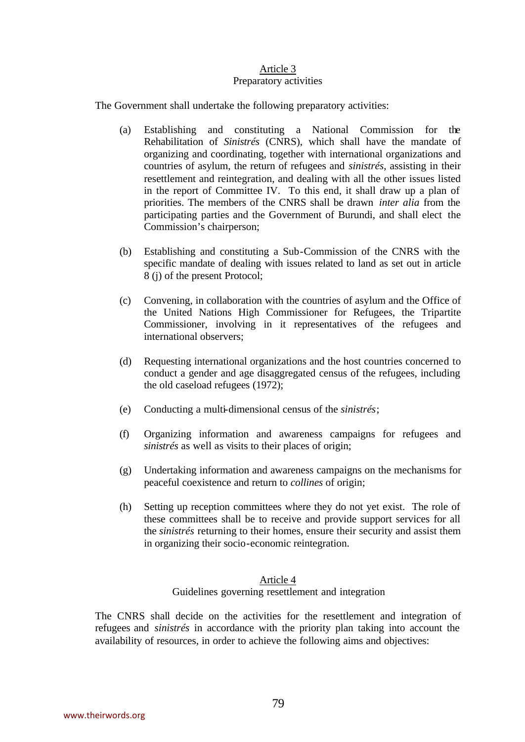### Article 3

Preparatory activities

The Government shall undertake the following preparatory activities:

(a) Establishing and constituting a National Commission for the Rehabilitation of *Sinistrés* (CNRS), which shall have the mandate of organizing and coordinating, together with international organizations and countries of asylum, the return of refugees and *sinistrés*, assisting in their resettlement and reintegration, and dealing with all the other issues listed in the report of Committee IV. To this end, it shall draw up a plan of priorities. The members of the CNRS shall be drawn *inter alia* from the participating parties and the Government of Burundi, and shall elect the Commission's chairperson;

(b) Establishing and constituting a Sub-Commission of the CNRS with the specific mandate of dealing with issues related to land as set out in article 8 (j) of the present Protocol;

(c) Convening, in collaboration with the countries of asylum and the Office of the United Nations High Commissioner for Refugees, the Tripartite Commissioner, involving in it representatives of the refugees and international observers;

(d) Requesting international organizations and the host countries concerned to conduct a gender and age disaggregated census of the refugees, including the old caseload refugees (1972);

(e) Conducting a multi-dimensional census of the *sinistrés*;

(f) Organizing information and awareness campaigns for refugees and *sinistrés* as well as visits to their places of origin;

(g) Undertaking information and awareness campaigns on the mechanisms for peaceful coexistence and return to *collines* of origin;

(h) Setting up reception committees where they do not yet exist. The role of these committees shall be to receive and provide support services for all the *sinistrés* returning to their homes, ensure their security and assist them in organizing their socio-economic reintegration.

### Article 4

Guidelines governing resettlement and integration

The CNRS shall decide on the activities for the resettlement and integration of refugees and *sinistrés* in accordance with the priority plan taking into account the availability of resources, in order to achieve the following aims and objectives: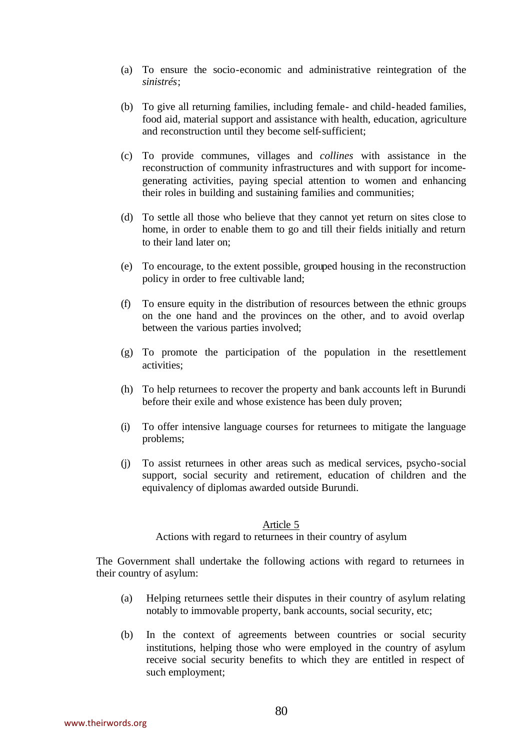(a) To ensure the socio-economic and administrative reintegration of the *sinistrés*;

(b) To give all returning families, including female- and child-headed families, food aid, material support and assistance with health, education, agriculture and reconstruction until they become self-sufficient;

(c) To provide communes, villages and *collines* with assistance in the reconstruction of community infrastructures and with support for income-generating activities, paying special attention to women and enhancing their roles in building and sustaining families and communities;

(d) To settle all those who believe that they cannot yet return on sites close to home, in order to enable them to go and till their fields initially and return to their land later on;

(e) To encourage, to the extent possible, grouped housing in the reconstruction policy in order to free cultivable land;

(f) To ensure equity in the distribution of resources between the ethnic groups on the one hand and the provinces on the other, and to avoid overlap between the various parties involved;

(g) To promote the participation of the population in the resettlement activities;

(h) To help returnees to recover the property and bank accounts left in Burundi before their exile and whose existence has been duly proven;

(i) To offer intensive language courses for returnees to mitigate the language problems;

(j) To assist returnees in other areas such as medical services, psycho-social support, social security and retirement, education of children and the equivalency of diplomas awarded outside Burundi.

Article 5

Actions with regard to returnees in their country of asylum

The Government shall undertake the following actions with regard to returnees in their country of asylum:

(a) Helping returnees settle their disputes in their country of asylum relating notably to immovable property, bank accounts, social security, etc;

(b) In the context of agreements between countries or social security institutions, helping those who were employed in the country of asylum receive social security benefits to which they are entitled in respect of such employment;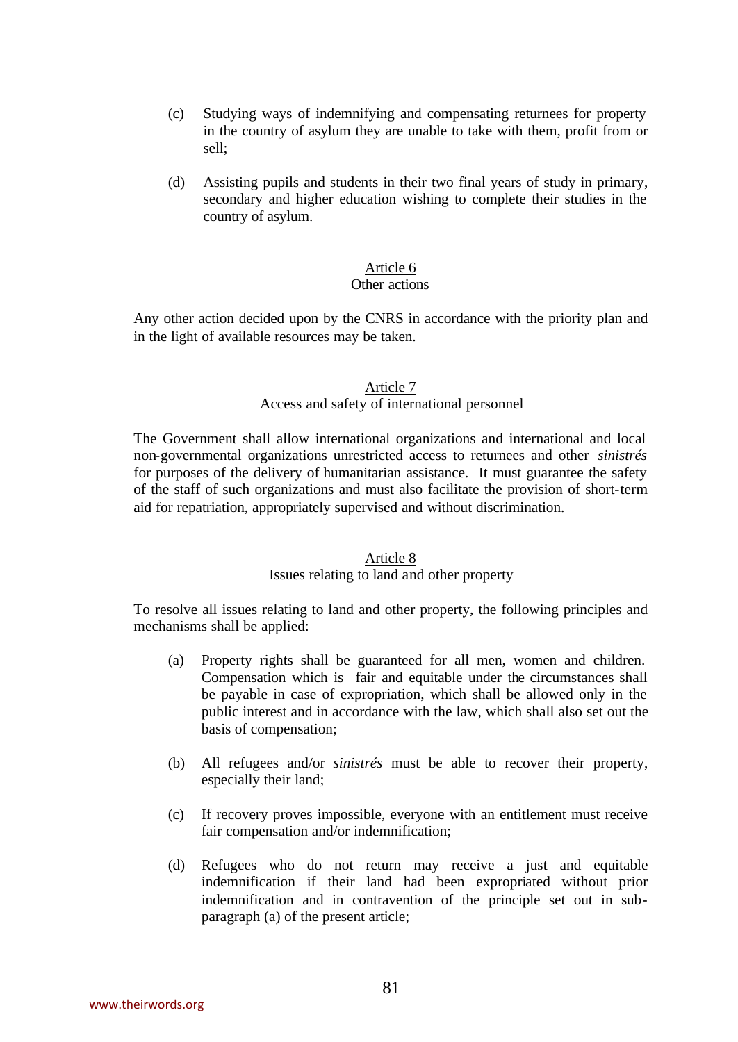(c) Studying ways of indemnifying and compensating returnees for property in the country of asylum they are unable to take with them, profit from or sell;

(d) Assisting pupils and students in their two final years of study in primary, secondary and higher education wishing to complete their studies in the country of asylum.

<u>Article 6</u>
Other actions

Any other action decided upon by the CNRS in accordance with the priority plan and in the light of available resources may be taken.

<u>Article 7</u>
Access and safety of international personnel

The Government shall allow international organizations and international and local non-governmental organizations unrestricted access to returnees and other *sinistrés* for purposes of the delivery of humanitarian assistance. It must guarantee the safety of the staff of such organizations and must also facilitate the provision of short-term aid for repatriation, appropriately supervised and without discrimination.

<u>Article 8</u>
Issues relating to land and other property

To resolve all issues relating to land and other property, the following principles and mechanisms shall be applied:

(a) Property rights shall be guaranteed for all men, women and children. Compensation which is fair and equitable under the circumstances shall be payable in case of expropriation, which shall be allowed only in the public interest and in accordance with the law, which shall also set out the basis of compensation;

(b) All refugees and/or *sinistrés* must be able to recover their property, especially their land;

(c) If recovery proves impossible, everyone with an entitlement must receive fair compensation and/or indemnification;

(d) Refugees who do not return may receive a just and equitable indemnification if their land had been expropriated without prior indemnification and in contravention of the principle set out in sub-paragraph (a) of the present article;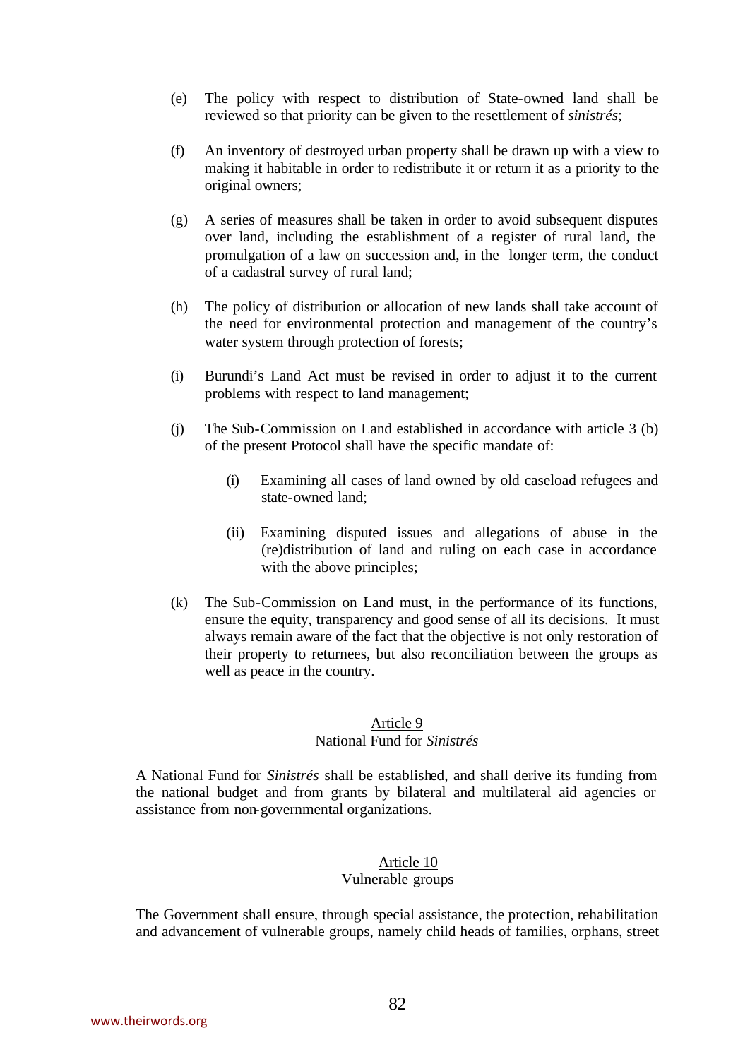(e) The policy with respect to distribution of State-owned land shall be reviewed so that priority can be given to the resettlement of *sinistrés*;

(f) An inventory of destroyed urban property shall be drawn up with a view to making it habitable in order to redistribute it or return it as a priority to the original owners;

(g) A series of measures shall be taken in order to avoid subsequent disputes over land, including the establishment of a register of rural land, the promulgation of a law on succession and, in the longer term, the conduct of a cadastral survey of rural land;

(h) The policy of distribution or allocation of new lands shall take account of the need for environmental protection and management of the country's water system through protection of forests;

(i) Burundi's Land Act must be revised in order to adjust it to the current problems with respect to land management;

(j) The Sub-Commission on Land established in accordance with article 3 (b) of the present Protocol shall have the specific mandate of:

   (i) Examining all cases of land owned by old caseload refugees and state-owned land;

   (ii) Examining disputed issues and allegations of abuse in the (re)distribution of land and ruling on each case in accordance with the above principles;

(k) The Sub-Commission on Land must, in the performance of its functions, ensure the equity, transparency and good sense of all its decisions. It must always remain aware of the fact that the objective is not only restoration of their property to returnees, but also reconciliation between the groups as well as peace in the country.

## Article 9
### National Fund for *Sinistrés*

A National Fund for *Sinistrés* shall be established, and shall derive its funding from the national budget and from grants by bilateral and multilateral aid agencies or assistance from non-governmental organizations.

## Article 10
### Vulnerable groups

The Government shall ensure, through special assistance, the protection, rehabilitation and advancement of vulnerable groups, namely child heads of families, orphans, street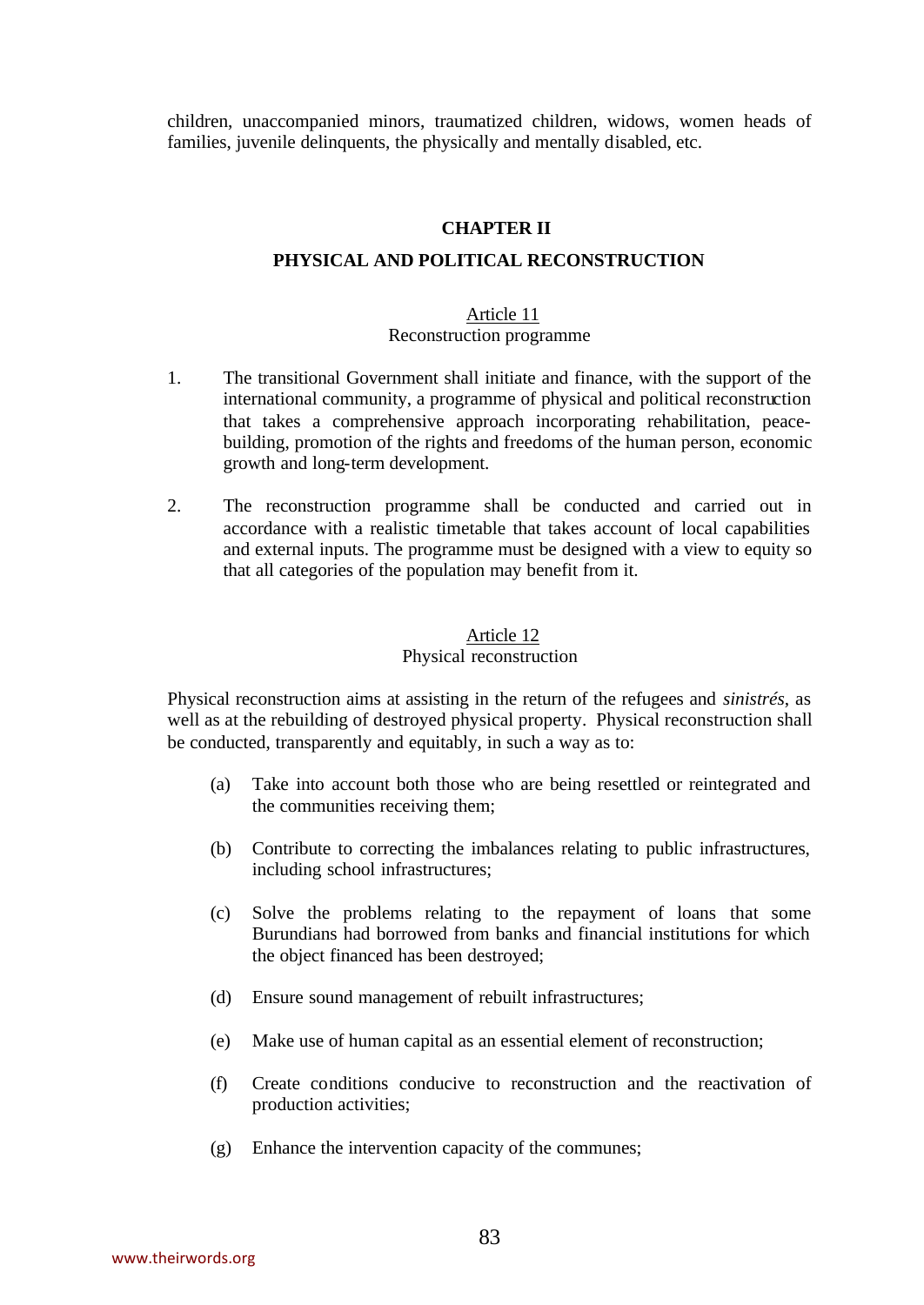children, unaccompanied minors, traumatized children, widows, women heads of families, juvenile delinquents, the physically and mentally disabled, etc.

## CHAPTER II

## PHYSICAL AND POLITICAL RECONSTRUCTION

### Article 11
Reconstruction programme

1. The transitional Government shall initiate and finance, with the support of the international community, a programme of physical and political reconstruction that takes a comprehensive approach incorporating rehabilitation, peace-building, promotion of the rights and freedoms of the human person, economic growth and long-term development.

2. The reconstruction programme shall be conducted and carried out in accordance with a realistic timetable that takes account of local capabilities and external inputs. The programme must be designed with a view to equity so that all categories of the population may benefit from it.

### Article 12
Physical reconstruction

Physical reconstruction aims at assisting in the return of the refugees and *sinistrés*, as well as at the rebuilding of destroyed physical property. Physical reconstruction shall be conducted, transparently and equitably, in such a way as to:

(a) Take into account both those who are being resettled or reintegrated and the communities receiving them;

(b) Contribute to correcting the imbalances relating to public infrastructures, including school infrastructures;

(c) Solve the problems relating to the repayment of loans that some Burundians had borrowed from banks and financial institutions for which the object financed has been destroyed;

(d) Ensure sound management of rebuilt infrastructures;

(e) Make use of human capital as an essential element of reconstruction;

(f) Create conditions conducive to reconstruction and the reactivation of production activities;

(g) Enhance the intervention capacity of the communes;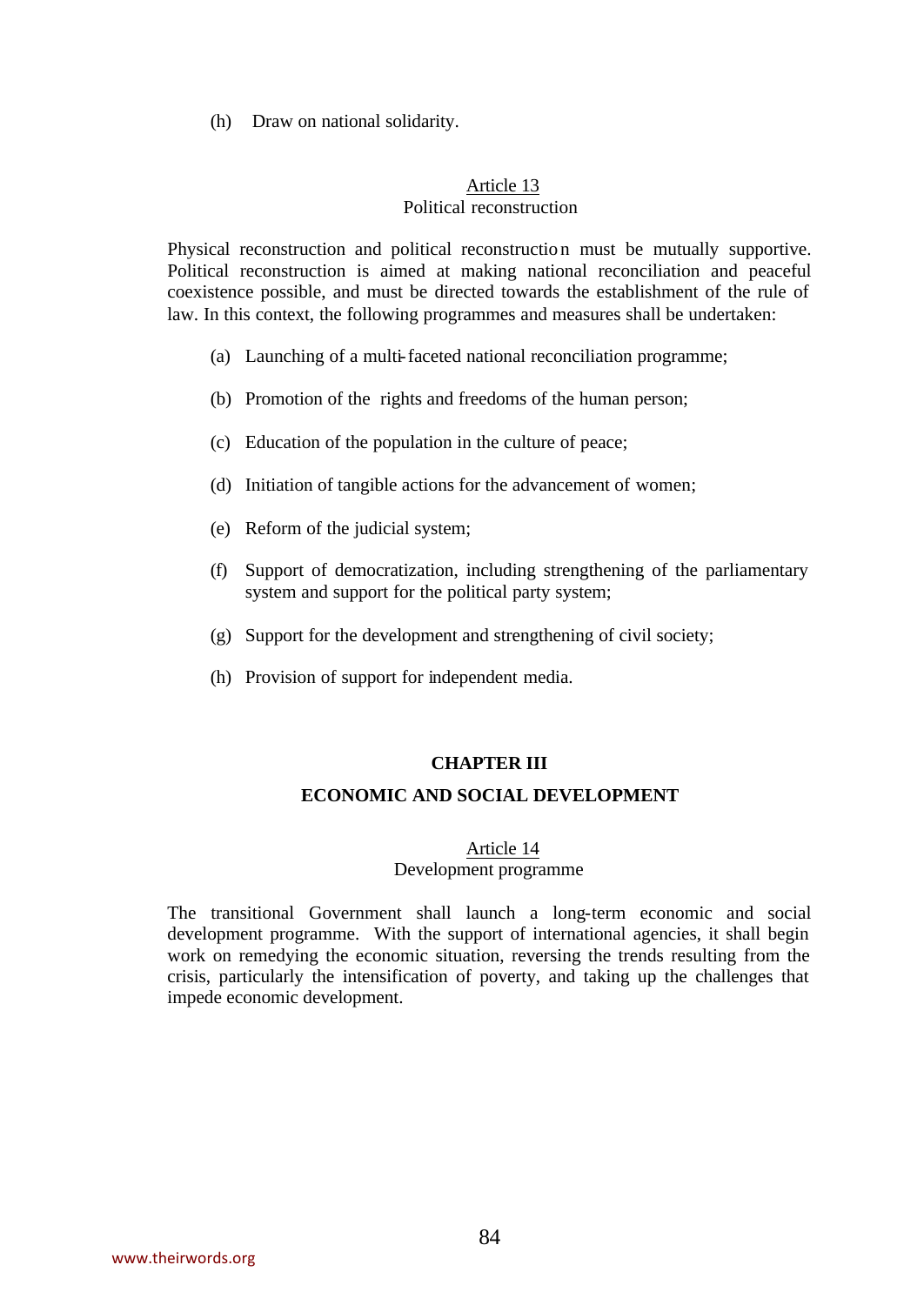(h) Draw on national solidarity.

Article 13
Political reconstruction

Physical reconstruction and political reconstruction must be mutually supportive. Political reconstruction is aimed at making national reconciliation and peaceful coexistence possible, and must be directed towards the establishment of the rule of law. In this context, the following programmes and measures shall be undertaken:

(a) Launching of a multi-faceted national reconciliation programme;

(b) Promotion of the rights and freedoms of the human person;

(c) Education of the population in the culture of peace;

(d) Initiation of tangible actions for the advancement of women;

(e) Reform of the judicial system;

(f) Support of democratization, including strengthening of the parliamentary system and support for the political party system;

(g) Support for the development and strengthening of civil society;

(h) Provision of support for independent media.

## CHAPTER III

## ECONOMIC AND SOCIAL DEVELOPMENT

Article 14
Development programme

The transitional Government shall launch a long-term economic and social development programme. With the support of international agencies, it shall begin work on remedying the economic situation, reversing the trends resulting from the crisis, particularly the intensification of poverty, and taking up the challenges that impede economic development.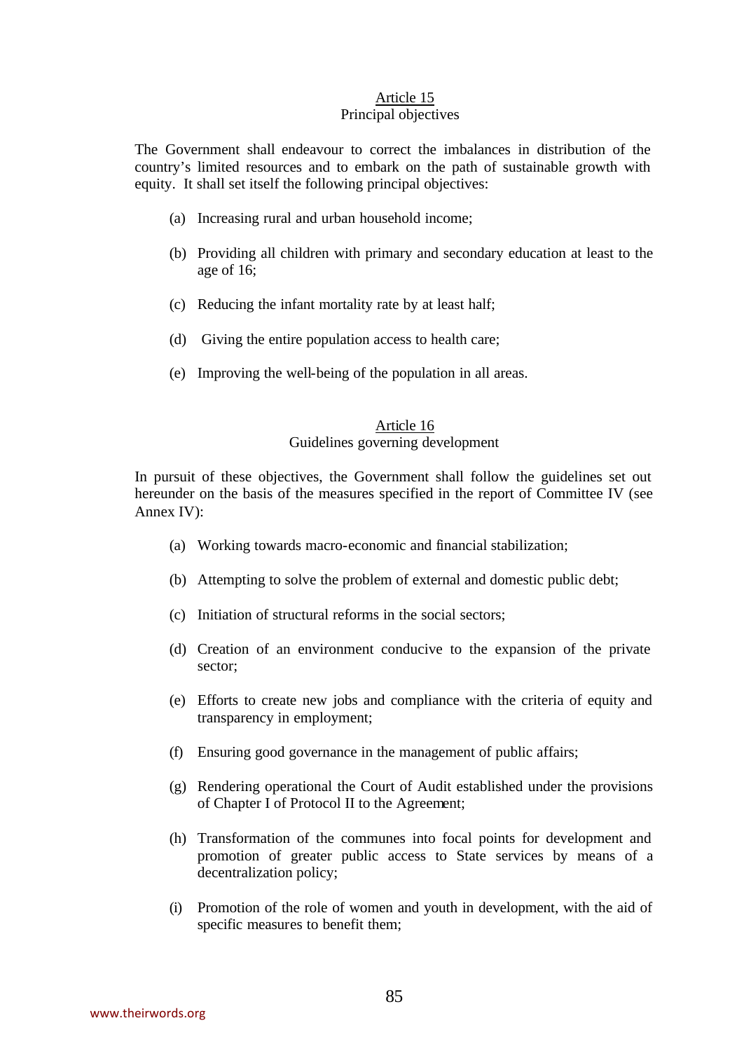## Article 15
### Principal objectives

The Government shall endeavour to correct the imbalances in distribution of the country's limited resources and to embark on the path of sustainable growth with equity. It shall set itself the following principal objectives:

(a) Increasing rural and urban household income;

(b) Providing all children with primary and secondary education at least to the age of 16;

(c) Reducing the infant mortality rate by at least half;

(d) Giving the entire population access to health care;

(e) Improving the well-being of the population in all areas.

## Article 16
### Guidelines governing development

In pursuit of these objectives, the Government shall follow the guidelines set out hereunder on the basis of the measures specified in the report of Committee IV (see Annex IV):

(a) Working towards macro-economic and financial stabilization;

(b) Attempting to solve the problem of external and domestic public debt;

(c) Initiation of structural reforms in the social sectors;

(d) Creation of an environment conducive to the expansion of the private sector;

(e) Efforts to create new jobs and compliance with the criteria of equity and transparency in employment;

(f) Ensuring good governance in the management of public affairs;

(g) Rendering operational the Court of Audit established under the provisions of Chapter I of Protocol II to the Agreement;

(h) Transformation of the communes into focal points for development and promotion of greater public access to State services by means of a decentralization policy;

(i) Promotion of the role of women and youth in development, with the aid of specific measures to benefit them;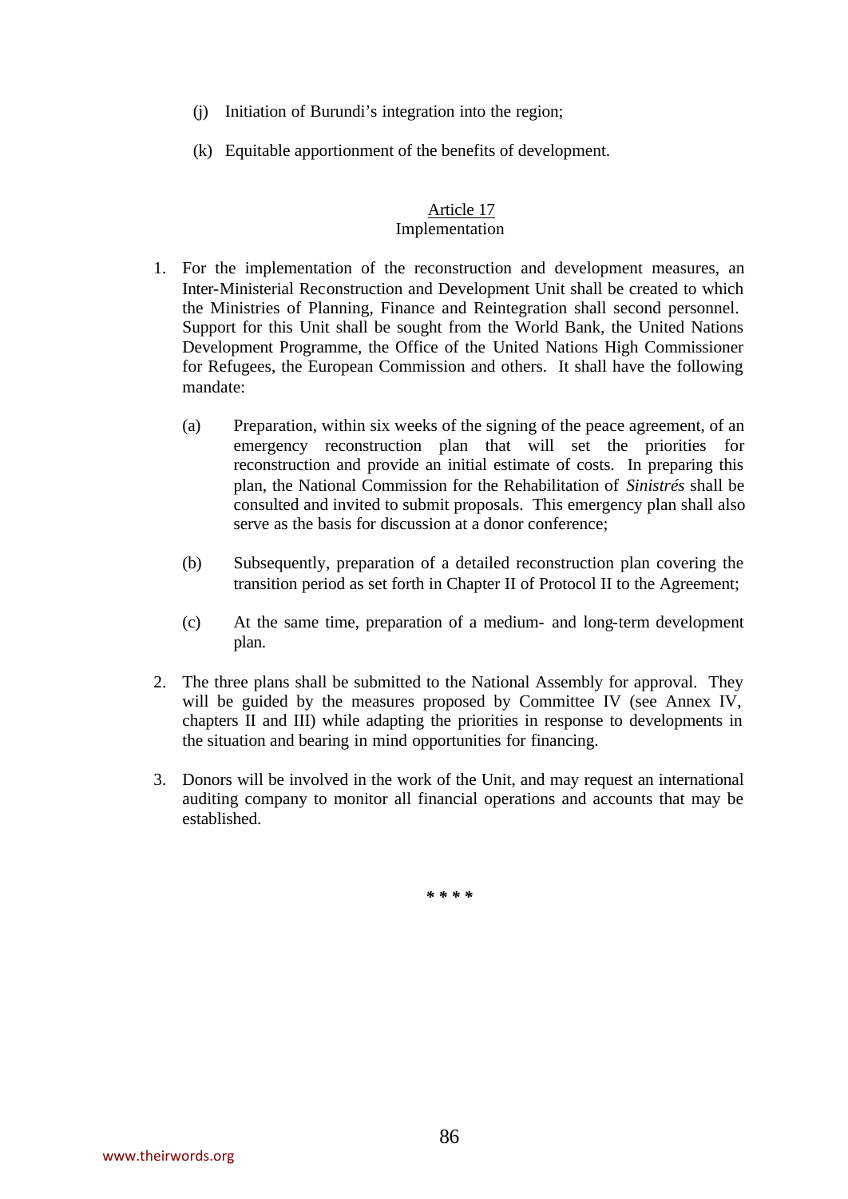(j) Initiation of Burundi's integration into the region;

(k) Equitable apportionment of the benefits of development.

### Article 17
Implementation

1. For the implementation of the reconstruction and development measures, an Inter-Ministerial Reconstruction and Development Unit shall be created to which the Ministries of Planning, Finance and Reintegration shall second personnel. Support for this Unit shall be sought from the World Bank, the United Nations Development Programme, the Office of the United Nations High Commissioner for Refugees, the European Commission and others. It shall have the following mandate:

   (a) Preparation, within six weeks of the signing of the peace agreement, of an emergency reconstruction plan that will set the priorities for reconstruction and provide an initial estimate of costs. In preparing this plan, the National Commission for the Rehabilitation of *Sinistrés* shall be consulted and invited to submit proposals. This emergency plan shall also serve as the basis for discussion at a donor conference;

   (b) Subsequently, preparation of a detailed reconstruction plan covering the transition period as set forth in Chapter II of Protocol II to the Agreement;

   (c) At the same time, preparation of a medium- and long-term development plan.

2. The three plans shall be submitted to the National Assembly for approval. They will be guided by the measures proposed by Committee IV (see Annex IV, chapters II and III) while adapting the priorities in response to developments in the situation and bearing in mind opportunities for financing.

3. Donors will be involved in the work of the Unit, and may request an international auditing company to monitor all financial operations and accounts that may be established.

\* \* \* \*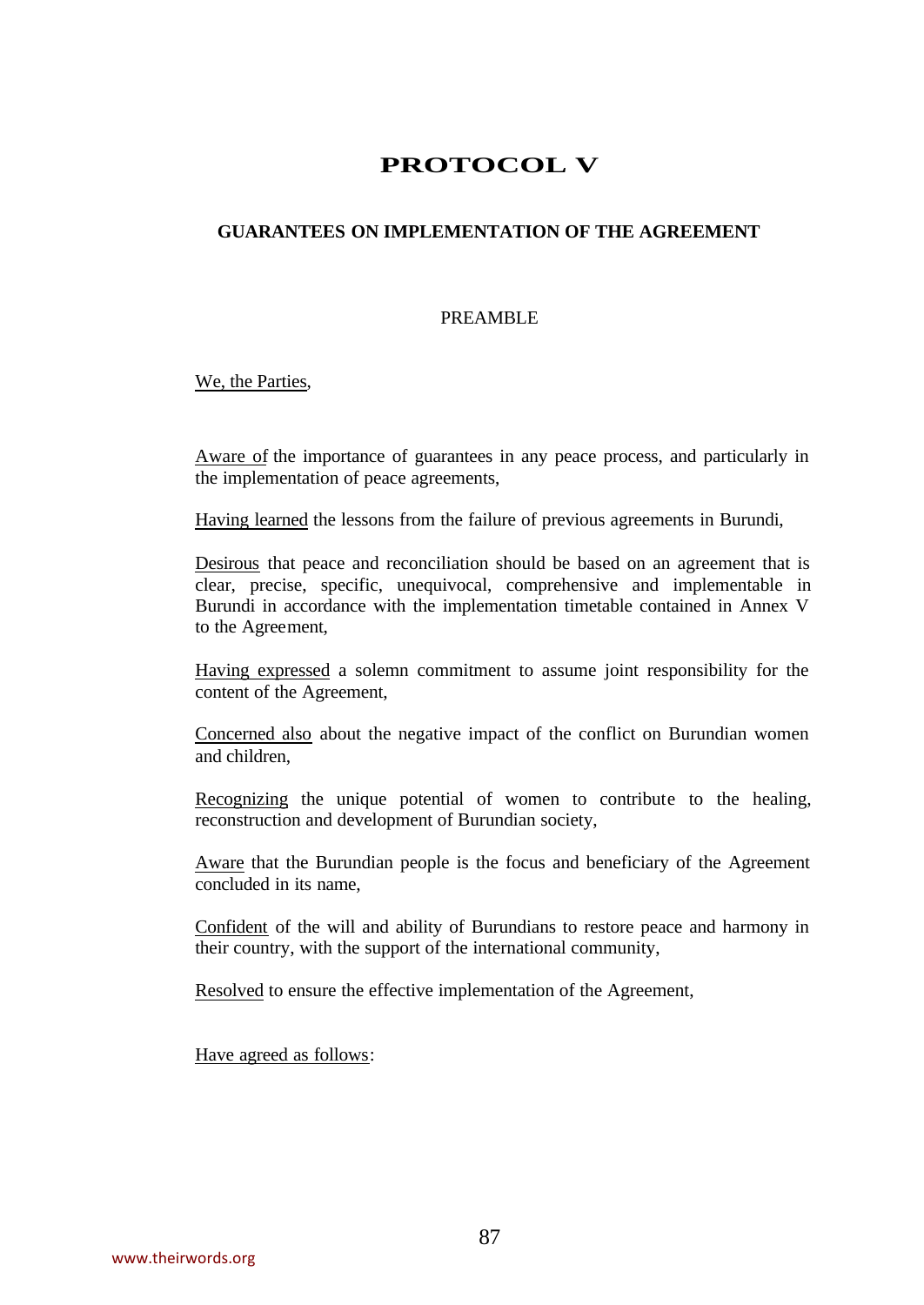# PROTOCOL V

## GUARANTEES ON IMPLEMENTATION OF THE AGREEMENT

PREAMBLE

We, the Parties,

Aware of the importance of guarantees in any peace process, and particularly in the implementation of peace agreements,

Having learned the lessons from the failure of previous agreements in Burundi,

Desirous that peace and reconciliation should be based on an agreement that is clear, precise, specific, unequivocal, comprehensive and implementable in Burundi in accordance with the implementation timetable contained in Annex V to the Agreement,

Having expressed a solemn commitment to assume joint responsibility for the content of the Agreement,

Concerned also about the negative impact of the conflict on Burundian women and children,

Recognizing the unique potential of women to contribute to the healing, reconstruction and development of Burundian society,

Aware that the Burundian people is the focus and beneficiary of the Agreement concluded in its name,

Confident of the will and ability of Burundians to restore peace and harmony in their country, with the support of the international community,

Resolved to ensure the effective implementation of the Agreement,

Have agreed as follows: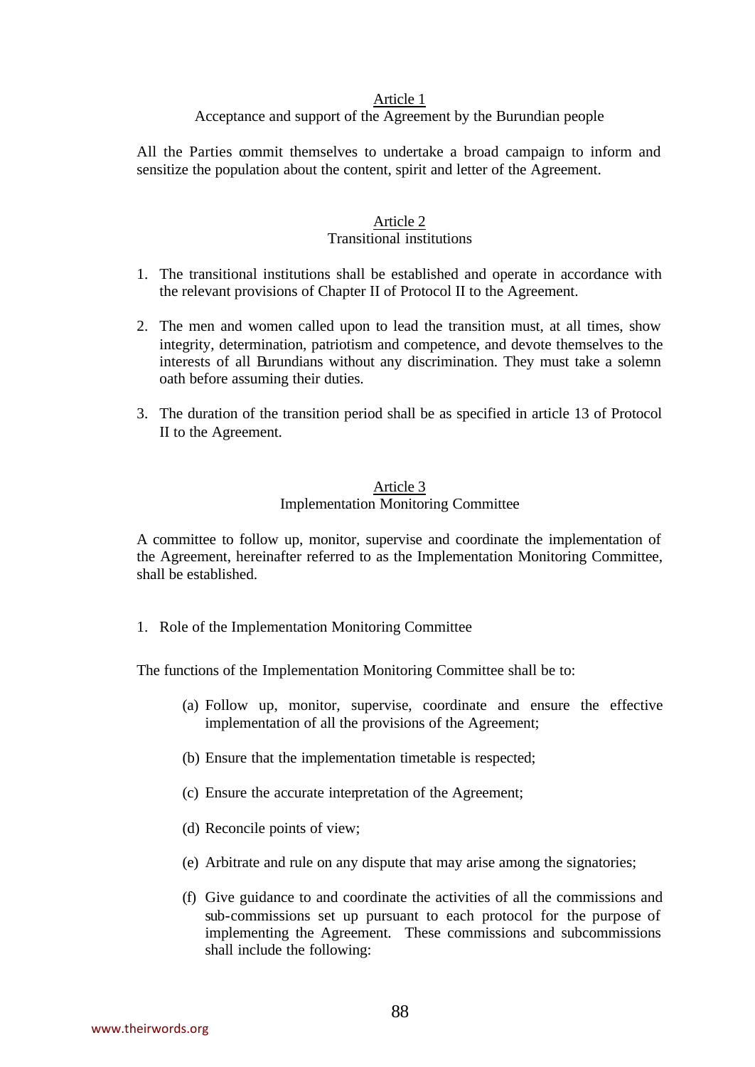Article 1

Acceptance and support of the Agreement by the Burundian people

All the Parties commit themselves to undertake a broad campaign to inform and sensitize the population about the content, spirit and letter of the Agreement.

Article 2

Transitional institutions

1. The transitional institutions shall be established and operate in accordance with the relevant provisions of Chapter II of Protocol II to the Agreement.

2. The men and women called upon to lead the transition must, at all times, show integrity, determination, patriotism and competence, and devote themselves to the interests of all Burundians without any discrimination. They must take a solemn oath before assuming their duties.

3. The duration of the transition period shall be as specified in article 13 of Protocol II to the Agreement.

Article 3

Implementation Monitoring Committee

A committee to follow up, monitor, supervise and coordinate the implementation of the Agreement, hereinafter referred to as the Implementation Monitoring Committee, shall be established.

1. Role of the Implementation Monitoring Committee

The functions of the Implementation Monitoring Committee shall be to:

(a) Follow up, monitor, supervise, coordinate and ensure the effective implementation of all the provisions of the Agreement;

(b) Ensure that the implementation timetable is respected;

(c) Ensure the accurate interpretation of the Agreement;

(d) Reconcile points of view;

(e) Arbitrate and rule on any dispute that may arise among the signatories;

(f) Give guidance to and coordinate the activities of all the commissions and sub-commissions set up pursuant to each protocol for the purpose of implementing the Agreement. These commissions and subcommissions shall include the following: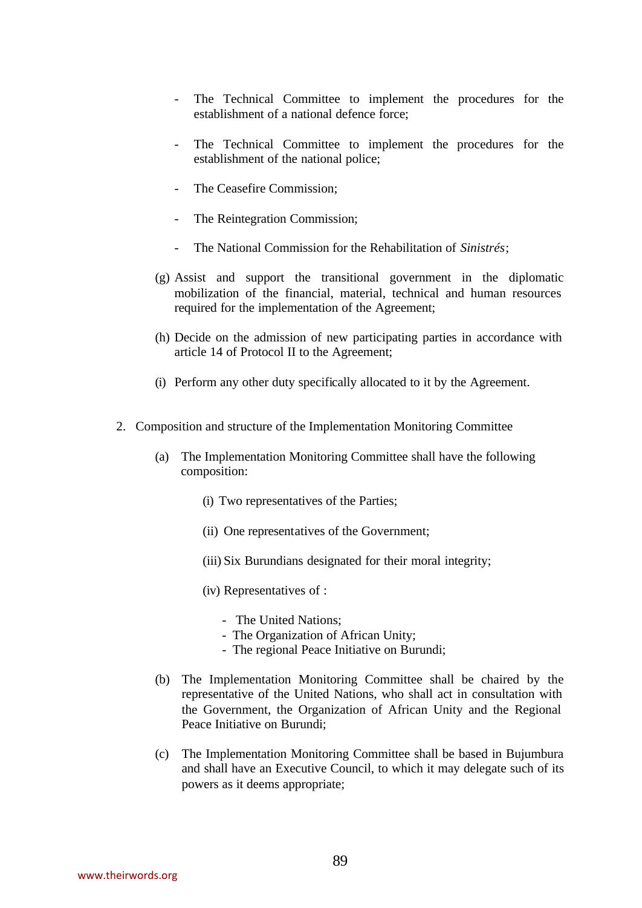- The Technical Committee to implement the procedures for the establishment of a national defence force;
- The Technical Committee to implement the procedures for the establishment of the national police;
- The Ceasefire Commission;
- The Reintegration Commission;
- The National Commission for the Rehabilitation of *Sinistrés*;

(g) Assist and support the transitional government in the diplomatic mobilization of the financial, material, technical and human resources required for the implementation of the Agreement;

(h) Decide on the admission of new participating parties in accordance with article 14 of Protocol II to the Agreement;

(i) Perform any other duty specifically allocated to it by the Agreement.

2. Composition and structure of the Implementation Monitoring Committee

   (a) The Implementation Monitoring Committee shall have the following composition:

      (i) Two representatives of the Parties;

      (ii) One representatives of the Government;

      (iii) Six Burundians designated for their moral integrity;

      (iv) Representatives of :

         - The United Nations;
         - The Organization of African Unity;
         - The regional Peace Initiative on Burundi;

   (b) The Implementation Monitoring Committee shall be chaired by the representative of the United Nations, who shall act in consultation with the Government, the Organization of African Unity and the Regional Peace Initiative on Burundi;

   (c) The Implementation Monitoring Committee shall be based in Bujumbura and shall have an Executive Council, to which it may delegate such of its powers as it deems appropriate;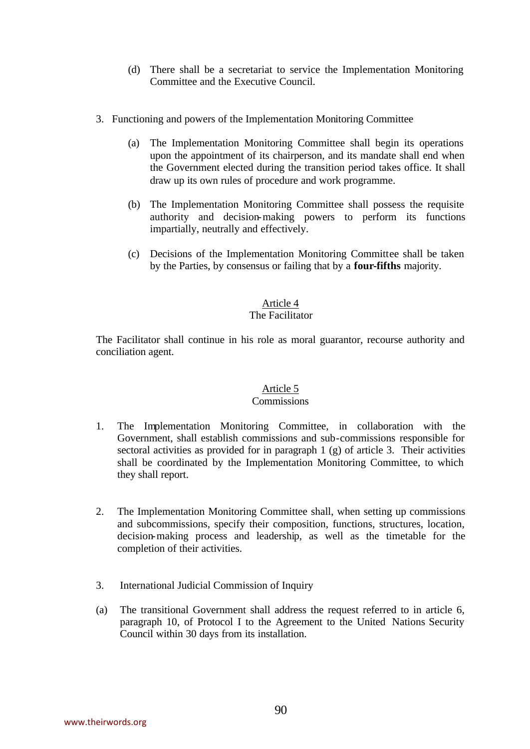(d) There shall be a secretariat to service the Implementation Monitoring Committee and the Executive Council.

3. Functioning and powers of the Implementation Monitoring Committee

   (a) The Implementation Monitoring Committee shall begin its operations upon the appointment of its chairperson, and its mandate shall end when the Government elected during the transition period takes office. It shall draw up its own rules of procedure and work programme.

   (b) The Implementation Monitoring Committee shall possess the requisite authority and decision-making powers to perform its functions impartially, neutrally and effectively.

   (c) Decisions of the Implementation Monitoring Committee shall be taken by the Parties, by consensus or failing that by a **four-fifths** majority.

## Article 4
### The Facilitator

The Facilitator shall continue in his role as moral guarantor, recourse authority and conciliation agent.

## Article 5
### Commissions

1. The Implementation Monitoring Committee, in collaboration with the Government, shall establish commissions and sub-commissions responsible for sectoral activities as provided for in paragraph 1 (g) of article 3. Their activities shall be coordinated by the Implementation Monitoring Committee, to which they shall report.

2. The Implementation Monitoring Committee shall, when setting up commissions and subcommissions, specify their composition, functions, structures, location, decision-making process and leadership, as well as the timetable for the completion of their activities.

3. International Judicial Commission of Inquiry

(a) The transitional Government shall address the request referred to in article 6, paragraph 10, of Protocol I to the Agreement to the United Nations Security Council within 30 days from its installation.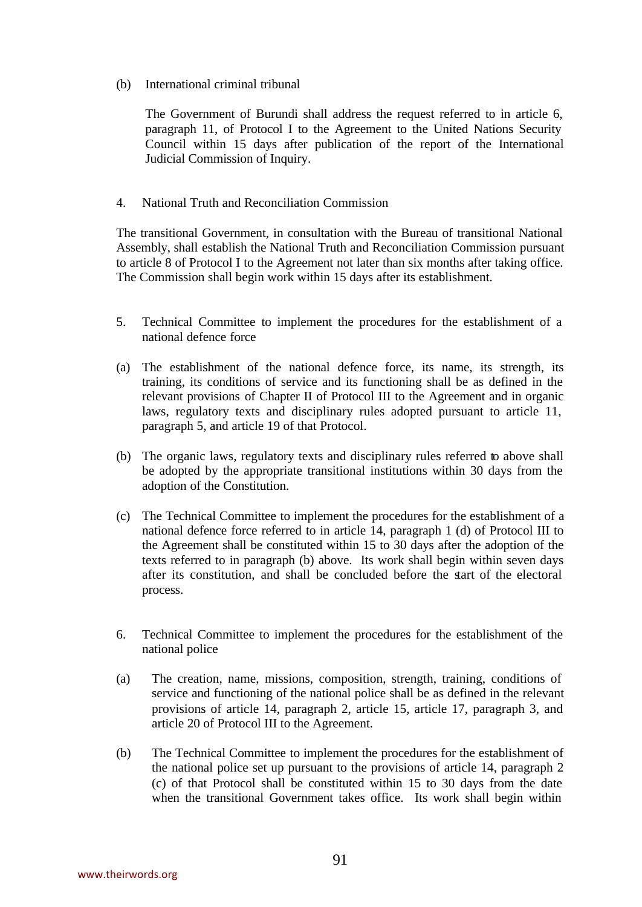(b) International criminal tribunal

The Government of Burundi shall address the request referred to in article 6, paragraph 11, of Protocol I to the Agreement to the United Nations Security Council within 15 days after publication of the report of the International Judicial Commission of Inquiry.

4. National Truth and Reconciliation Commission

The transitional Government, in consultation with the Bureau of transitional National Assembly, shall establish the National Truth and Reconciliation Commission pursuant to article 8 of Protocol I to the Agreement not later than six months after taking office. The Commission shall begin work within 15 days after its establishment.

5. Technical Committee to implement the procedures for the establishment of a national defence force

(a) The establishment of the national defence force, its name, its strength, its training, its conditions of service and its functioning shall be as defined in the relevant provisions of Chapter II of Protocol III to the Agreement and in organic laws, regulatory texts and disciplinary rules adopted pursuant to article 11, paragraph 5, and article 19 of that Protocol.

(b) The organic laws, regulatory texts and disciplinary rules referred to above shall be adopted by the appropriate transitional institutions within 30 days from the adoption of the Constitution.

(c) The Technical Committee to implement the procedures for the establishment of a national defence force referred to in article 14, paragraph 1 (d) of Protocol III to the Agreement shall be constituted within 15 to 30 days after the adoption of the texts referred to in paragraph (b) above. Its work shall begin within seven days after its constitution, and shall be concluded before the start of the electoral process.

6. Technical Committee to implement the procedures for the establishment of the national police

(a) The creation, name, missions, composition, strength, training, conditions of service and functioning of the national police shall be as defined in the relevant provisions of article 14, paragraph 2, article 15, article 17, paragraph 3, and article 20 of Protocol III to the Agreement.

(b) The Technical Committee to implement the procedures for the establishment of the national police set up pursuant to the provisions of article 14, paragraph 2 (c) of that Protocol shall be constituted within 15 to 30 days from the date when the transitional Government takes office. Its work shall begin within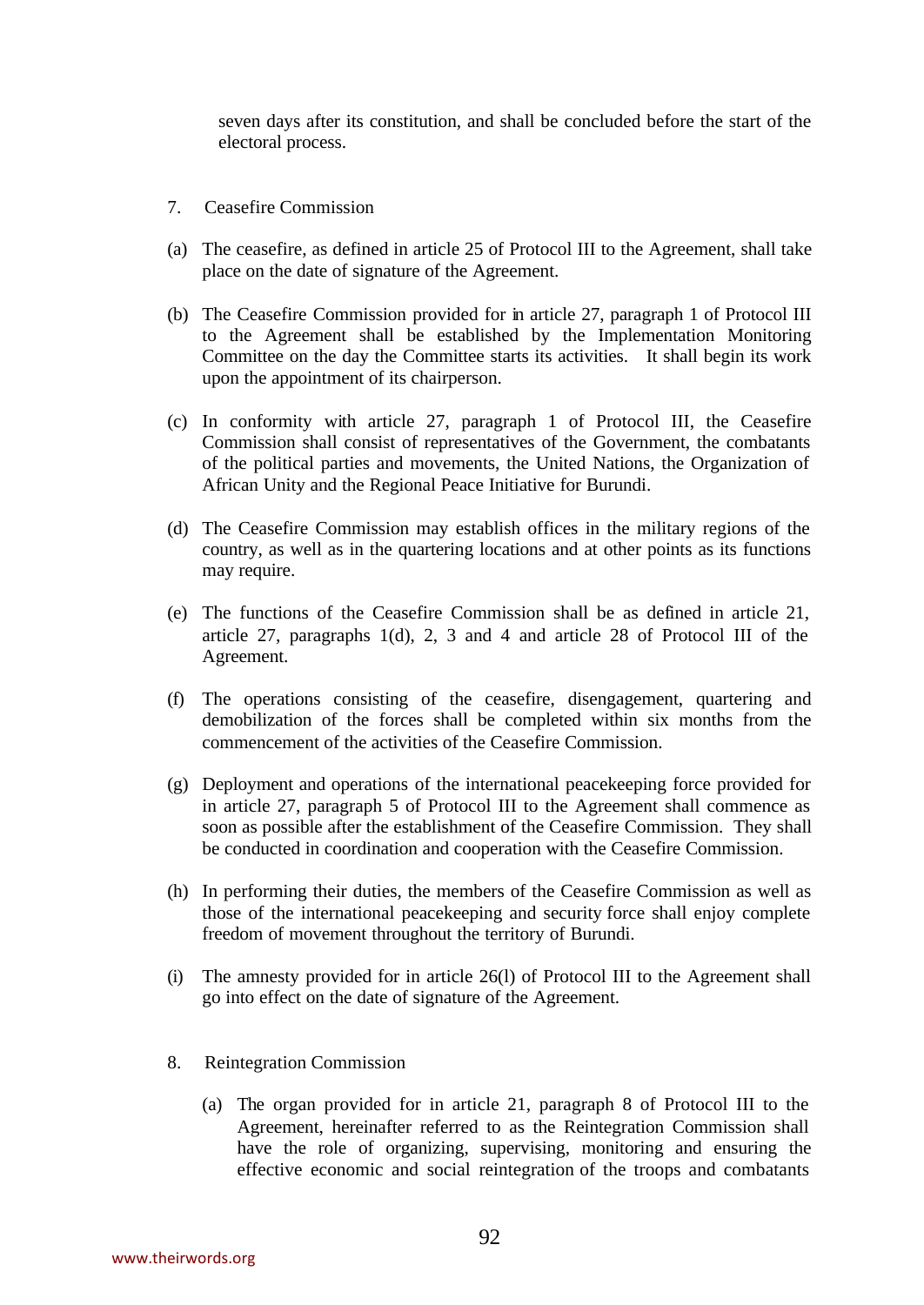seven days after its constitution, and shall be concluded before the start of the electoral process.

7. Ceasefire Commission

(a) The ceasefire, as defined in article 25 of Protocol III to the Agreement, shall take place on the date of signature of the Agreement.

(b) The Ceasefire Commission provided for in article 27, paragraph 1 of Protocol III to the Agreement shall be established by the Implementation Monitoring Committee on the day the Committee starts its activities. It shall begin its work upon the appointment of its chairperson.

(c) In conformity with article 27, paragraph 1 of Protocol III, the Ceasefire Commission shall consist of representatives of the Government, the combatants of the political parties and movements, the United Nations, the Organization of African Unity and the Regional Peace Initiative for Burundi.

(d) The Ceasefire Commission may establish offices in the military regions of the country, as well as in the quartering locations and at other points as its functions may require.

(e) The functions of the Ceasefire Commission shall be as defined in article 21, article 27, paragraphs 1(d), 2, 3 and 4 and article 28 of Protocol III of the Agreement.

(f) The operations consisting of the ceasefire, disengagement, quartering and demobilization of the forces shall be completed within six months from the commencement of the activities of the Ceasefire Commission.

(g) Deployment and operations of the international peacekeeping force provided for in article 27, paragraph 5 of Protocol III to the Agreement shall commence as soon as possible after the establishment of the Ceasefire Commission. They shall be conducted in coordination and cooperation with the Ceasefire Commission.

(h) In performing their duties, the members of the Ceasefire Commission as well as those of the international peacekeeping and security force shall enjoy complete freedom of movement throughout the territory of Burundi.

(i) The amnesty provided for in article 26(l) of Protocol III to the Agreement shall go into effect on the date of signature of the Agreement.

8. Reintegration Commission

(a) The organ provided for in article 21, paragraph 8 of Protocol III to the Agreement, hereinafter referred to as the Reintegration Commission shall have the role of organizing, supervising, monitoring and ensuring the effective economic and social reintegration of the troops and combatants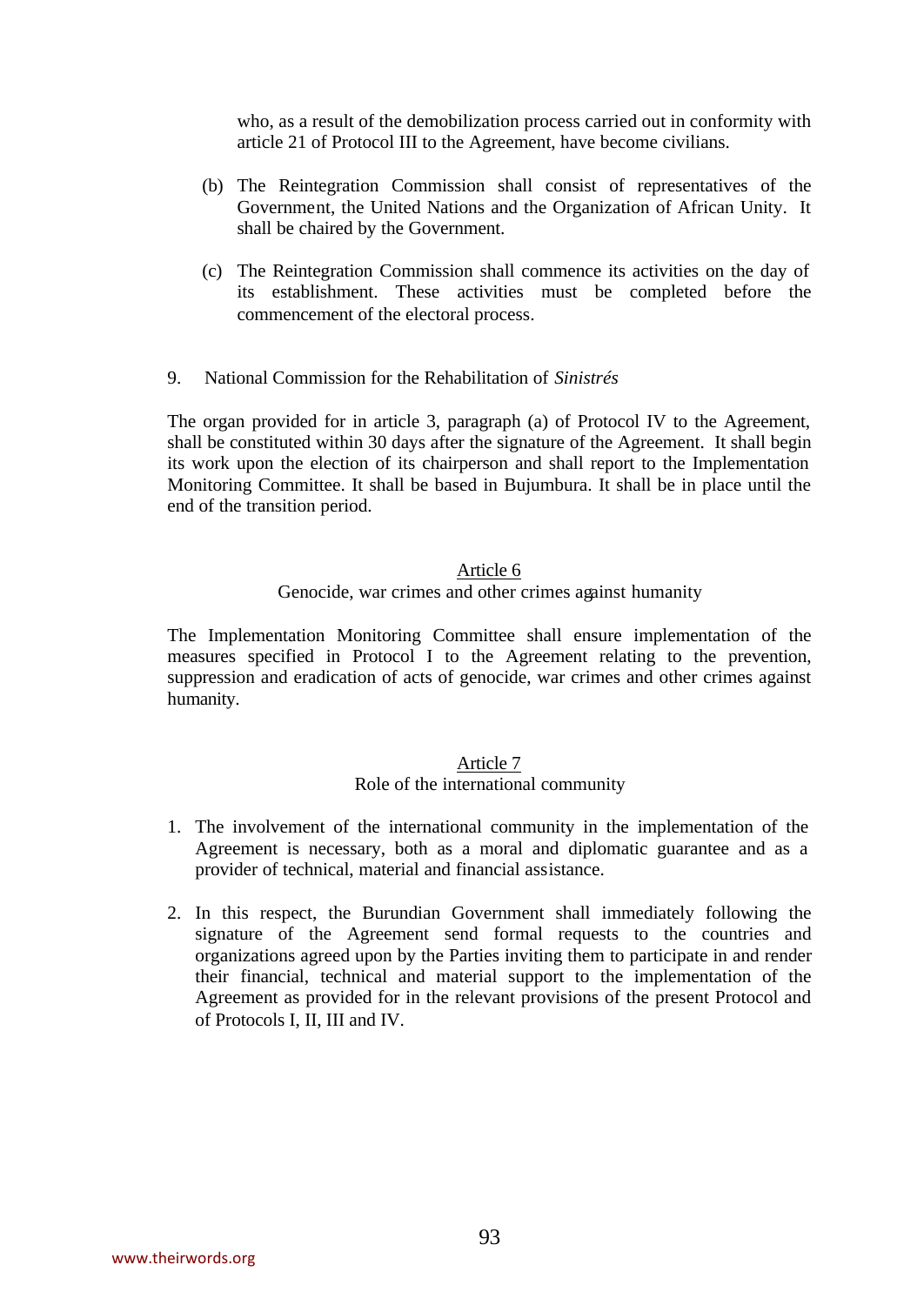who, as a result of the demobilization process carried out in conformity with article 21 of Protocol III to the Agreement, have become civilians.

(b) The Reintegration Commission shall consist of representatives of the Government, the United Nations and the Organization of African Unity. It shall be chaired by the Government.

(c) The Reintegration Commission shall commence its activities on the day of its establishment. These activities must be completed before the commencement of the electoral process.

9. National Commission for the Rehabilitation of *Sinistrés*

The organ provided for in article 3, paragraph (a) of Protocol IV to the Agreement, shall be constituted within 30 days after the signature of the Agreement. It shall begin its work upon the election of its chairperson and shall report to the Implementation Monitoring Committee. It shall be based in Bujumbura. It shall be in place until the end of the transition period.

## Article 6
### Genocide, war crimes and other crimes against humanity

The Implementation Monitoring Committee shall ensure implementation of the measures specified in Protocol I to the Agreement relating to the prevention, suppression and eradication of acts of genocide, war crimes and other crimes against humanity.

## Article 7
### Role of the international community

1. The involvement of the international community in the implementation of the Agreement is necessary, both as a moral and diplomatic guarantee and as a provider of technical, material and financial assistance.

2. In this respect, the Burundian Government shall immediately following the signature of the Agreement send formal requests to the countries and organizations agreed upon by the Parties inviting them to participate in and render their financial, technical and material support to the implementation of the Agreement as provided for in the relevant provisions of the present Protocol and of Protocols I, II, III and IV.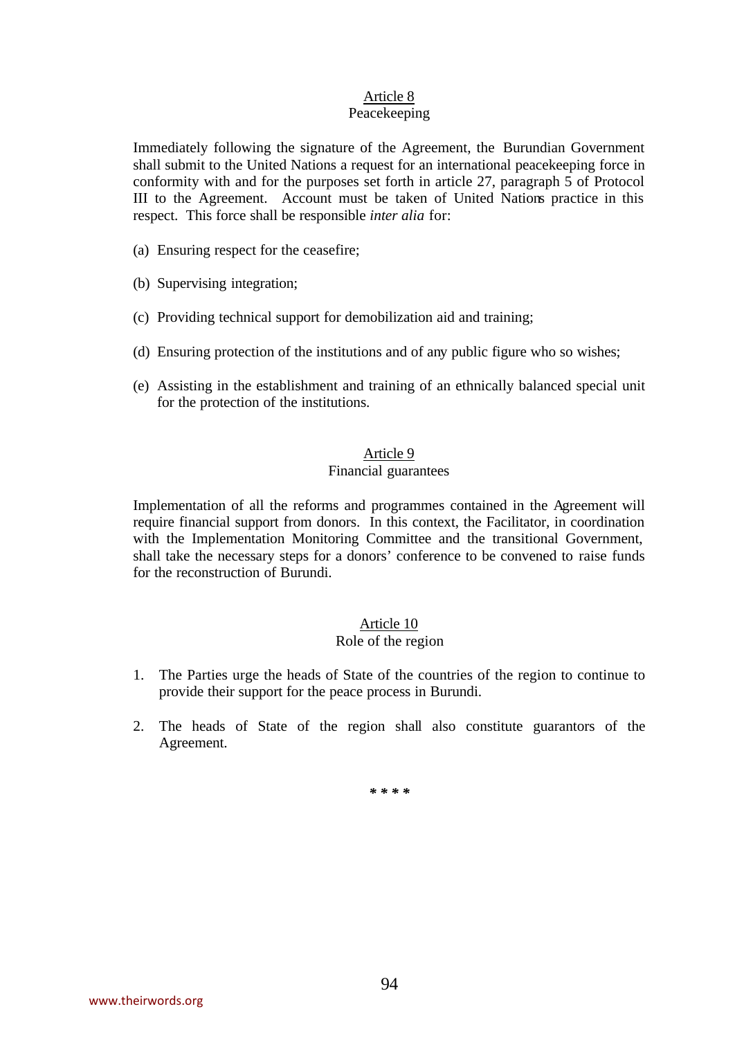## Article 8
### Peacekeeping

Immediately following the signature of the Agreement, the Burundian Government shall submit to the United Nations a request for an international peacekeeping force in conformity with and for the purposes set forth in article 27, paragraph 5 of Protocol III to the Agreement. Account must be taken of United Nations practice in this respect. This force shall be responsible *inter alia* for:

(a) Ensuring respect for the ceasefire;

(b) Supervising integration;

(c) Providing technical support for demobilization aid and training;

(d) Ensuring protection of the institutions and of any public figure who so wishes;

(e) Assisting in the establishment and training of an ethnically balanced special unit for the protection of the institutions.

## Article 9
### Financial guarantees

Implementation of all the reforms and programmes contained in the Agreement will require financial support from donors. In this context, the Facilitator, in coordination with the Implementation Monitoring Committee and the transitional Government, shall take the necessary steps for a donors' conference to be convened to raise funds for the reconstruction of Burundi.

## Article 10
### Role of the region

1. The Parties urge the heads of State of the countries of the region to continue to provide their support for the peace process in Burundi.

2. The heads of State of the region shall also constitute guarantors of the Agreement.

\* \* \* \*